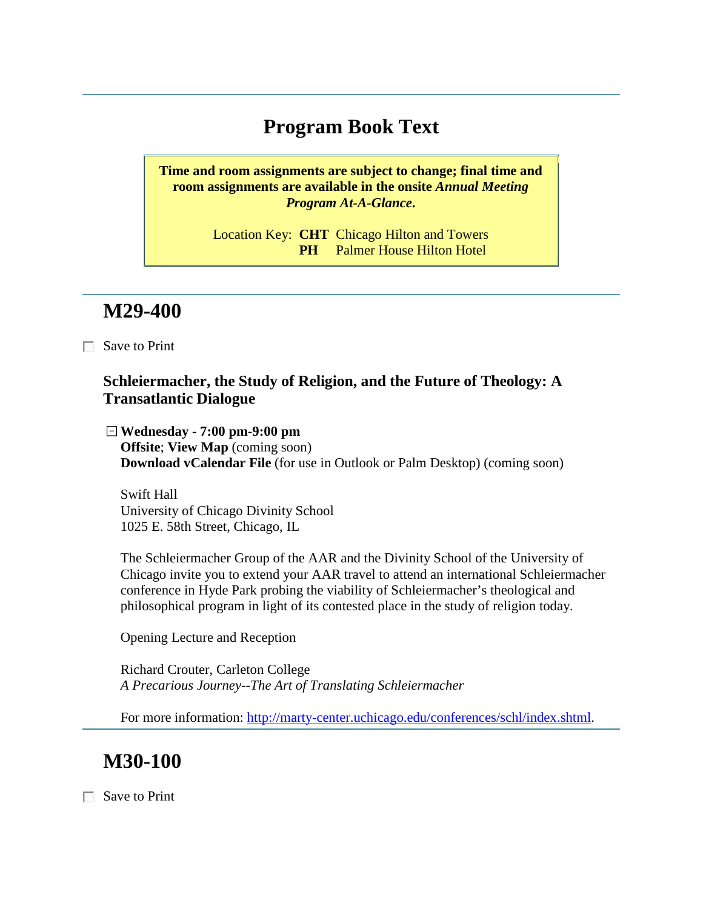# Program Book Text

**Time and room assignments are subject to change; final time and room assignments are available in the onsite *Annual Meeting Program At-A-Glance*.**

Location Key: **CHT** Chicago Hilton and Towers
**PH** Palmer House Hilton Hotel

## M29-400

☐ Save to Print

### Schleiermacher, the Study of Religion, and the Future of Theology: A Transatlantic Dialogue

**Wednesday - 7:00 pm-9:00 pm**
**Offsite**; **View Map** (coming soon)
**Download vCalendar File** (for use in Outlook or Palm Desktop) (coming soon)

Swift Hall
University of Chicago Divinity School
1025 E. 58th Street, Chicago, IL

The Schleiermacher Group of the AAR and the Divinity School of the University of Chicago invite you to extend your AAR travel to attend an international Schleiermacher conference in Hyde Park probing the viability of Schleiermacher's theological and philosophical program in light of its contested place in the study of religion today.

Opening Lecture and Reception

Richard Crouter, Carleton College
*A Precarious Journey--The Art of Translating Schleiermacher*

For more information: http://marty-center.uchicago.edu/conferences/schl/index.shtml.

## M30-100

☐ Save to Print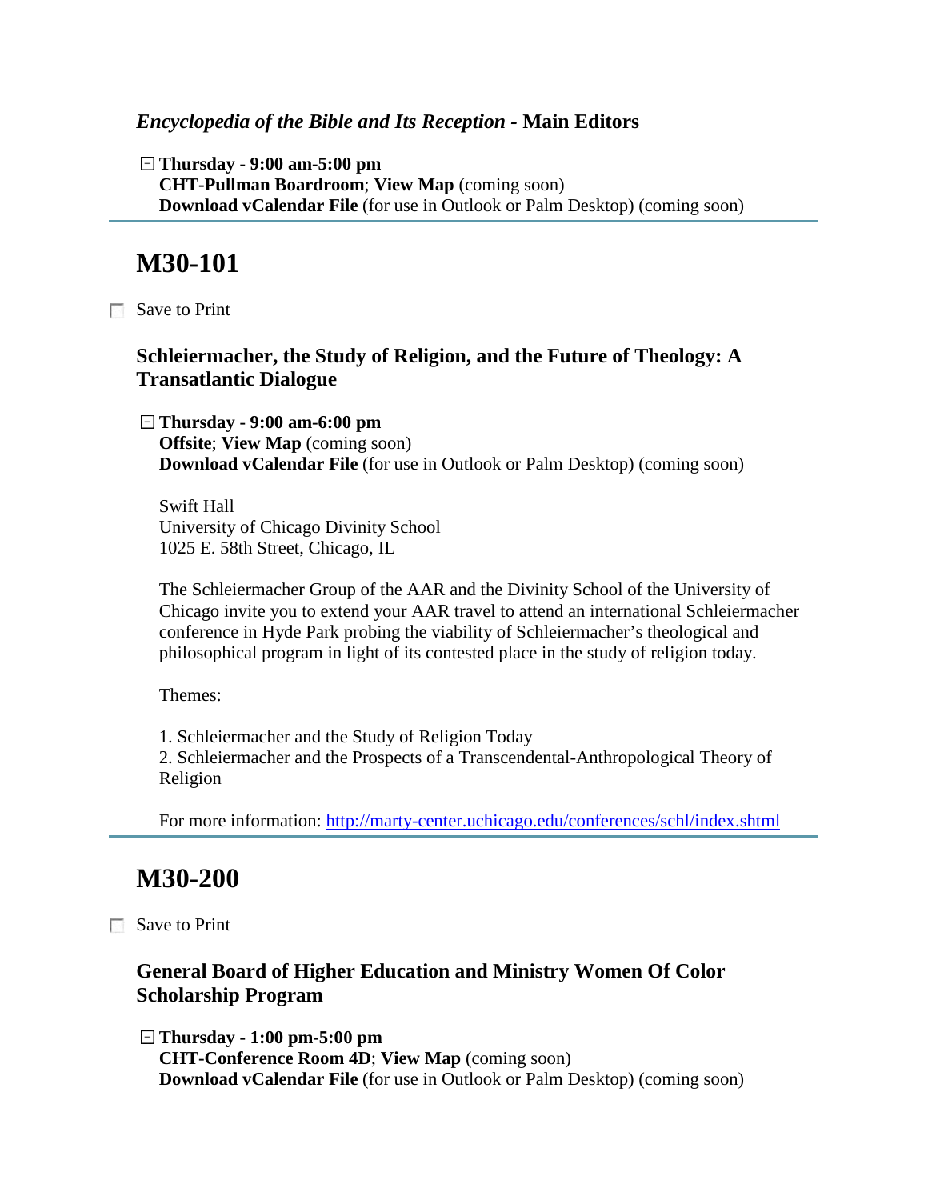### *Encyclopedia of the Bible and Its Reception* - Main Editors

⊟ **Thursday - 9:00 am-5:00 pm**
**CHT-Pullman Boardroom**; **View Map** (coming soon)
**Download vCalendar File** (for use in Outlook or Palm Desktop) (coming soon)

---

## M30-101

☐ Save to Print

### Schleiermacher, the Study of Religion, and the Future of Theology: A Transatlantic Dialogue

⊟ **Thursday - 9:00 am-6:00 pm**
**Offsite**; **View Map** (coming soon)
**Download vCalendar File** (for use in Outlook or Palm Desktop) (coming soon)

Swift Hall
University of Chicago Divinity School
1025 E. 58th Street, Chicago, IL

The Schleiermacher Group of the AAR and the Divinity School of the University of Chicago invite you to extend your AAR travel to attend an international Schleiermacher conference in Hyde Park probing the viability of Schleiermacher's theological and philosophical program in light of its contested place in the study of religion today.

Themes:

1. Schleiermacher and the Study of Religion Today
2. Schleiermacher and the Prospects of a Transcendental-Anthropological Theory of Religion

For more information: http://marty-center.uchicago.edu/conferences/schl/index.shtml

---

## M30-200

☐ Save to Print

### General Board of Higher Education and Ministry Women Of Color Scholarship Program

⊟ **Thursday - 1:00 pm-5:00 pm**
**CHT-Conference Room 4D**; **View Map** (coming soon)
**Download vCalendar File** (for use in Outlook or Palm Desktop) (coming soon)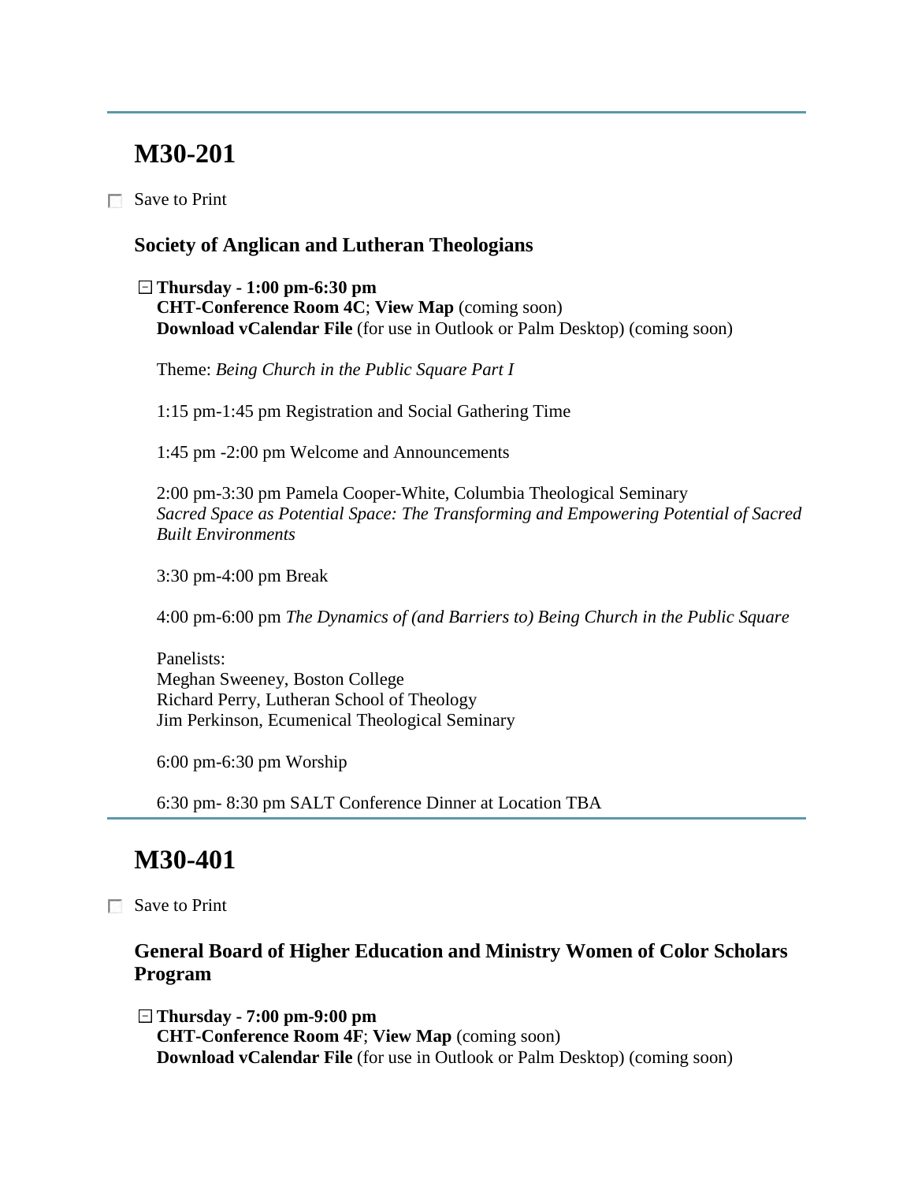## M30-201

☐ Save to Print

### Society of Anglican and Lutheran Theologians

⊟ **Thursday - 1:00 pm-6:30 pm**
**CHT-Conference Room 4C**; **View Map** (coming soon)
**Download vCalendar File** (for use in Outlook or Palm Desktop) (coming soon)

Theme: *Being Church in the Public Square Part I*

1:15 pm-1:45 pm Registration and Social Gathering Time

1:45 pm -2:00 pm Welcome and Announcements

2:00 pm-3:30 pm Pamela Cooper-White, Columbia Theological Seminary
*Sacred Space as Potential Space: The Transforming and Empowering Potential of Sacred Built Environments*

3:30 pm-4:00 pm Break

4:00 pm-6:00 pm *The Dynamics of (and Barriers to) Being Church in the Public Square*

Panelists:
Meghan Sweeney, Boston College
Richard Perry, Lutheran School of Theology
Jim Perkinson, Ecumenical Theological Seminary

6:00 pm-6:30 pm Worship

6:30 pm- 8:30 pm SALT Conference Dinner at Location TBA

## M30-401

☐ Save to Print

### General Board of Higher Education and Ministry Women of Color Scholars Program

⊟ **Thursday - 7:00 pm-9:00 pm**
**CHT-Conference Room 4F**; **View Map** (coming soon)
**Download vCalendar File** (for use in Outlook or Palm Desktop) (coming soon)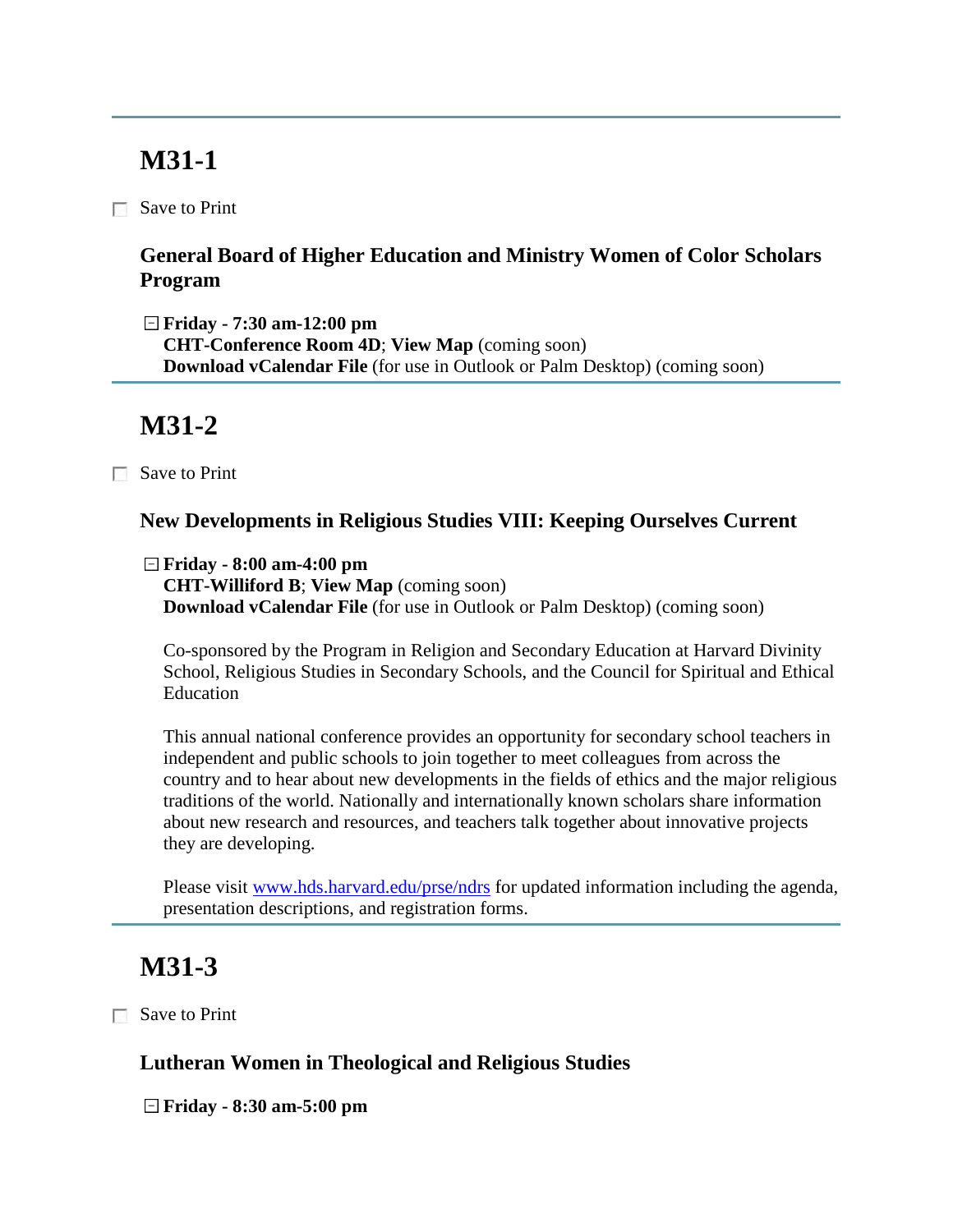---

## M31-1

☐ Save to Print

### General Board of Higher Education and Ministry Women of Color Scholars Program

⊟ **Friday - 7:30 am-12:00 pm**
**CHT-Conference Room 4D**; **View Map** (coming soon)
**Download vCalendar File** (for use in Outlook or Palm Desktop) (coming soon)

---

## M31-2

☐ Save to Print

### New Developments in Religious Studies VIII: Keeping Ourselves Current

⊟ **Friday - 8:00 am-4:00 pm**
**CHT-Williford B**; **View Map** (coming soon)
**Download vCalendar File** (for use in Outlook or Palm Desktop) (coming soon)

Co-sponsored by the Program in Religion and Secondary Education at Harvard Divinity School, Religious Studies in Secondary Schools, and the Council for Spiritual and Ethical Education

This annual national conference provides an opportunity for secondary school teachers in independent and public schools to join together to meet colleagues from across the country and to hear about new developments in the fields of ethics and the major religious traditions of the world. Nationally and internationally known scholars share information about new research and resources, and teachers talk together about innovative projects they are developing.

Please visit www.hds.harvard.edu/prse/ndrs for updated information including the agenda, presentation descriptions, and registration forms.

---

## M31-3

☐ Save to Print

### Lutheran Women in Theological and Religious Studies

⊟ **Friday - 8:30 am-5:00 pm**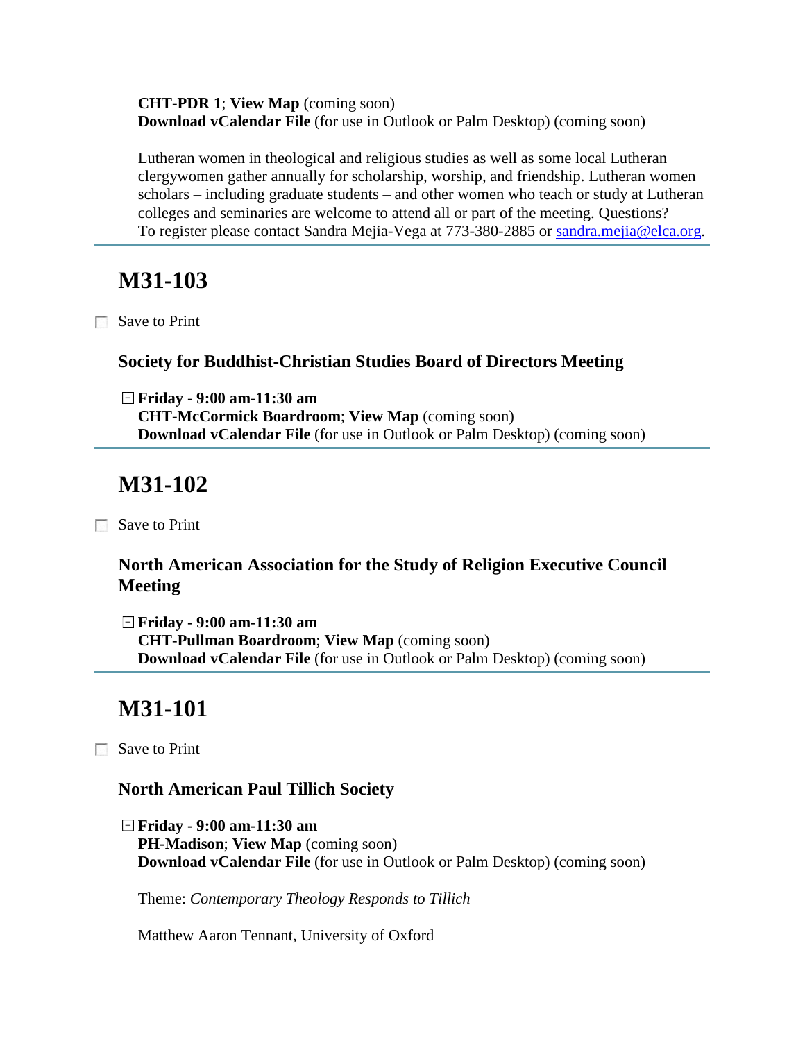**CHT-PDR 1**; **View Map** (coming soon)
**Download vCalendar File** (for use in Outlook or Palm Desktop) (coming soon)

Lutheran women in theological and religious studies as well as some local Lutheran clergywomen gather annually for scholarship, worship, and friendship. Lutheran women scholars – including graduate students – and other women who teach or study at Lutheran colleges and seminaries are welcome to attend all or part of the meeting. Questions? To register please contact Sandra Mejia-Vega at 773-380-2885 or sandra.mejia@elca.org.

---

## M31-103

☐ Save to Print

### Society for Buddhist-Christian Studies Board of Directors Meeting

⊟ **Friday - 9:00 am-11:30 am**
**CHT-McCormick Boardroom**; **View Map** (coming soon)
**Download vCalendar File** (for use in Outlook or Palm Desktop) (coming soon)

---

## M31-102

☐ Save to Print

### North American Association for the Study of Religion Executive Council Meeting

⊟ **Friday - 9:00 am-11:30 am**
**CHT-Pullman Boardroom**; **View Map** (coming soon)
**Download vCalendar File** (for use in Outlook or Palm Desktop) (coming soon)

---

## M31-101

☐ Save to Print

### North American Paul Tillich Society

⊟ **Friday - 9:00 am-11:30 am**
**PH-Madison**; **View Map** (coming soon)
**Download vCalendar File** (for use in Outlook or Palm Desktop) (coming soon)

Theme: *Contemporary Theology Responds to Tillich*

Matthew Aaron Tennant, University of Oxford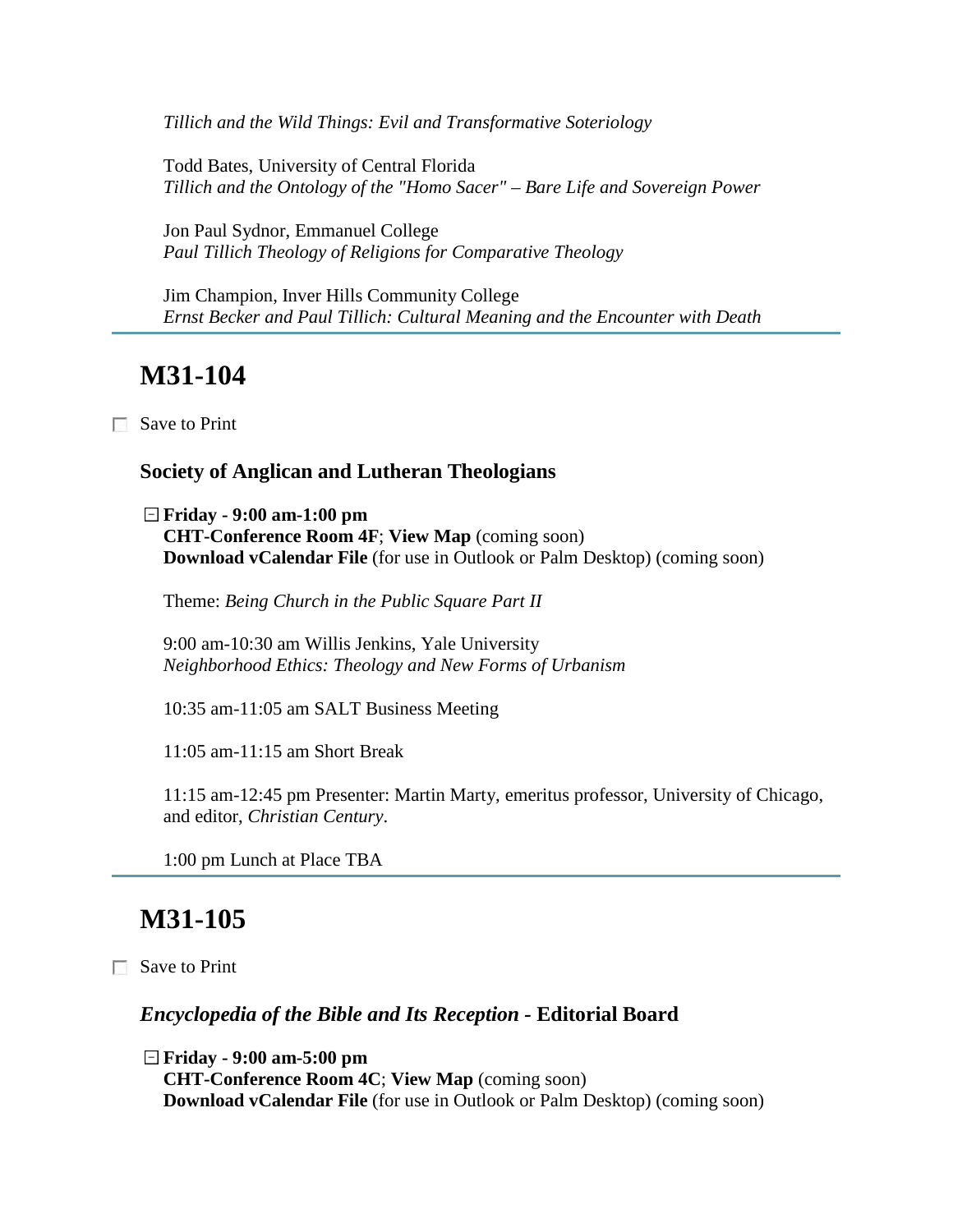*Tillich and the Wild Things: Evil and Transformative Soteriology*

Todd Bates, University of Central Florida
*Tillich and the Ontology of the "Homo Sacer" – Bare Life and Sovereign Power*

Jon Paul Sydnor, Emmanuel College
*Paul Tillich Theology of Religions for Comparative Theology*

Jim Champion, Inver Hills Community College
*Ernst Becker and Paul Tillich: Cultural Meaning and the Encounter with Death*

---

## M31-104

☐ Save to Print

### Society of Anglican and Lutheran Theologians

⊟ **Friday - 9:00 am-1:00 pm**
**CHT-Conference Room 4F**; **View Map** (coming soon)
**Download vCalendar File** (for use in Outlook or Palm Desktop) (coming soon)

Theme: *Being Church in the Public Square Part II*

9:00 am-10:30 am Willis Jenkins, Yale University
*Neighborhood Ethics: Theology and New Forms of Urbanism*

10:35 am-11:05 am SALT Business Meeting

11:05 am-11:15 am Short Break

11:15 am-12:45 pm Presenter: Martin Marty, emeritus professor, University of Chicago, and editor, *Christian Century*.

1:00 pm Lunch at Place TBA

---

## M31-105

☐ Save to Print

### *Encyclopedia of the Bible and Its Reception* - Editorial Board

⊟ **Friday - 9:00 am-5:00 pm**
**CHT-Conference Room 4C**; **View Map** (coming soon)
**Download vCalendar File** (for use in Outlook or Palm Desktop) (coming soon)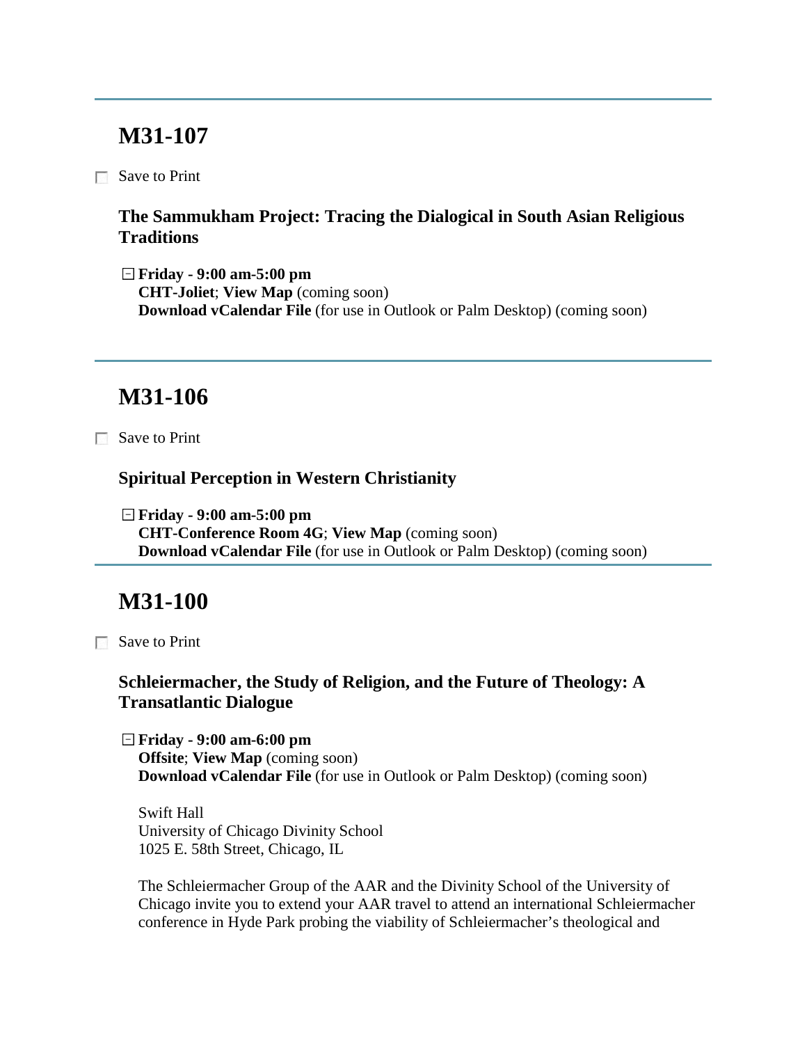---

## M31-107

☐ Save to Print

### The Sammukham Project: Tracing the Dialogical in South Asian Religious Traditions

⊟ **Friday - 9:00 am-5:00 pm**
**CHT-Joliet**; **View Map** (coming soon)
**Download vCalendar File** (for use in Outlook or Palm Desktop) (coming soon)

---

## M31-106

☐ Save to Print

### Spiritual Perception in Western Christianity

⊟ **Friday - 9:00 am-5:00 pm**
**CHT-Conference Room 4G**; **View Map** (coming soon)
**Download vCalendar File** (for use in Outlook or Palm Desktop) (coming soon)

---

## M31-100

☐ Save to Print

### Schleiermacher, the Study of Religion, and the Future of Theology: A Transatlantic Dialogue

⊟ **Friday - 9:00 am-6:00 pm**
**Offsite**; **View Map** (coming soon)
**Download vCalendar File** (for use in Outlook or Palm Desktop) (coming soon)

Swift Hall
University of Chicago Divinity School
1025 E. 58th Street, Chicago, IL

The Schleiermacher Group of the AAR and the Divinity School of the University of Chicago invite you to extend your AAR travel to attend an international Schleiermacher conference in Hyde Park probing the viability of Schleiermacher's theological and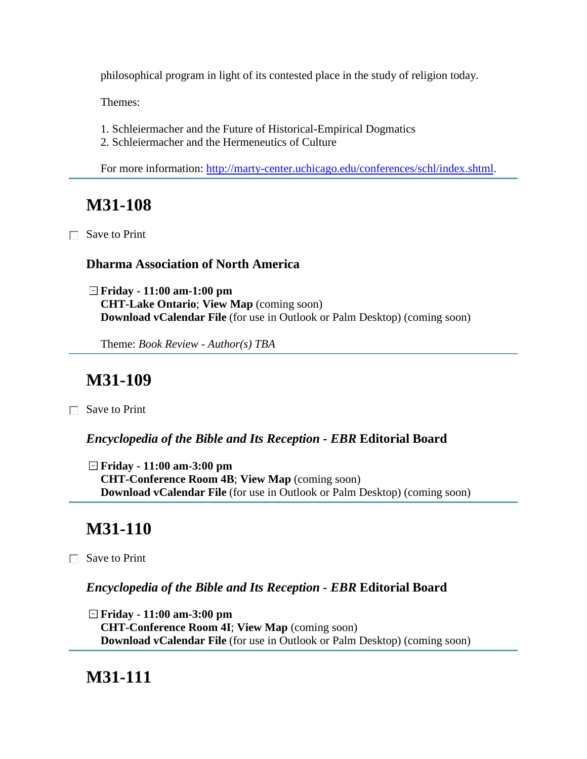philosophical program in light of its contested place in the study of religion today.

Themes:

1. Schleiermacher and the Future of Historical-Empirical Dogmatics
2. Schleiermacher and the Hermeneutics of Culture

For more information: [http://marty-center.uchicago.edu/conferences/schl/index.shtml](http://marty-center.uchicago.edu/conferences/schl/index.shtml).

---

## M31-108

☐ Save to Print

### Dharma Association of North America

⊟ **Friday - 11:00 am-1:00 pm**
**CHT-Lake Ontario**; **View Map** (coming soon)
**Download vCalendar File** (for use in Outlook or Palm Desktop) (coming soon)

Theme: *Book Review - Author(s) TBA*

---

## M31-109

☐ Save to Print

### *Encyclopedia of the Bible and Its Reception - EBR* Editorial Board

⊟ **Friday - 11:00 am-3:00 pm**
**CHT-Conference Room 4B**; **View Map** (coming soon)
**Download vCalendar File** (for use in Outlook or Palm Desktop) (coming soon)

---

## M31-110

☐ Save to Print

### *Encyclopedia of the Bible and Its Reception - EBR* Editorial Board

⊟ **Friday - 11:00 am-3:00 pm**
**CHT-Conference Room 4I**; **View Map** (coming soon)
**Download vCalendar File** (for use in Outlook or Palm Desktop) (coming soon)

---

## M31-111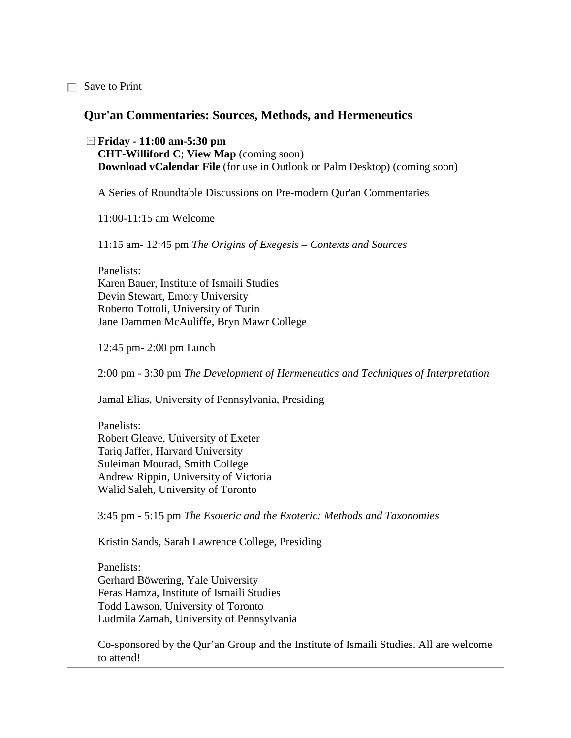☐ Save to Print

## Qur'an Commentaries: Sources, Methods, and Hermeneutics

⊟ **Friday - 11:00 am-5:30 pm**
**CHT-Williford C**; **View Map** (coming soon)
**Download vCalendar File** (for use in Outlook or Palm Desktop) (coming soon)

A Series of Roundtable Discussions on Pre-modern Qur'an Commentaries

11:00-11:15 am Welcome

11:15 am- 12:45 pm *The Origins of Exegesis – Contexts and Sources*

Panelists:
Karen Bauer, Institute of Ismaili Studies
Devin Stewart, Emory University
Roberto Tottoli, University of Turin
Jane Dammen McAuliffe, Bryn Mawr College

12:45 pm- 2:00 pm Lunch

2:00 pm - 3:30 pm *The Development of Hermeneutics and Techniques of Interpretation*

Jamal Elias, University of Pennsylvania, Presiding

Panelists:
Robert Gleave, University of Exeter
Tariq Jaffer, Harvard University
Suleiman Mourad, Smith College
Andrew Rippin, University of Victoria
Walid Saleh, University of Toronto

3:45 pm - 5:15 pm *The Esoteric and the Exoteric: Methods and Taxonomies*

Kristin Sands, Sarah Lawrence College, Presiding

Panelists:
Gerhard Böwering, Yale University
Feras Hamza, Institute of Ismaili Studies
Todd Lawson, University of Toronto
Ludmila Zamah, University of Pennsylvania

Co-sponsored by the Qur'an Group and the Institute of Ismaili Studies. All are welcome to attend!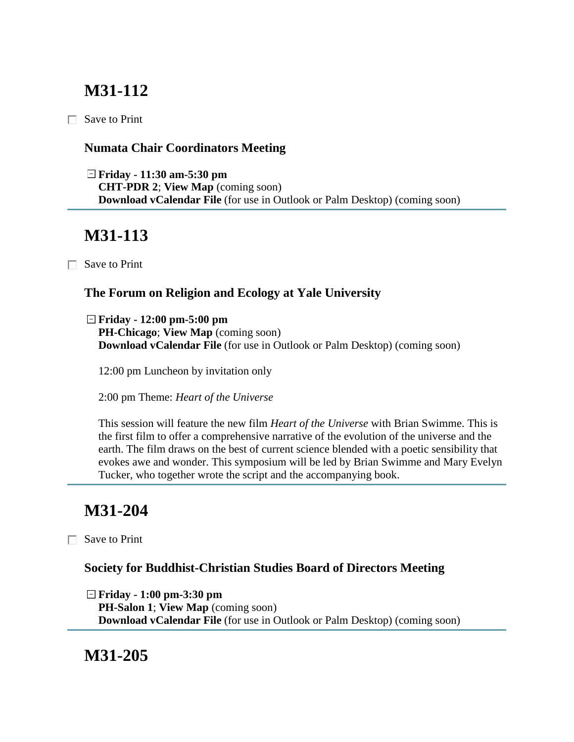## M31-112

☐ Save to Print

### Numata Chair Coordinators Meeting

⊟ **Friday - 11:30 am-5:30 pm**
**CHT-PDR 2**; **View Map** (coming soon)
**Download vCalendar File** (for use in Outlook or Palm Desktop) (coming soon)

## M31-113

☐ Save to Print

### The Forum on Religion and Ecology at Yale University

⊟ **Friday - 12:00 pm-5:00 pm**
**PH-Chicago**; **View Map** (coming soon)
**Download vCalendar File** (for use in Outlook or Palm Desktop) (coming soon)

12:00 pm Luncheon by invitation only

2:00 pm Theme: *Heart of the Universe*

This session will feature the new film *Heart of the Universe* with Brian Swimme. This is the first film to offer a comprehensive narrative of the evolution of the universe and the earth. The film draws on the best of current science blended with a poetic sensibility that evokes awe and wonder. This symposium will be led by Brian Swimme and Mary Evelyn Tucker, who together wrote the script and the accompanying book.

## M31-204

☐ Save to Print

### Society for Buddhist-Christian Studies Board of Directors Meeting

⊟ **Friday - 1:00 pm-3:30 pm**
**PH-Salon 1**; **View Map** (coming soon)
**Download vCalendar File** (for use in Outlook or Palm Desktop) (coming soon)

## M31-205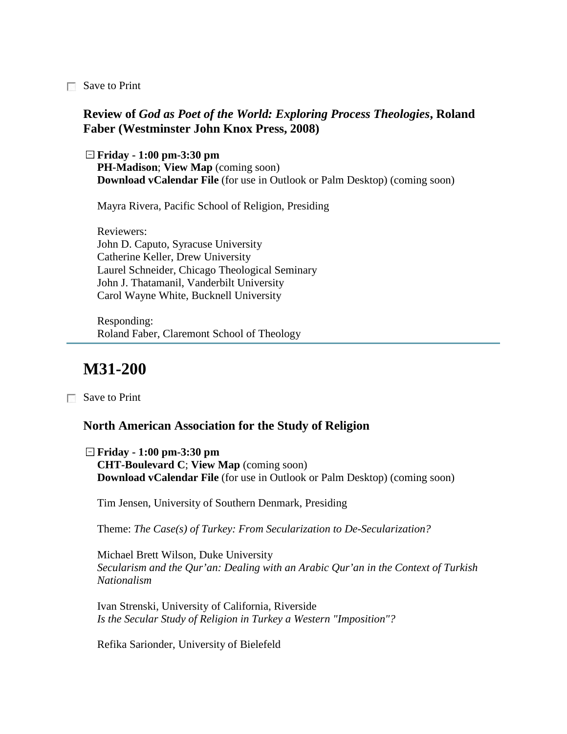☐ Save to Print

### Review of *God as Poet of the World: Exploring Process Theologies*, Roland Faber (Westminster John Knox Press, 2008)

**Friday - 1:00 pm-3:30 pm**
**PH-Madison**; **View Map** (coming soon)
**Download vCalendar File** (for use in Outlook or Palm Desktop) (coming soon)

Mayra Rivera, Pacific School of Religion, Presiding

Reviewers:
John D. Caputo, Syracuse University
Catherine Keller, Drew University
Laurel Schneider, Chicago Theological Seminary
John J. Thatamanil, Vanderbilt University
Carol Wayne White, Bucknell University

Responding:
Roland Faber, Claremont School of Theology

---

## M31-200

☐ Save to Print

### North American Association for the Study of Religion

**Friday - 1:00 pm-3:30 pm**
**CHT-Boulevard C**; **View Map** (coming soon)
**Download vCalendar File** (for use in Outlook or Palm Desktop) (coming soon)

Tim Jensen, University of Southern Denmark, Presiding

Theme: *The Case(s) of Turkey: From Secularization to De-Secularization?*

Michael Brett Wilson, Duke University
*Secularism and the Qur'an: Dealing with an Arabic Qur'an in the Context of Turkish Nationalism*

Ivan Strenski, University of California, Riverside
*Is the Secular Study of Religion in Turkey a Western "Imposition"?*

Refika Sarionder, University of Bielefeld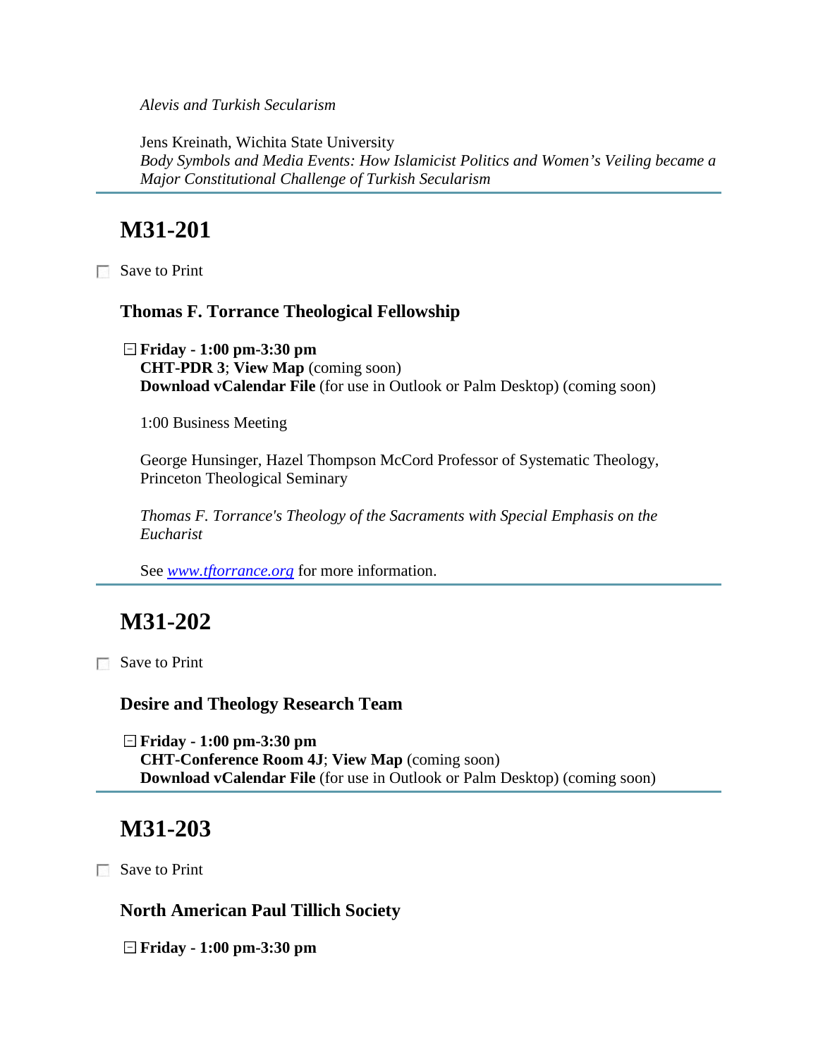*Alevis and Turkish Secularism*

Jens Kreinath, Wichita State University
*Body Symbols and Media Events: How Islamicist Politics and Women's Veiling became a Major Constitutional Challenge of Turkish Secularism*

---

## M31-201

☐ Save to Print

### Thomas F. Torrance Theological Fellowship

⊟ **Friday - 1:00 pm-3:30 pm**
**CHT-PDR 3**; **View Map** (coming soon)
**Download vCalendar File** (for use in Outlook or Palm Desktop) (coming soon)

1:00 Business Meeting

George Hunsinger, Hazel Thompson McCord Professor of Systematic Theology, Princeton Theological Seminary

*Thomas F. Torrance's Theology of the Sacraments with Special Emphasis on the Eucharist*

See *www.tftorrance.org* for more information.

---

## M31-202

☐ Save to Print

### Desire and Theology Research Team

⊟ **Friday - 1:00 pm-3:30 pm**
**CHT-Conference Room 4J**; **View Map** (coming soon)
**Download vCalendar File** (for use in Outlook or Palm Desktop) (coming soon)

---

## M31-203

☐ Save to Print

### North American Paul Tillich Society

⊟ **Friday - 1:00 pm-3:30 pm**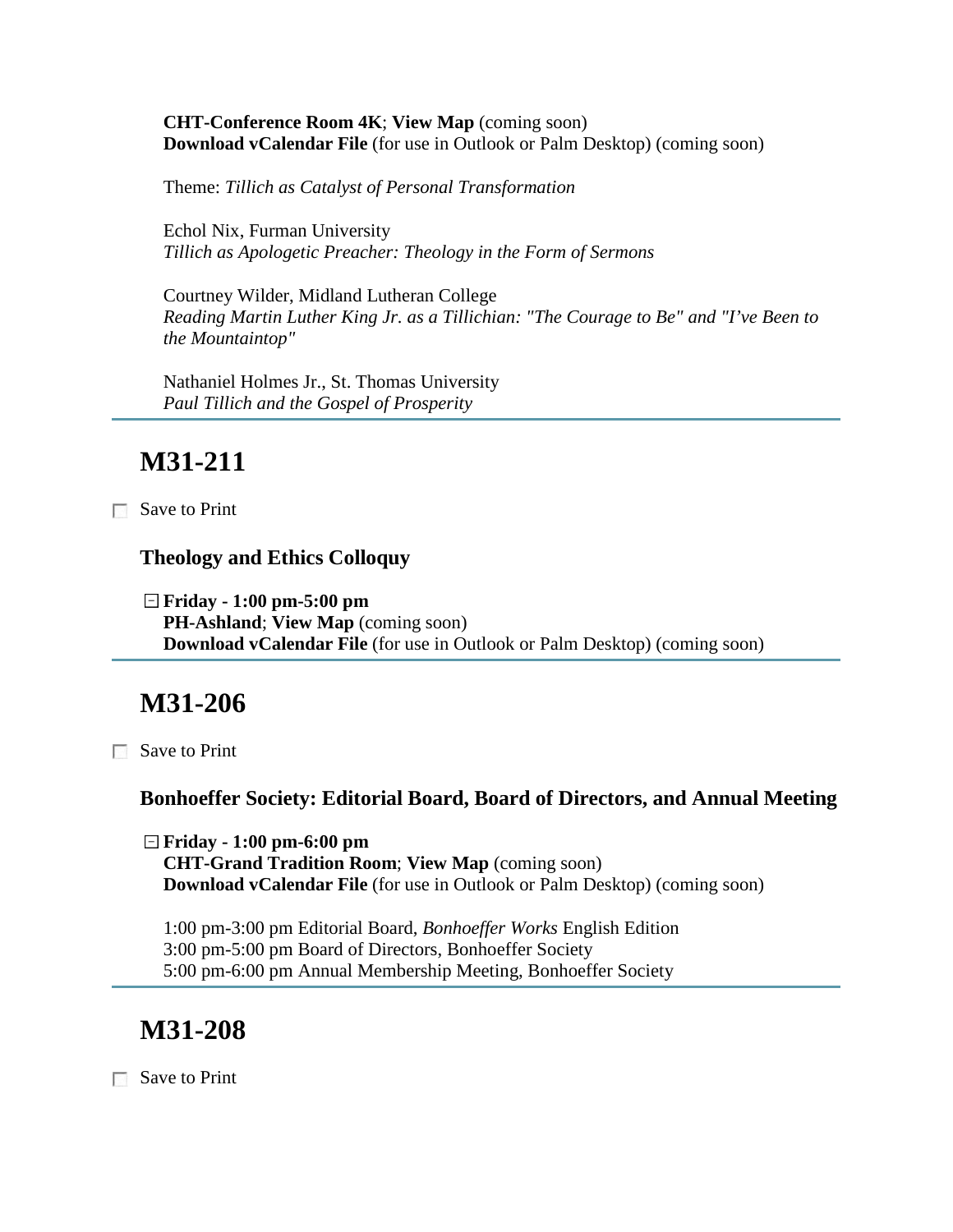**CHT-Conference Room 4K**; **View Map** (coming soon)
**Download vCalendar File** (for use in Outlook or Palm Desktop) (coming soon)

Theme: *Tillich as Catalyst of Personal Transformation*

Echol Nix, Furman University
*Tillich as Apologetic Preacher: Theology in the Form of Sermons*

Courtney Wilder, Midland Lutheran College
*Reading Martin Luther King Jr. as a Tillichian: "The Courage to Be" and "I've Been to the Mountaintop"*

Nathaniel Holmes Jr., St. Thomas University
*Paul Tillich and the Gospel of Prosperity*

---

## M31-211

☐ Save to Print

### Theology and Ethics Colloquy

**Friday - 1:00 pm-5:00 pm**
**PH-Ashland**; **View Map** (coming soon)
**Download vCalendar File** (for use in Outlook or Palm Desktop) (coming soon)

---

## M31-206

☐ Save to Print

### Bonhoeffer Society: Editorial Board, Board of Directors, and Annual Meeting

**Friday - 1:00 pm-6:00 pm**
**CHT-Grand Tradition Room**; **View Map** (coming soon)
**Download vCalendar File** (for use in Outlook or Palm Desktop) (coming soon)

1:00 pm-3:00 pm Editorial Board, *Bonhoeffer Works* English Edition
3:00 pm-5:00 pm Board of Directors, Bonhoeffer Society
5:00 pm-6:00 pm Annual Membership Meeting, Bonhoeffer Society

---

## M31-208

☐ Save to Print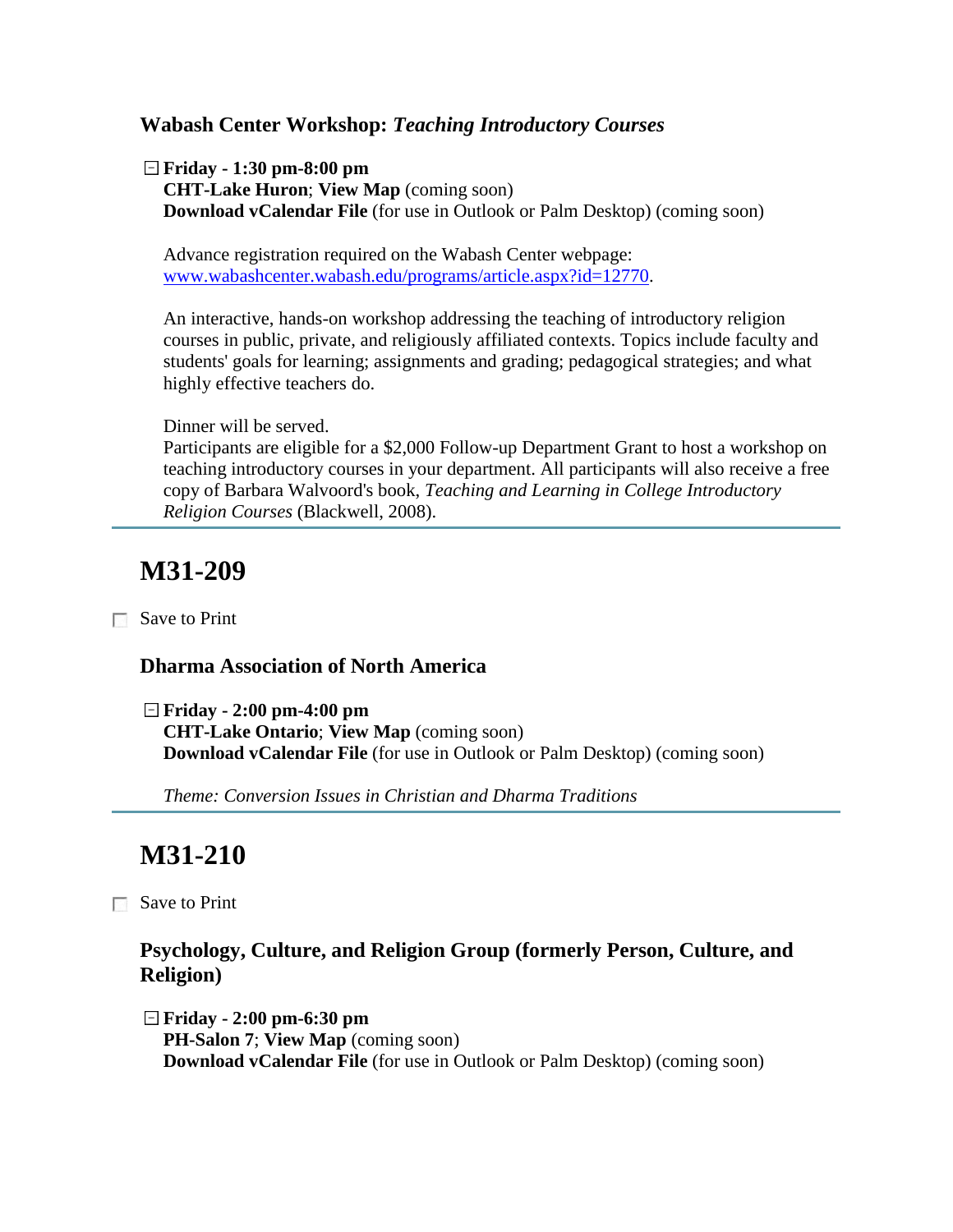### Wabash Center Workshop: *Teaching Introductory Courses*

**Friday - 1:30 pm-8:00 pm**
**CHT-Lake Huron**; **View Map** (coming soon)
**Download vCalendar File** (for use in Outlook or Palm Desktop) (coming soon)

Advance registration required on the Wabash Center webpage: www.wabashcenter.wabash.edu/programs/article.aspx?id=12770.

An interactive, hands-on workshop addressing the teaching of introductory religion courses in public, private, and religiously affiliated contexts. Topics include faculty and students' goals for learning; assignments and grading; pedagogical strategies; and what highly effective teachers do.

Dinner will be served.
Participants are eligible for a $2,000 Follow-up Department Grant to host a workshop on teaching introductory courses in your department. All participants will also receive a free copy of Barbara Walvoord's book, *Teaching and Learning in College Introductory Religion Courses* (Blackwell, 2008).

---

## M31-209

Save to Print

### Dharma Association of North America

**Friday - 2:00 pm-4:00 pm**
**CHT-Lake Ontario**; **View Map** (coming soon)
**Download vCalendar File** (for use in Outlook or Palm Desktop) (coming soon)

*Theme: Conversion Issues in Christian and Dharma Traditions*

---

## M31-210

Save to Print

### Psychology, Culture, and Religion Group (formerly Person, Culture, and Religion)

**Friday - 2:00 pm-6:30 pm**
**PH-Salon 7**; **View Map** (coming soon)
**Download vCalendar File** (for use in Outlook or Palm Desktop) (coming soon)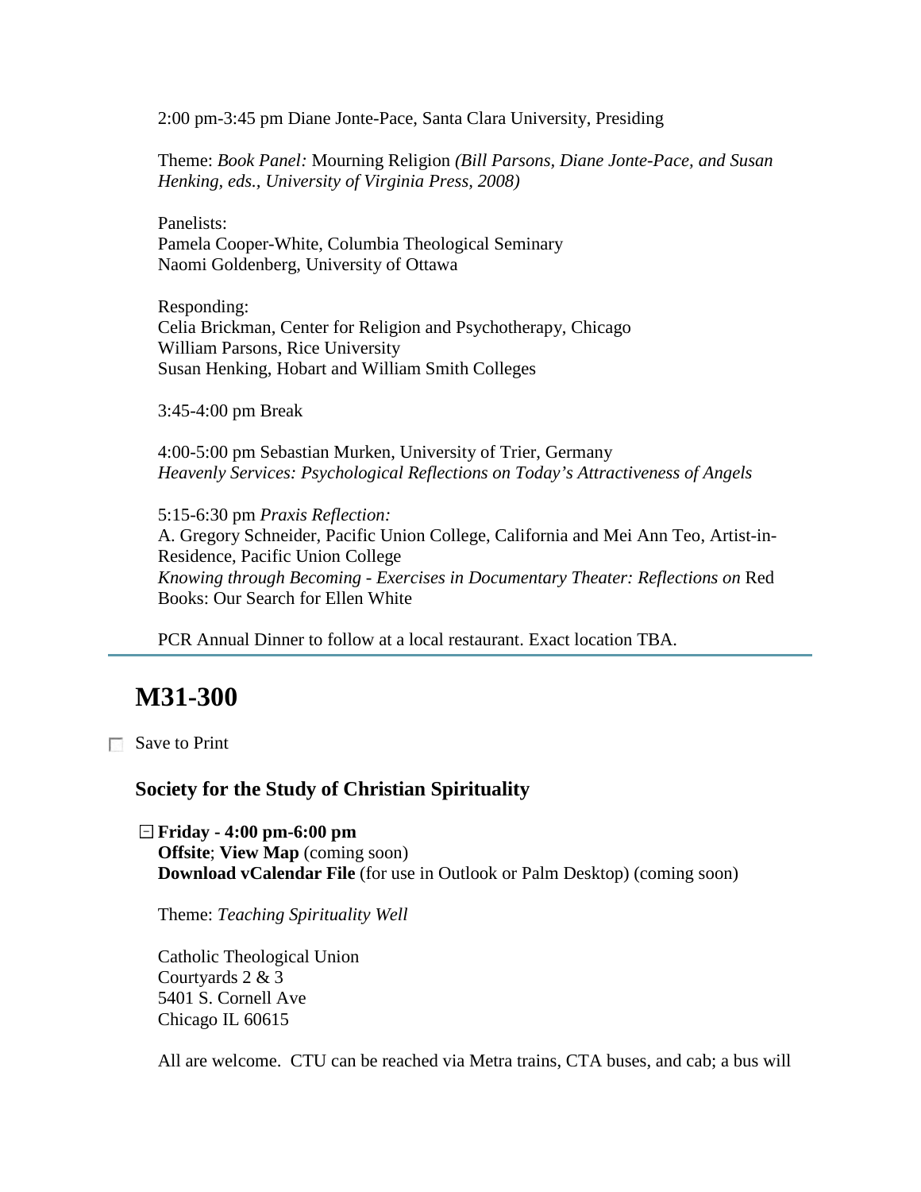2:00 pm-3:45 pm Diane Jonte-Pace, Santa Clara University, Presiding

Theme: *Book Panel:* Mourning Religion *(Bill Parsons, Diane Jonte-Pace, and Susan Henking, eds., University of Virginia Press, 2008)*

Panelists:
Pamela Cooper-White, Columbia Theological Seminary
Naomi Goldenberg, University of Ottawa

Responding:
Celia Brickman, Center for Religion and Psychotherapy, Chicago
William Parsons, Rice University
Susan Henking, Hobart and William Smith Colleges

3:45-4:00 pm Break

4:00-5:00 pm Sebastian Murken, University of Trier, Germany
*Heavenly Services: Psychological Reflections on Today's Attractiveness of Angels*

5:15-6:30 pm *Praxis Reflection:*
A. Gregory Schneider, Pacific Union College, California and Mei Ann Teo, Artist-in-Residence, Pacific Union College
*Knowing through Becoming - Exercises in Documentary Theater: Reflections on* Red Books: Our Search for Ellen White

PCR Annual Dinner to follow at a local restaurant. Exact location TBA.

---

# M31-300

☐ Save to Print

### Society for the Study of Christian Spirituality

⊟ **Friday - 4:00 pm-6:00 pm**
**Offsite**; **View Map** (coming soon)
**Download vCalendar File** (for use in Outlook or Palm Desktop) (coming soon)

Theme: *Teaching Spirituality Well*

Catholic Theological Union
Courtyards 2 & 3
5401 S. Cornell Ave
Chicago IL 60615

All are welcome. CTU can be reached via Metra trains, CTA buses, and cab; a bus will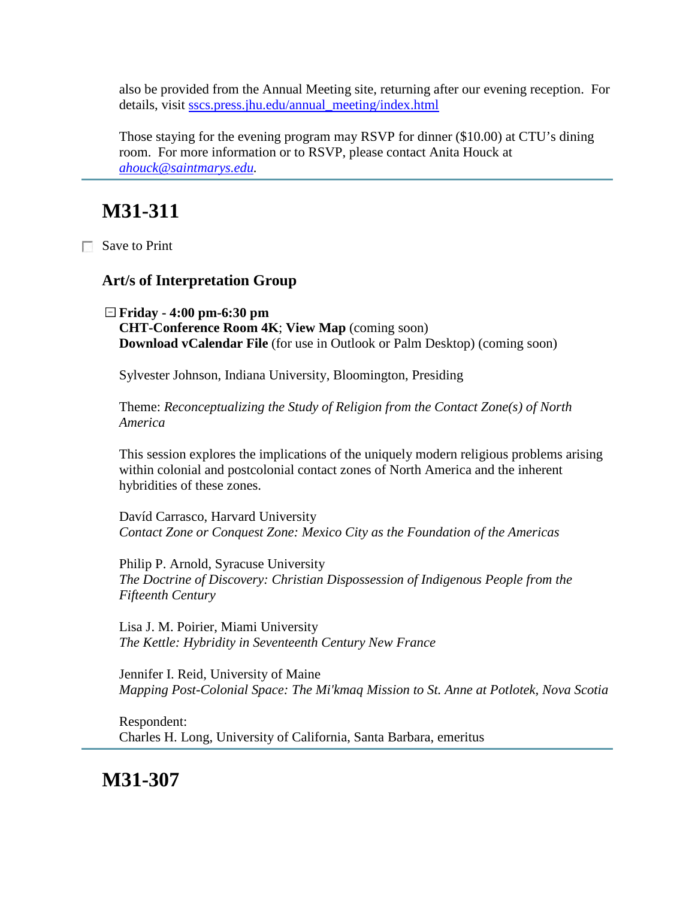also be provided from the Annual Meeting site, returning after our evening reception. For details, visit [sscs.press.jhu.edu/annual_meeting/index.html](sscs.press.jhu.edu/annual_meeting/index.html)

Those staying for the evening program may RSVP for dinner ($10.00) at CTU's dining room. For more information or to RSVP, please contact Anita Houck at *ahouck@saintmarys.edu*.

---

## M31-311

☐ Save to Print

### Art/s of Interpretation Group

⊟ **Friday - 4:00 pm-6:30 pm**
**CHT-Conference Room 4K**; **View Map** (coming soon)
**Download vCalendar File** (for use in Outlook or Palm Desktop) (coming soon)

Sylvester Johnson, Indiana University, Bloomington, Presiding

Theme: *Reconceptualizing the Study of Religion from the Contact Zone(s) of North America*

This session explores the implications of the uniquely modern religious problems arising within colonial and postcolonial contact zones of North America and the inherent hybridities of these zones.

Davíd Carrasco, Harvard University
*Contact Zone or Conquest Zone: Mexico City as the Foundation of the Americas*

Philip P. Arnold, Syracuse University
*The Doctrine of Discovery: Christian Dispossession of Indigenous People from the Fifteenth Century*

Lisa J. M. Poirier, Miami University
*The Kettle: Hybridity in Seventeenth Century New France*

Jennifer I. Reid, University of Maine
*Mapping Post-Colonial Space: The Mi'kmaq Mission to St. Anne at Potlotek, Nova Scotia*

Respondent:
Charles H. Long, University of California, Santa Barbara, emeritus

---

## M31-307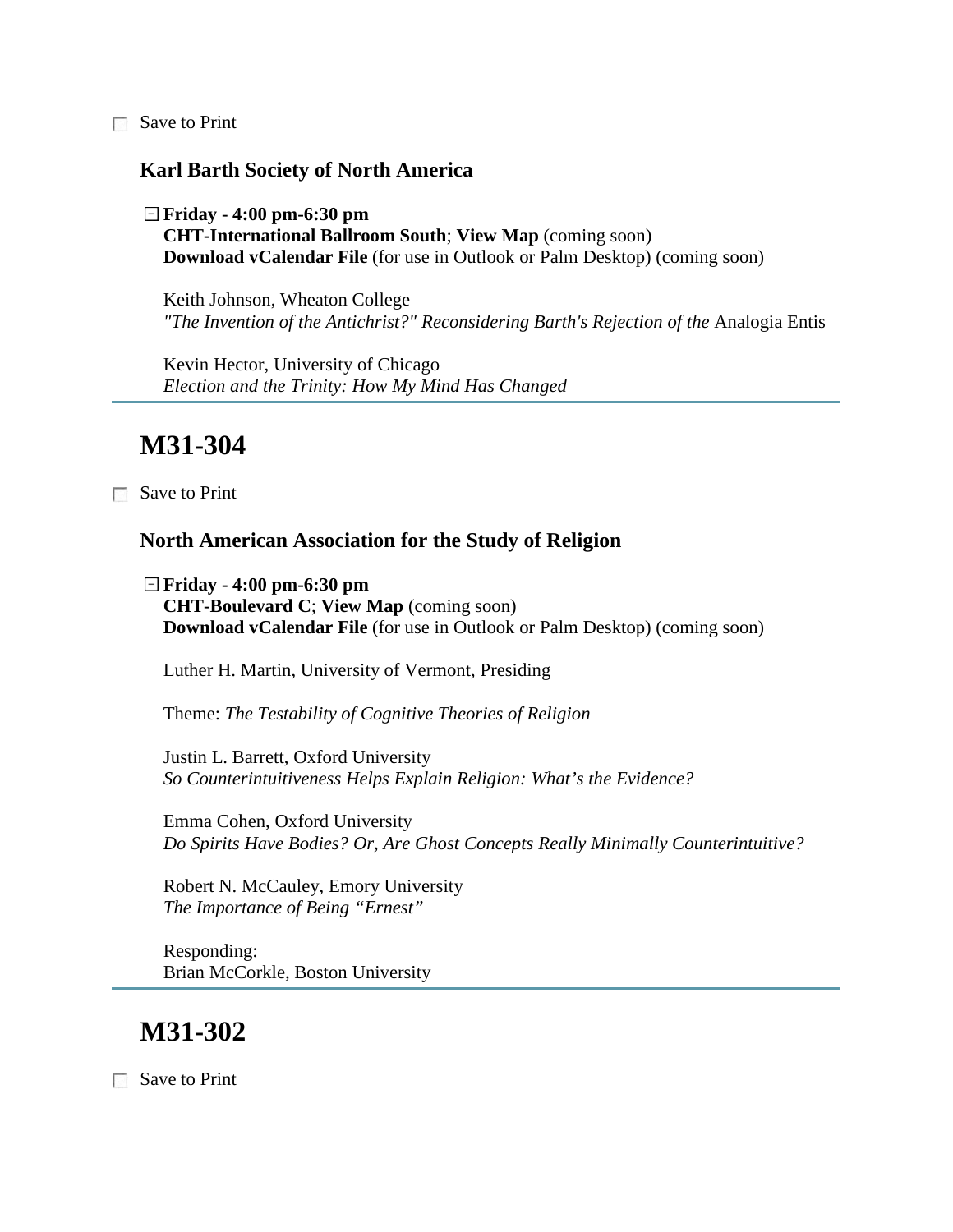☐ Save to Print

### Karl Barth Society of North America

⊟ **Friday - 4:00 pm-6:30 pm**
**CHT-International Ballroom South**; **View Map** (coming soon)
**Download vCalendar File** (for use in Outlook or Palm Desktop) (coming soon)

Keith Johnson, Wheaton College
*"The Invention of the Antichrist?" Reconsidering Barth's Rejection of the* Analogia Entis

Kevin Hector, University of Chicago
*Election and the Trinity: How My Mind Has Changed*

---

## M31-304

☐ Save to Print

### North American Association for the Study of Religion

⊟ **Friday - 4:00 pm-6:30 pm**
**CHT-Boulevard C**; **View Map** (coming soon)
**Download vCalendar File** (for use in Outlook or Palm Desktop) (coming soon)

Luther H. Martin, University of Vermont, Presiding

Theme: *The Testability of Cognitive Theories of Religion*

Justin L. Barrett, Oxford University
*So Counterintuitiveness Helps Explain Religion: What's the Evidence?*

Emma Cohen, Oxford University
*Do Spirits Have Bodies? Or, Are Ghost Concepts Really Minimally Counterintuitive?*

Robert N. McCauley, Emory University
*The Importance of Being "Ernest"*

Responding:
Brian McCorkle, Boston University

---

## M31-302

☐ Save to Print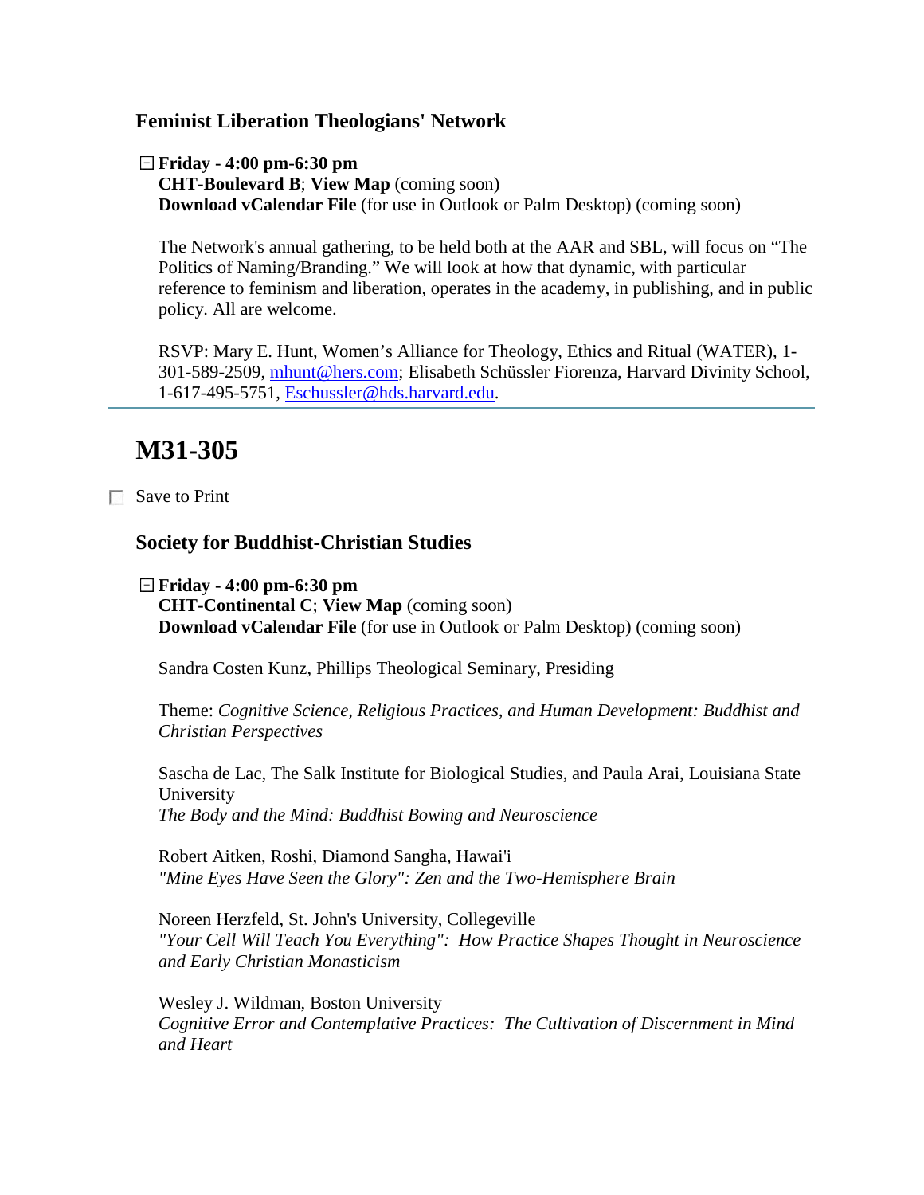### Feminist Liberation Theologians' Network

**Friday - 4:00 pm-6:30 pm**
**CHT-Boulevard B**; **View Map** (coming soon)
**Download vCalendar File** (for use in Outlook or Palm Desktop) (coming soon)

The Network's annual gathering, to be held both at the AAR and SBL, will focus on "The Politics of Naming/Branding." We will look at how that dynamic, with particular reference to feminism and liberation, operates in the academy, in publishing, and in public policy. All are welcome.

RSVP: Mary E. Hunt, Women's Alliance for Theology, Ethics and Ritual (WATER), 1-301-589-2509, mhunt@hers.com; Elisabeth Schüssler Fiorenza, Harvard Divinity School, 1-617-495-5751, Eschussler@hds.harvard.edu.

---

## M31-305

Save to Print

### Society for Buddhist-Christian Studies

**Friday - 4:00 pm-6:30 pm**
**CHT-Continental C**; **View Map** (coming soon)
**Download vCalendar File** (for use in Outlook or Palm Desktop) (coming soon)

Sandra Costen Kunz, Phillips Theological Seminary, Presiding

Theme: *Cognitive Science, Religious Practices, and Human Development: Buddhist and Christian Perspectives*

Sascha de Lac, The Salk Institute for Biological Studies, and Paula Arai, Louisiana State University
*The Body and the Mind: Buddhist Bowing and Neuroscience*

Robert Aitken, Roshi, Diamond Sangha, Hawai'i
*"Mine Eyes Have Seen the Glory": Zen and the Two-Hemisphere Brain*

Noreen Herzfeld, St. John's University, Collegeville
*"Your Cell Will Teach You Everything": How Practice Shapes Thought in Neuroscience and Early Christian Monasticism*

Wesley J. Wildman, Boston University
*Cognitive Error and Contemplative Practices: The Cultivation of Discernment in Mind and Heart*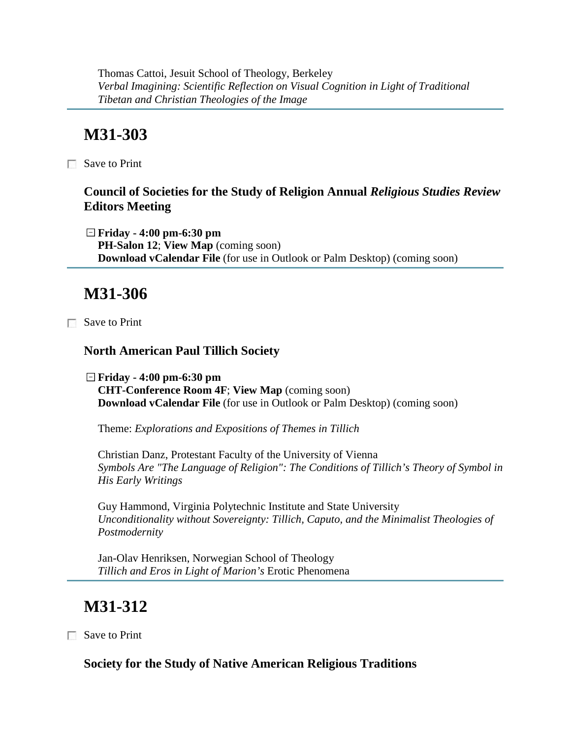Thomas Cattoi, Jesuit School of Theology, Berkeley
*Verbal Imagining: Scientific Reflection on Visual Cognition in Light of Traditional Tibetan and Christian Theologies of the Image*

## M31-303

Save to Print

### Council of Societies for the Study of Religion Annual *Religious Studies Review* Editors Meeting

**Friday - 4:00 pm-6:30 pm**
**PH-Salon 12**; **View Map** (coming soon)
**Download vCalendar File** (for use in Outlook or Palm Desktop) (coming soon)

## M31-306

Save to Print

### North American Paul Tillich Society

**Friday - 4:00 pm-6:30 pm**
**CHT-Conference Room 4F**; **View Map** (coming soon)
**Download vCalendar File** (for use in Outlook or Palm Desktop) (coming soon)

Theme: *Explorations and Expositions of Themes in Tillich*

Christian Danz, Protestant Faculty of the University of Vienna
*Symbols Are "The Language of Religion": The Conditions of Tillich's Theory of Symbol in His Early Writings*

Guy Hammond, Virginia Polytechnic Institute and State University
*Unconditionality without Sovereignty: Tillich, Caputo, and the Minimalist Theologies of Postmodernity*

Jan-Olav Henriksen, Norwegian School of Theology
*Tillich and Eros in Light of Marion's* Erotic Phenomena

## M31-312

Save to Print

### Society for the Study of Native American Religious Traditions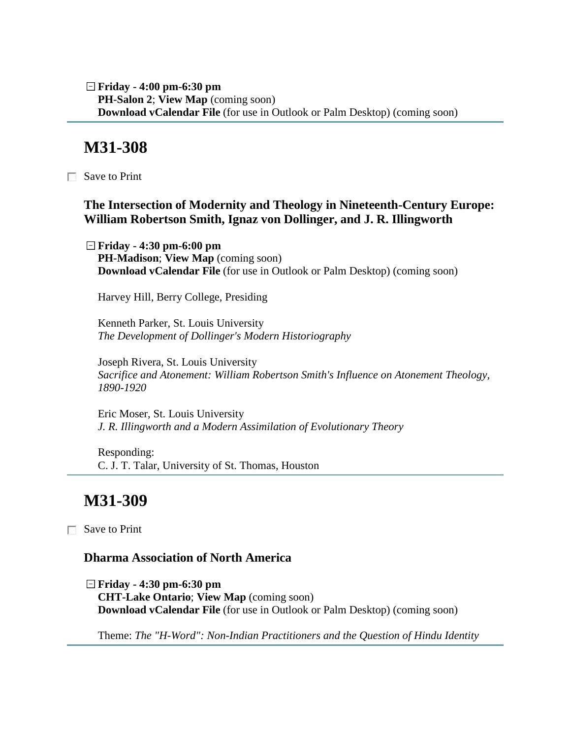**Friday - 4:00 pm-6:30 pm**
**PH-Salon 2**; **View Map** (coming soon)
**Download vCalendar File** (for use in Outlook or Palm Desktop) (coming soon)

---

## M31-308

Save to Print

### The Intersection of Modernity and Theology in Nineteenth-Century Europe: William Robertson Smith, Ignaz von Dollinger, and J. R. Illingworth

**Friday - 4:30 pm-6:00 pm**
**PH-Madison**; **View Map** (coming soon)
**Download vCalendar File** (for use in Outlook or Palm Desktop) (coming soon)

Harvey Hill, Berry College, Presiding

Kenneth Parker, St. Louis University
*The Development of Dollinger's Modern Historiography*

Joseph Rivera, St. Louis University
*Sacrifice and Atonement: William Robertson Smith's Influence on Atonement Theology, 1890-1920*

Eric Moser, St. Louis University
*J. R. Illingworth and a Modern Assimilation of Evolutionary Theory*

Responding:
C. J. T. Talar, University of St. Thomas, Houston

---

## M31-309

Save to Print

### Dharma Association of North America

**Friday - 4:30 pm-6:30 pm**
**CHT-Lake Ontario**; **View Map** (coming soon)
**Download vCalendar File** (for use in Outlook or Palm Desktop) (coming soon)

Theme: *The "H-Word": Non-Indian Practitioners and the Question of Hindu Identity*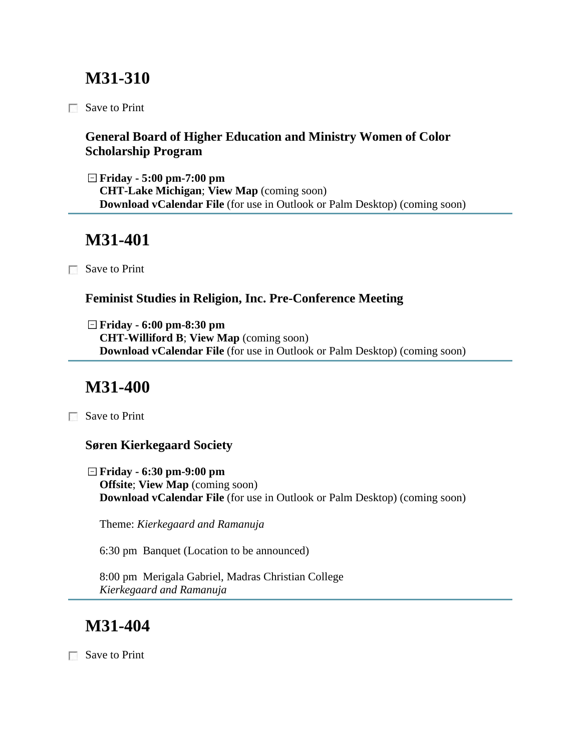## M31-310

☐ Save to Print

**General Board of Higher Education and Ministry Women of Color Scholarship Program**

⊟ **Friday - 5:00 pm-7:00 pm**
**CHT-Lake Michigan**; **View Map** (coming soon)
**Download vCalendar File** (for use in Outlook or Palm Desktop) (coming soon)

---

## M31-401

☐ Save to Print

**Feminist Studies in Religion, Inc. Pre-Conference Meeting**

⊟ **Friday - 6:00 pm-8:30 pm**
**CHT-Williford B**; **View Map** (coming soon)
**Download vCalendar File** (for use in Outlook or Palm Desktop) (coming soon)

---

## M31-400

☐ Save to Print

**Søren Kierkegaard Society**

⊟ **Friday - 6:30 pm-9:00 pm**
**Offsite**; **View Map** (coming soon)
**Download vCalendar File** (for use in Outlook or Palm Desktop) (coming soon)

Theme: *Kierkegaard and Ramanuja*

6:30 pm Banquet (Location to be announced)

8:00 pm Merigala Gabriel, Madras Christian College
*Kierkegaard and Ramanuja*

---

## M31-404

☐ Save to Print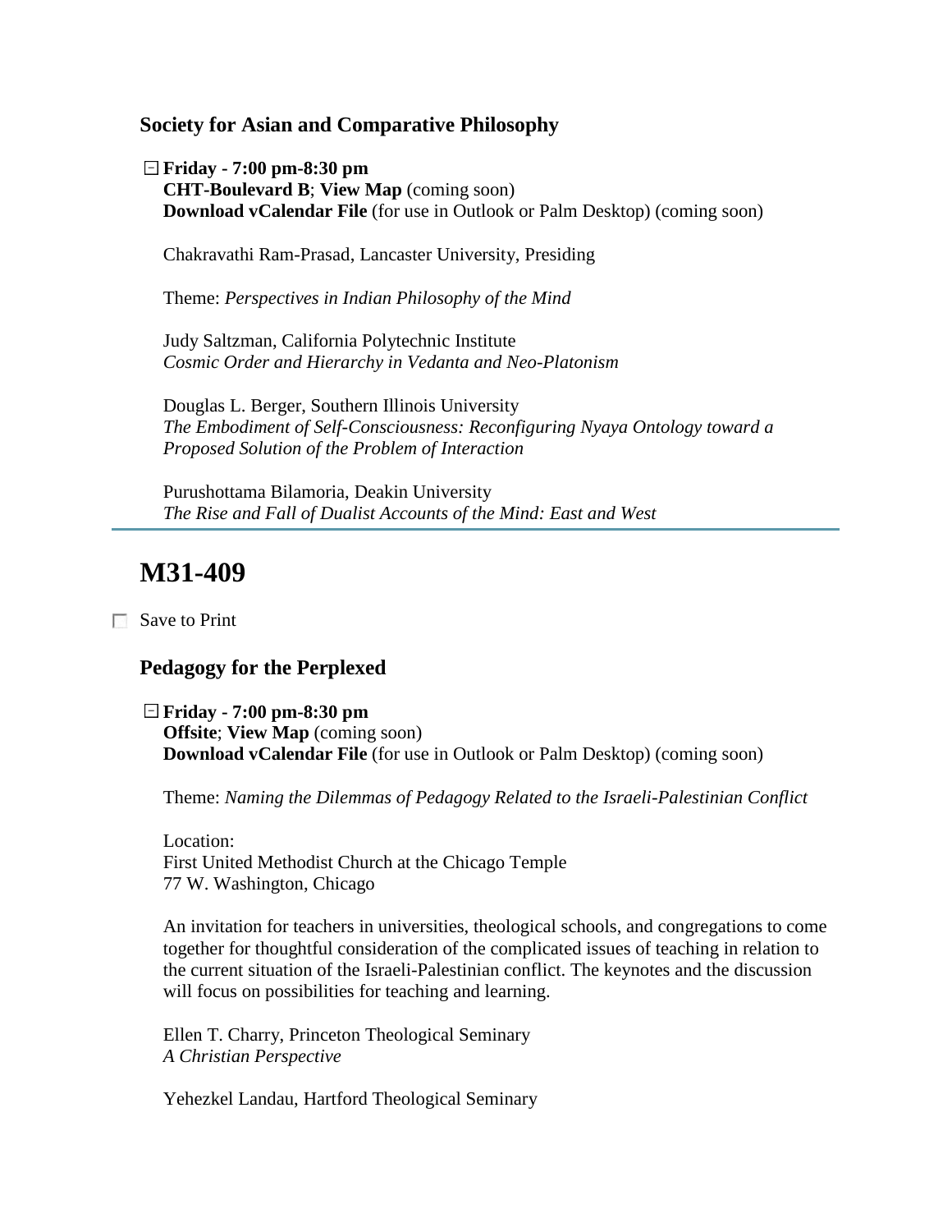### Society for Asian and Comparative Philosophy

**Friday - 7:00 pm-8:30 pm**
**CHT-Boulevard B**; **View Map** (coming soon)
**Download vCalendar File** (for use in Outlook or Palm Desktop) (coming soon)

Chakravathi Ram-Prasad, Lancaster University, Presiding

Theme: *Perspectives in Indian Philosophy of the Mind*

Judy Saltzman, California Polytechnic Institute
*Cosmic Order and Hierarchy in Vedanta and Neo-Platonism*

Douglas L. Berger, Southern Illinois University
*The Embodiment of Self-Consciousness: Reconfiguring Nyaya Ontology toward a Proposed Solution of the Problem of Interaction*

Purushottama Bilamoria, Deakin University
*The Rise and Fall of Dualist Accounts of the Mind: East and West*

---

# M31-409

Save to Print

### Pedagogy for the Perplexed

**Friday - 7:00 pm-8:30 pm**
**Offsite**; **View Map** (coming soon)
**Download vCalendar File** (for use in Outlook or Palm Desktop) (coming soon)

Theme: *Naming the Dilemmas of Pedagogy Related to the Israeli-Palestinian Conflict*

Location:
First United Methodist Church at the Chicago Temple
77 W. Washington, Chicago

An invitation for teachers in universities, theological schools, and congregations to come together for thoughtful consideration of the complicated issues of teaching in relation to the current situation of the Israeli-Palestinian conflict. The keynotes and the discussion will focus on possibilities for teaching and learning.

Ellen T. Charry, Princeton Theological Seminary
*A Christian Perspective*

Yehezkel Landau, Hartford Theological Seminary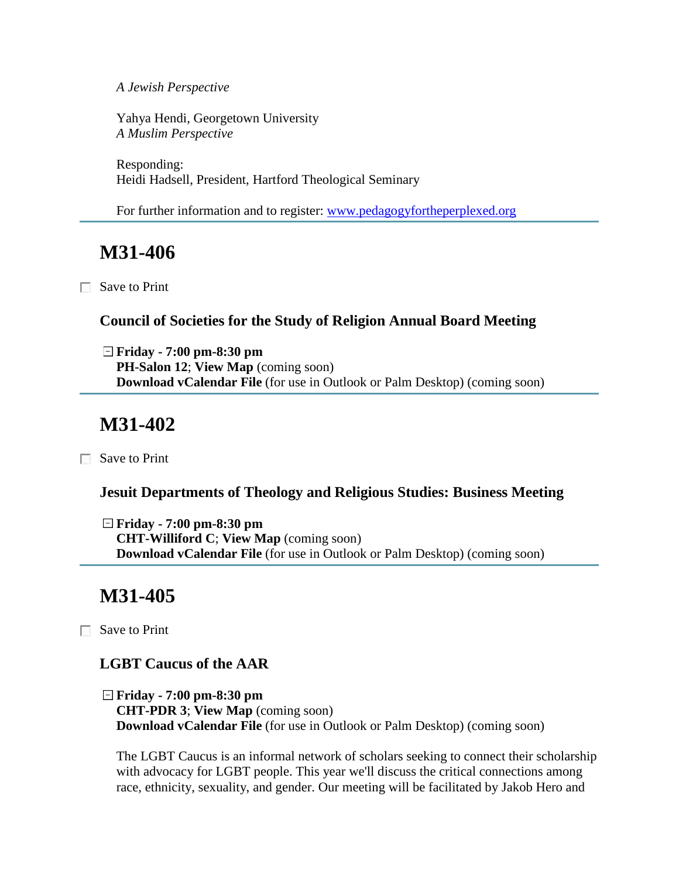*A Jewish Perspective*

Yahya Hendi, Georgetown University
*A Muslim Perspective*

Responding:
Heidi Hadsell, President, Hartford Theological Seminary

For further information and to register: [www.pedagogyfortheperplexed.org](www.pedagogyfortheperplexed.org)

---

## M31-406

☐ Save to Print

### Council of Societies for the Study of Religion Annual Board Meeting

**Friday - 7:00 pm-8:30 pm**
**PH-Salon 12**; **View Map** (coming soon)
**Download vCalendar File** (for use in Outlook or Palm Desktop) (coming soon)

---

## M31-402

☐ Save to Print

### Jesuit Departments of Theology and Religious Studies: Business Meeting

**Friday - 7:00 pm-8:30 pm**
**CHT-Williford C**; **View Map** (coming soon)
**Download vCalendar File** (for use in Outlook or Palm Desktop) (coming soon)

---

## M31-405

☐ Save to Print

### LGBT Caucus of the AAR

**Friday - 7:00 pm-8:30 pm**
**CHT-PDR 3**; **View Map** (coming soon)
**Download vCalendar File** (for use in Outlook or Palm Desktop) (coming soon)

The LGBT Caucus is an informal network of scholars seeking to connect their scholarship with advocacy for LGBT people. This year we'll discuss the critical connections among race, ethnicity, sexuality, and gender. Our meeting will be facilitated by Jakob Hero and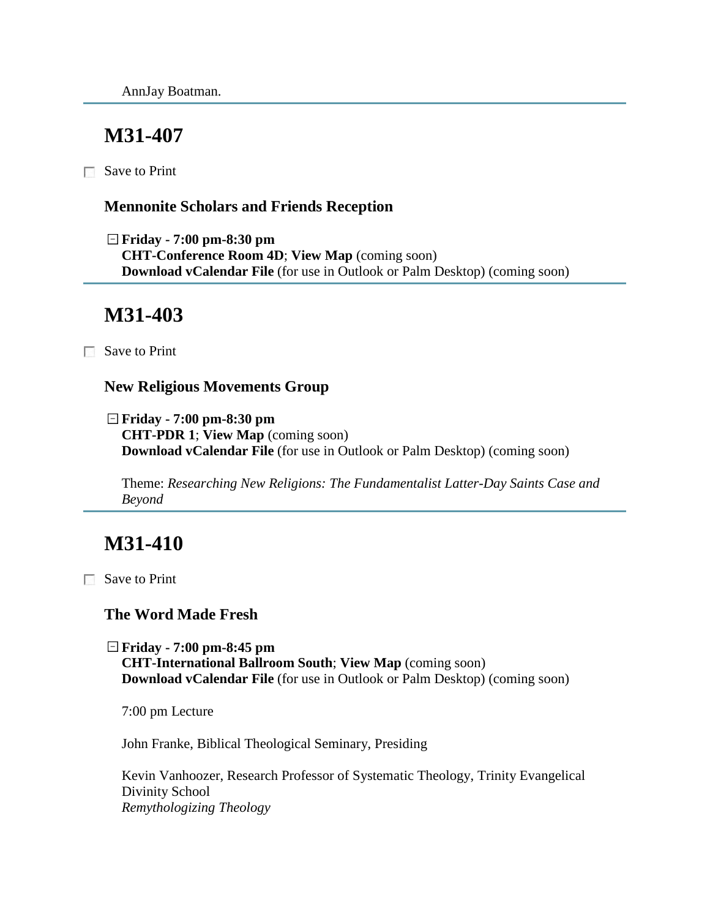AnnJay Boatman.

## M31-407

☐ Save to Print

### Mennonite Scholars and Friends Reception

⊟ **Friday - 7:00 pm-8:30 pm**
**CHT-Conference Room 4D**; **View Map** (coming soon)
**Download vCalendar File** (for use in Outlook or Palm Desktop) (coming soon)

## M31-403

☐ Save to Print

### New Religious Movements Group

⊟ **Friday - 7:00 pm-8:30 pm**
**CHT-PDR 1**; **View Map** (coming soon)
**Download vCalendar File** (for use in Outlook or Palm Desktop) (coming soon)

Theme: *Researching New Religions: The Fundamentalist Latter-Day Saints Case and Beyond*

## M31-410

☐ Save to Print

### The Word Made Fresh

⊟ **Friday - 7:00 pm-8:45 pm**
**CHT-International Ballroom South**; **View Map** (coming soon)
**Download vCalendar File** (for use in Outlook or Palm Desktop) (coming soon)

7:00 pm Lecture

John Franke, Biblical Theological Seminary, Presiding

Kevin Vanhoozer, Research Professor of Systematic Theology, Trinity Evangelical Divinity School
*Remythologizing Theology*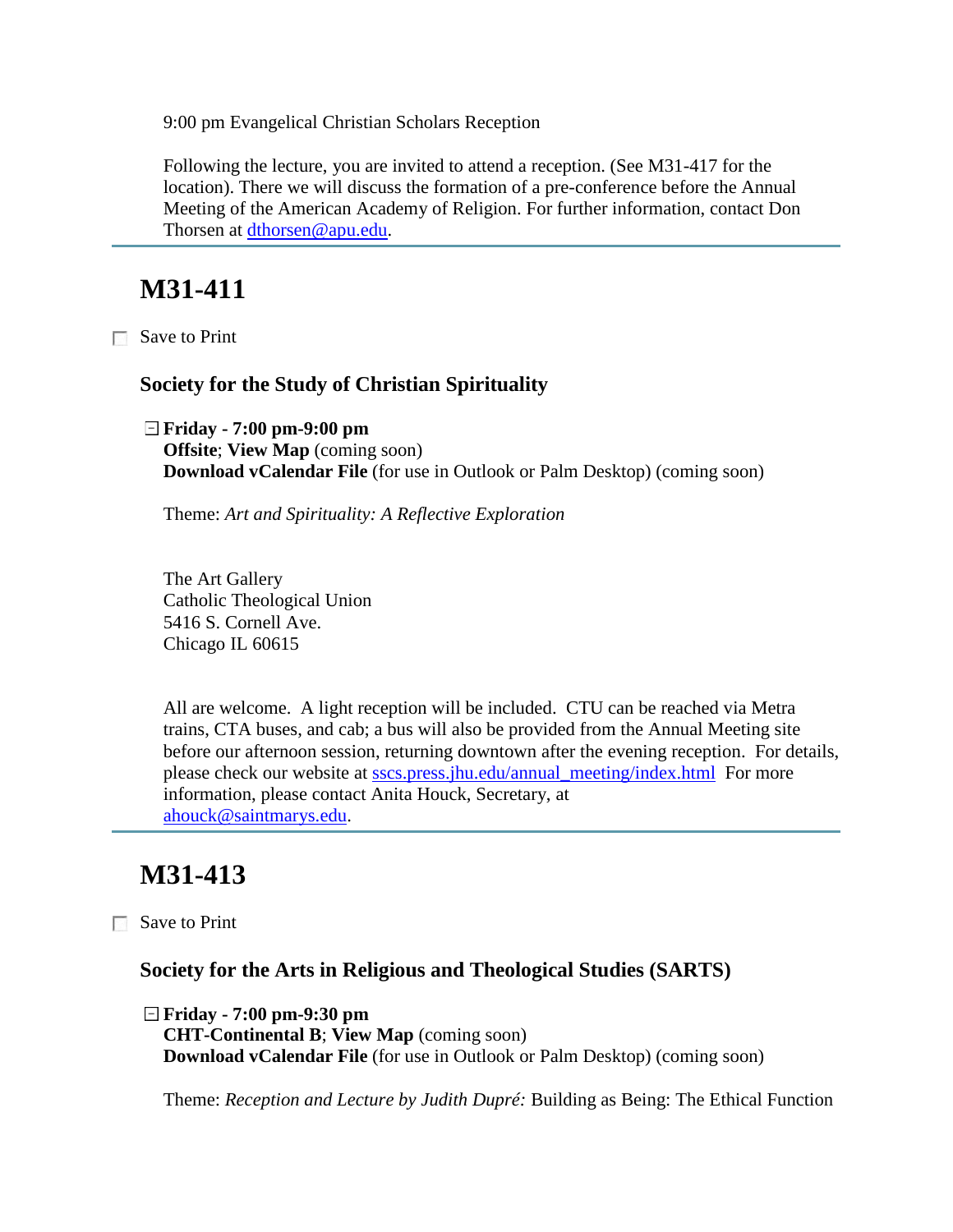9:00 pm Evangelical Christian Scholars Reception

Following the lecture, you are invited to attend a reception. (See M31-417 for the location). There we will discuss the formation of a pre-conference before the Annual Meeting of the American Academy of Religion. For further information, contact Don Thorsen at dthorsen@apu.edu.

---

# M31-411

☐ Save to Print

### Society for the Study of Christian Spirituality

**Friday - 7:00 pm-9:00 pm**
**Offsite**; **View Map** (coming soon)
**Download vCalendar File** (for use in Outlook or Palm Desktop) (coming soon)

Theme: *Art and Spirituality: A Reflective Exploration*

The Art Gallery
Catholic Theological Union
5416 S. Cornell Ave.
Chicago IL 60615

All are welcome. A light reception will be included. CTU can be reached via Metra trains, CTA buses, and cab; a bus will also be provided from the Annual Meeting site before our afternoon session, returning downtown after the evening reception. For details, please check our website at sscs.press.jhu.edu/annual_meeting/index.html For more information, please contact Anita Houck, Secretary, at ahouck@saintmarys.edu.

---

# M31-413

☐ Save to Print

### Society for the Arts in Religious and Theological Studies (SARTS)

**Friday - 7:00 pm-9:30 pm**
**CHT-Continental B**; **View Map** (coming soon)
**Download vCalendar File** (for use in Outlook or Palm Desktop) (coming soon)

Theme: *Reception and Lecture by Judith Dupré:* Building as Being: The Ethical Function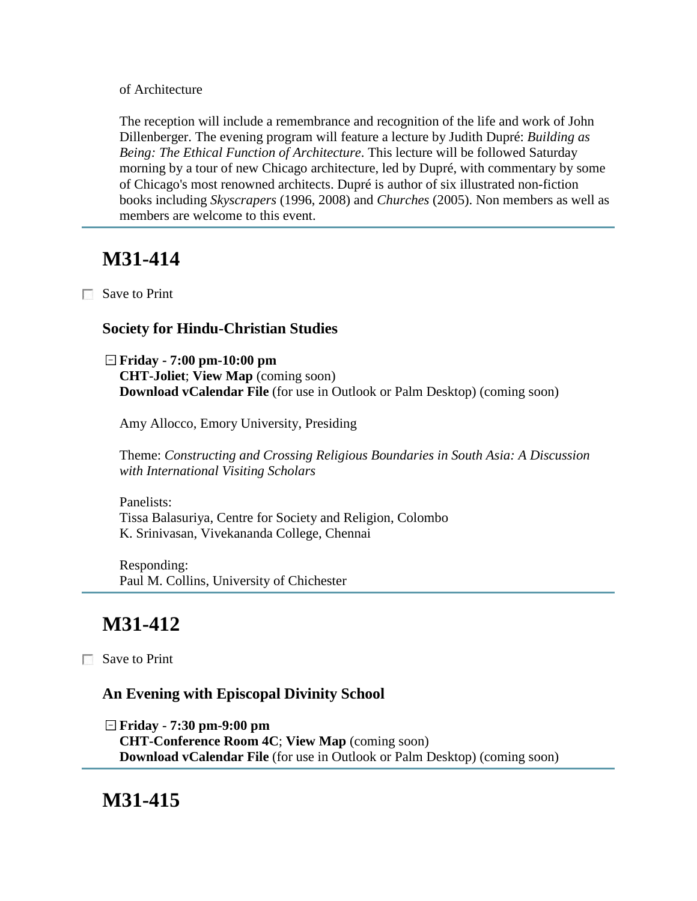of Architecture

The reception will include a remembrance and recognition of the life and work of John Dillenberger. The evening program will feature a lecture by Judith Dupré: *Building as Being: The Ethical Function of Architecture*. This lecture will be followed Saturday morning by a tour of new Chicago architecture, led by Dupré, with commentary by some of Chicago's most renowned architects. Dupré is author of six illustrated non-fiction books including *Skyscrapers* (1996, 2008) and *Churches* (2005). Non members as well as members are welcome to this event.

---

## M31-414

☐ Save to Print

### Society for Hindu-Christian Studies

⊟ **Friday - 7:00 pm-10:00 pm**
**CHT-Joliet**; **View Map** (coming soon)
**Download vCalendar File** (for use in Outlook or Palm Desktop) (coming soon)

Amy Allocco, Emory University, Presiding

Theme: *Constructing and Crossing Religious Boundaries in South Asia: A Discussion with International Visiting Scholars*

Panelists:
Tissa Balasuriya, Centre for Society and Religion, Colombo
K. Srinivasan, Vivekananda College, Chennai

Responding:
Paul M. Collins, University of Chichester

---

## M31-412

☐ Save to Print

### An Evening with Episcopal Divinity School

⊟ **Friday - 7:30 pm-9:00 pm**
**CHT-Conference Room 4C**; **View Map** (coming soon)
**Download vCalendar File** (for use in Outlook or Palm Desktop) (coming soon)

---

## M31-415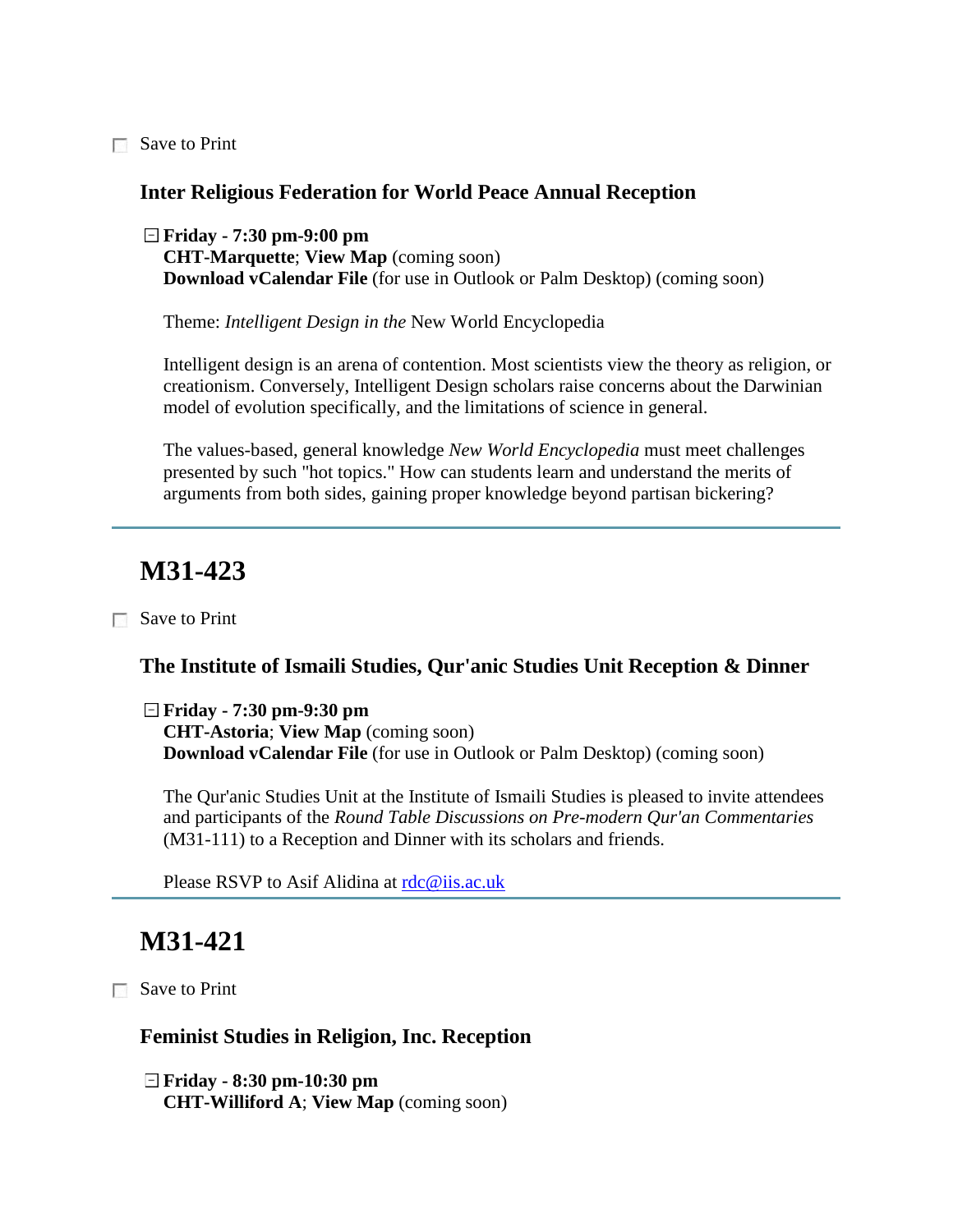☐ Save to Print

### Inter Religious Federation for World Peace Annual Reception

⊟ **Friday - 7:30 pm-9:00 pm**
**CHT-Marquette**; **View Map** (coming soon)
**Download vCalendar File** (for use in Outlook or Palm Desktop) (coming soon)

Theme: *Intelligent Design in the* New World Encyclopedia

Intelligent design is an arena of contention. Most scientists view the theory as religion, or creationism. Conversely, Intelligent Design scholars raise concerns about the Darwinian model of evolution specifically, and the limitations of science in general.

The values-based, general knowledge *New World Encyclopedia* must meet challenges presented by such "hot topics." How can students learn and understand the merits of arguments from both sides, gaining proper knowledge beyond partisan bickering?

---

## M31-423

☐ Save to Print

### The Institute of Ismaili Studies, Qur'anic Studies Unit Reception & Dinner

⊟ **Friday - 7:30 pm-9:30 pm**
**CHT-Astoria**; **View Map** (coming soon)
**Download vCalendar File** (for use in Outlook or Palm Desktop) (coming soon)

The Qur'anic Studies Unit at the Institute of Ismaili Studies is pleased to invite attendees and participants of the *Round Table Discussions on Pre-modern Qur'an Commentaries* (M31-111) to a Reception and Dinner with its scholars and friends.

Please RSVP to Asif Alidina at rdc@iis.ac.uk

---

## M31-421

☐ Save to Print

### Feminist Studies in Religion, Inc. Reception

⊟ **Friday - 8:30 pm-10:30 pm**
**CHT-Williford A**; **View Map** (coming soon)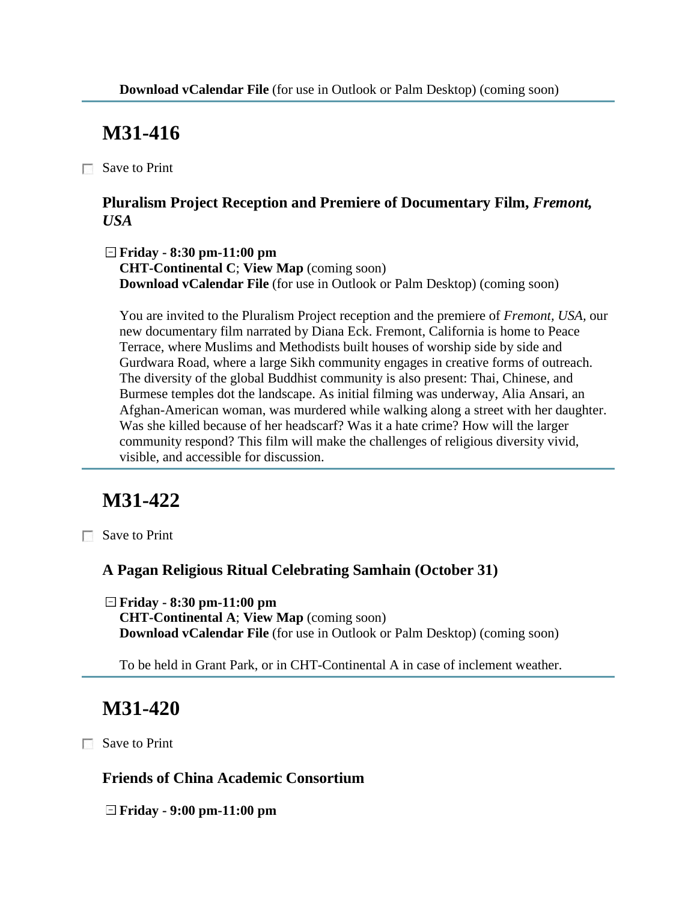**Download vCalendar File** (for use in Outlook or Palm Desktop) (coming soon)

## M31-416

☐ Save to Print

### Pluralism Project Reception and Premiere of Documentary Film, *Fremont, USA*

⊟ **Friday - 8:30 pm-11:00 pm**
**CHT-Continental C**; **View Map** (coming soon)
**Download vCalendar File** (for use in Outlook or Palm Desktop) (coming soon)

You are invited to the Pluralism Project reception and the premiere of *Fremont, USA,* our new documentary film narrated by Diana Eck. Fremont, California is home to Peace Terrace, where Muslims and Methodists built houses of worship side by side and Gurdwara Road, where a large Sikh community engages in creative forms of outreach. The diversity of the global Buddhist community is also present: Thai, Chinese, and Burmese temples dot the landscape. As initial filming was underway, Alia Ansari, an Afghan-American woman, was murdered while walking along a street with her daughter. Was she killed because of her headscarf? Was it a hate crime? How will the larger community respond? This film will make the challenges of religious diversity vivid, visible, and accessible for discussion.

## M31-422

☐ Save to Print

### A Pagan Religious Ritual Celebrating Samhain (October 31)

⊟ **Friday - 8:30 pm-11:00 pm**
**CHT-Continental A**; **View Map** (coming soon)
**Download vCalendar File** (for use in Outlook or Palm Desktop) (coming soon)

To be held in Grant Park, or in CHT-Continental A in case of inclement weather.

## M31-420

☐ Save to Print

### Friends of China Academic Consortium

⊟ **Friday - 9:00 pm-11:00 pm**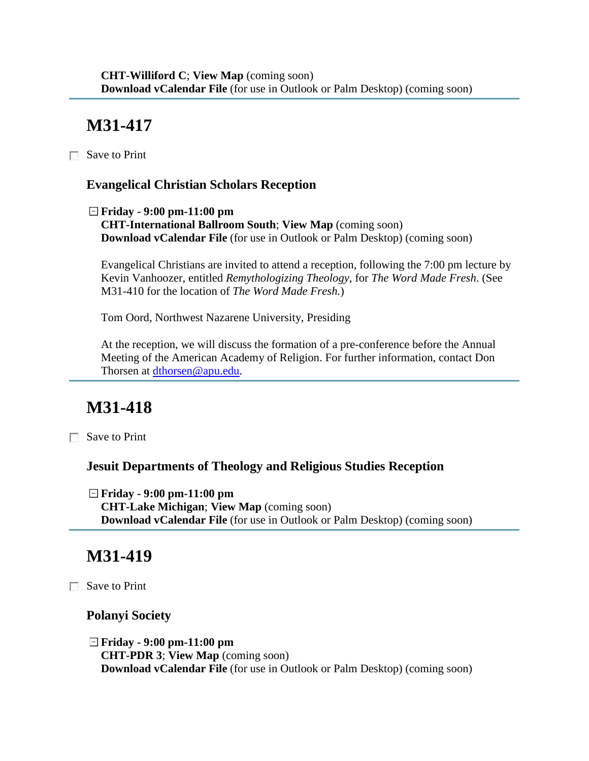**CHT-Williford C**; **View Map** (coming soon)
**Download vCalendar File** (for use in Outlook or Palm Desktop) (coming soon)

---

## M31-417

☐ Save to Print

### Evangelical Christian Scholars Reception

⊟ **Friday - 9:00 pm-11:00 pm**
**CHT-International Ballroom South**; **View Map** (coming soon)
**Download vCalendar File** (for use in Outlook or Palm Desktop) (coming soon)

Evangelical Christians are invited to attend a reception, following the 7:00 pm lecture by Kevin Vanhoozer, entitled *Remythologizing Theology*, for *The Word Made Fresh*. (See M31-410 for the location of *The Word Made Fresh.*)

Tom Oord, Northwest Nazarene University, Presiding

At the reception, we will discuss the formation of a pre-conference before the Annual Meeting of the American Academy of Religion. For further information, contact Don Thorsen at dthorsen@apu.edu.

---

## M31-418

☐ Save to Print

### Jesuit Departments of Theology and Religious Studies Reception

⊟ **Friday - 9:00 pm-11:00 pm**
**CHT-Lake Michigan**; **View Map** (coming soon)
**Download vCalendar File** (for use in Outlook or Palm Desktop) (coming soon)

---

## M31-419

☐ Save to Print

### Polanyi Society

⊟ **Friday - 9:00 pm-11:00 pm**
**CHT-PDR 3**; **View Map** (coming soon)
**Download vCalendar File** (for use in Outlook or Palm Desktop) (coming soon)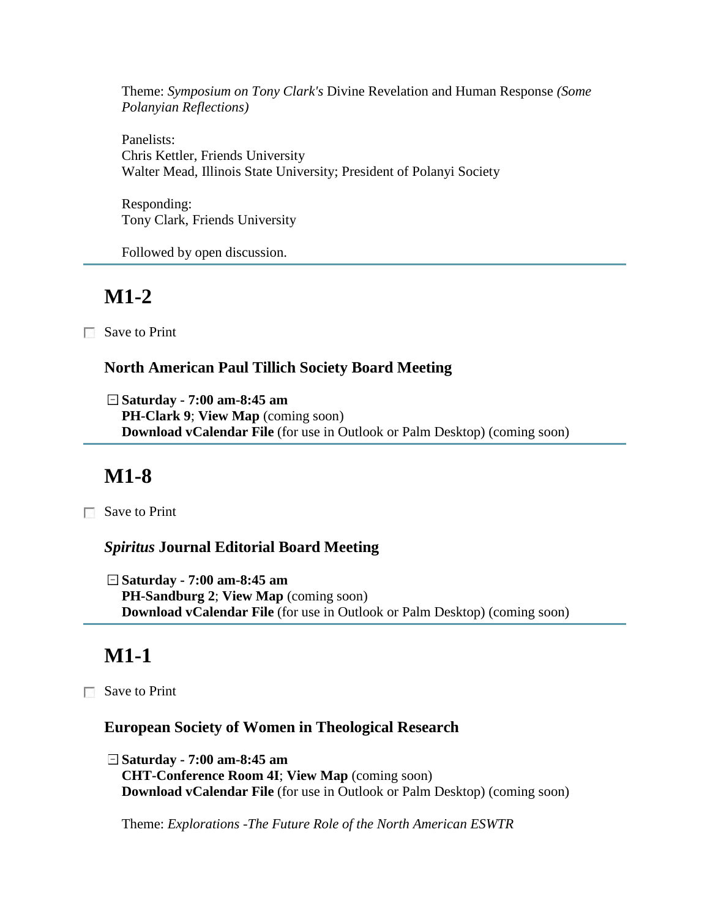Theme: *Symposium on Tony Clark's* Divine Revelation and Human Response *(Some Polanyian Reflections)*

Panelists:
Chris Kettler, Friends University
Walter Mead, Illinois State University; President of Polanyi Society

Responding:
Tony Clark, Friends University

Followed by open discussion.

---

## M1-2

☐ Save to Print

### North American Paul Tillich Society Board Meeting

**Saturday - 7:00 am-8:45 am**
**PH-Clark 9**; **View Map** (coming soon)
**Download vCalendar File** (for use in Outlook or Palm Desktop) (coming soon)

---

## M1-8

☐ Save to Print

### *Spiritus* Journal Editorial Board Meeting

**Saturday - 7:00 am-8:45 am**
**PH-Sandburg 2**; **View Map** (coming soon)
**Download vCalendar File** (for use in Outlook or Palm Desktop) (coming soon)

---

## M1-1

☐ Save to Print

### European Society of Women in Theological Research

**Saturday - 7:00 am-8:45 am**
**CHT-Conference Room 4I**; **View Map** (coming soon)
**Download vCalendar File** (for use in Outlook or Palm Desktop) (coming soon)

Theme: *Explorations -The Future Role of the North American ESWTR*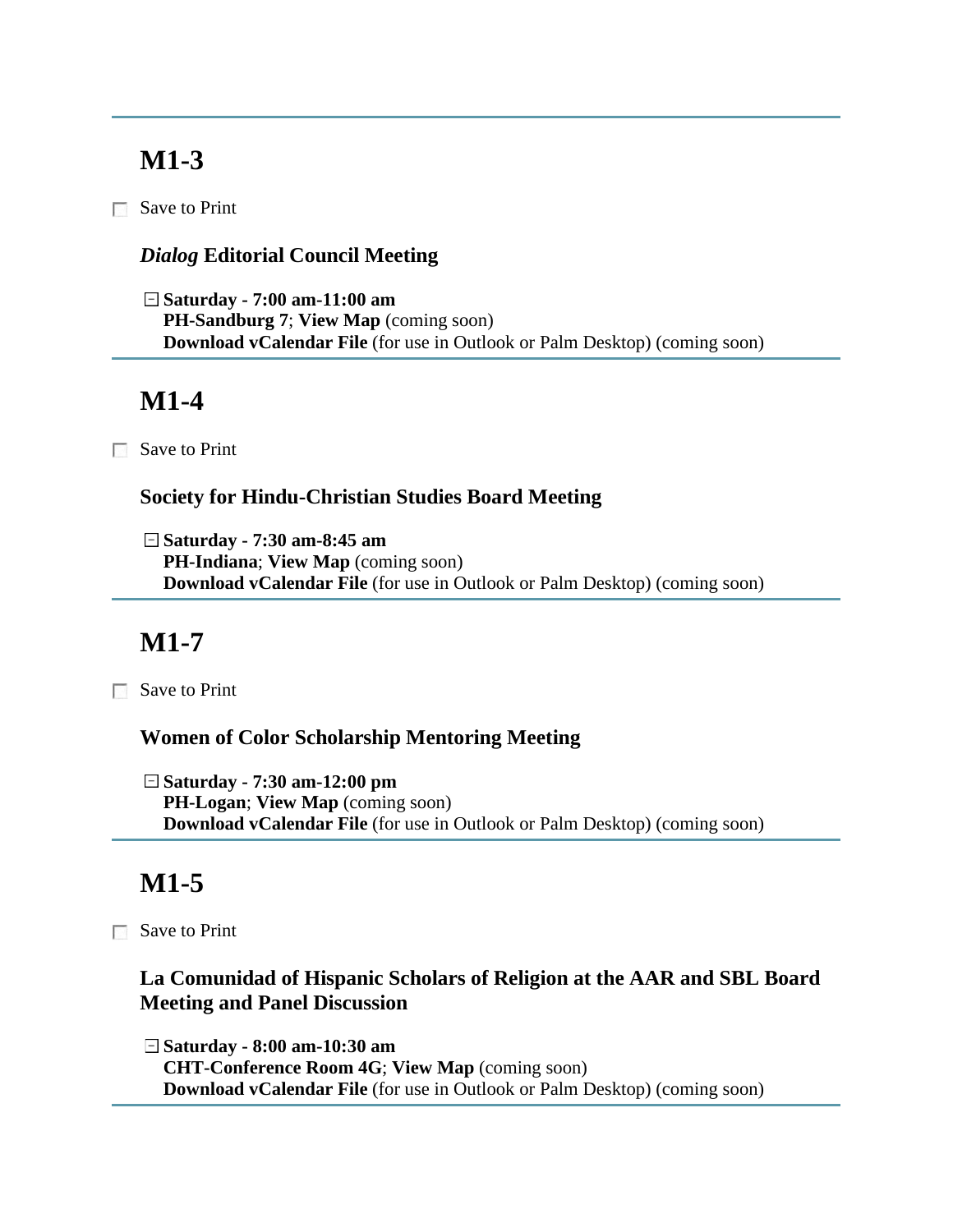## M1-3

☐ Save to Print

### *Dialog* Editorial Council Meeting

⊟ **Saturday - 7:00 am-11:00 am**
**PH-Sandburg 7**; **View Map** (coming soon)
**Download vCalendar File** (for use in Outlook or Palm Desktop) (coming soon)

---

## M1-4

☐ Save to Print

### Society for Hindu-Christian Studies Board Meeting

⊟ **Saturday - 7:30 am-8:45 am**
**PH-Indiana**; **View Map** (coming soon)
**Download vCalendar File** (for use in Outlook or Palm Desktop) (coming soon)

---

## M1-7

☐ Save to Print

### Women of Color Scholarship Mentoring Meeting

⊟ **Saturday - 7:30 am-12:00 pm**
**PH-Logan**; **View Map** (coming soon)
**Download vCalendar File** (for use in Outlook or Palm Desktop) (coming soon)

---

## M1-5

☐ Save to Print

### La Comunidad of Hispanic Scholars of Religion at the AAR and SBL Board Meeting and Panel Discussion

⊟ **Saturday - 8:00 am-10:30 am**
**CHT-Conference Room 4G**; **View Map** (coming soon)
**Download vCalendar File** (for use in Outlook or Palm Desktop) (coming soon)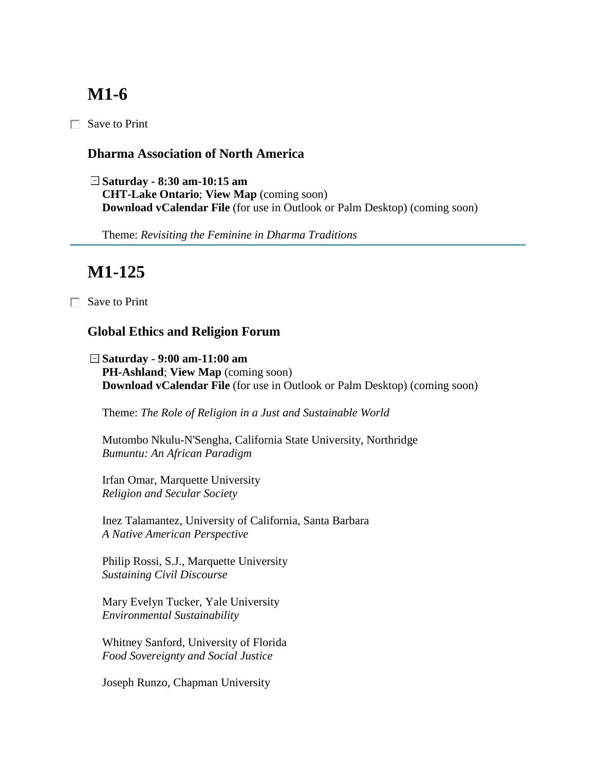# M1-6

☐ Save to Print

### Dharma Association of North America

⊟ **Saturday - 8:30 am-10:15 am**
**CHT-Lake Ontario**; **View Map** (coming soon)
**Download vCalendar File** (for use in Outlook or Palm Desktop) (coming soon)

Theme: *Revisiting the Feminine in Dharma Traditions*

---

# M1-125

☐ Save to Print

### Global Ethics and Religion Forum

⊟ **Saturday - 9:00 am-11:00 am**
**PH-Ashland**; **View Map** (coming soon)
**Download vCalendar File** (for use in Outlook or Palm Desktop) (coming soon)

Theme: *The Role of Religion in a Just and Sustainable World*

Mutombo Nkulu-N'Sengha, California State University, Northridge
*Bumuntu: An African Paradigm*

Irfan Omar, Marquette University
*Religion and Secular Society*

Inez Talamantez, University of California, Santa Barbara
*A Native American Perspective*

Philip Rossi, S.J., Marquette University
*Sustaining Civil Discourse*

Mary Evelyn Tucker, Yale University
*Environmental Sustainability*

Whitney Sanford, University of Florida
*Food Sovereignty and Social Justice*

Joseph Runzo, Chapman University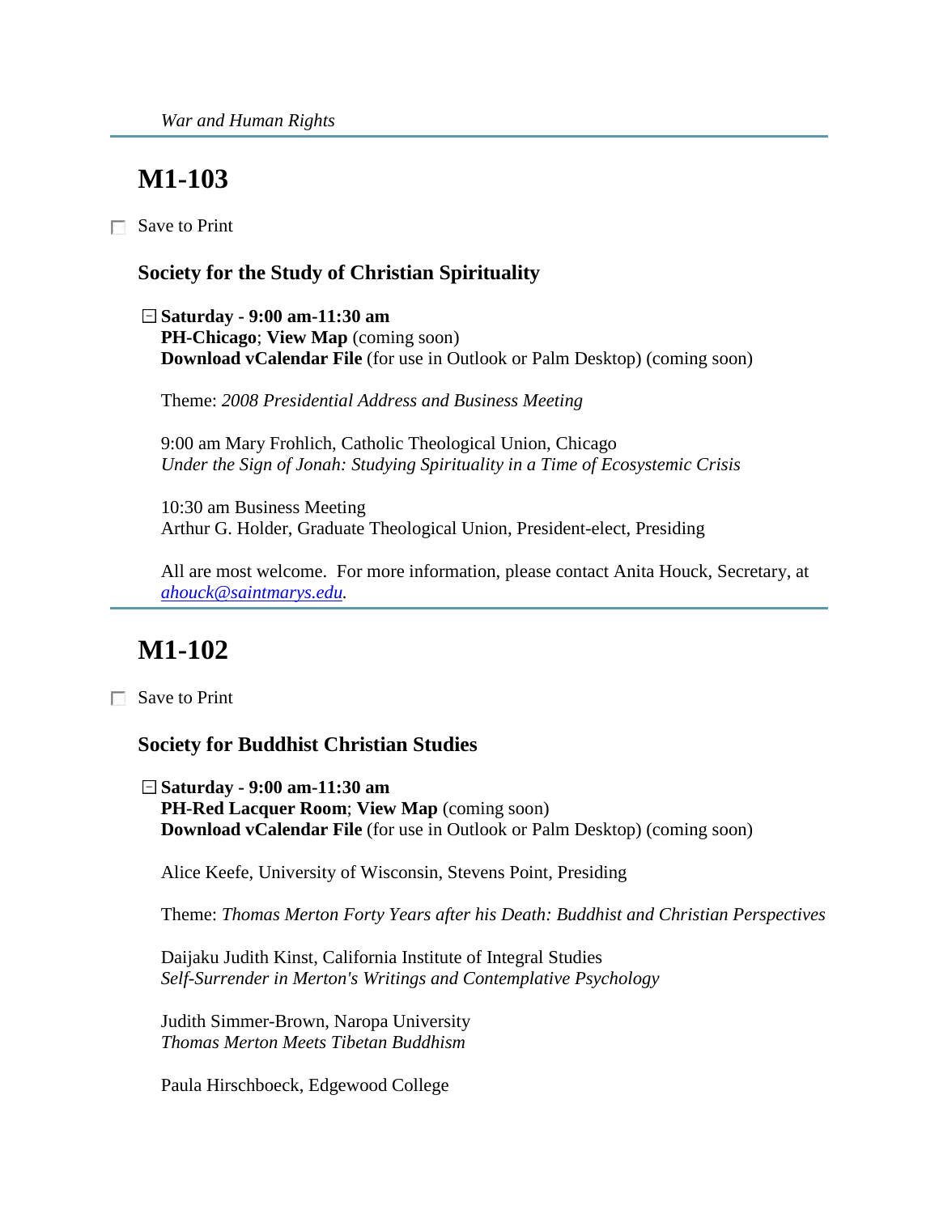*War and Human Rights*

## M1-103

☐ Save to Print

### Society for the Study of Christian Spirituality

⊟ **Saturday - 9:00 am-11:30 am**
**PH-Chicago**; **View Map** (coming soon)
**Download vCalendar File** (for use in Outlook or Palm Desktop) (coming soon)

Theme: *2008 Presidential Address and Business Meeting*

9:00 am Mary Frohlich, Catholic Theological Union, Chicago
*Under the Sign of Jonah: Studying Spirituality in a Time of Ecosystemic Crisis*

10:30 am Business Meeting
Arthur G. Holder, Graduate Theological Union, President-elect, Presiding

All are most welcome. For more information, please contact Anita Houck, Secretary, at *ahouck@saintmarys.edu*.

## M1-102

☐ Save to Print

### Society for Buddhist Christian Studies

⊟ **Saturday - 9:00 am-11:30 am**
**PH-Red Lacquer Room**; **View Map** (coming soon)
**Download vCalendar File** (for use in Outlook or Palm Desktop) (coming soon)

Alice Keefe, University of Wisconsin, Stevens Point, Presiding

Theme: *Thomas Merton Forty Years after his Death: Buddhist and Christian Perspectives*

Daijaku Judith Kinst, California Institute of Integral Studies
*Self-Surrender in Merton's Writings and Contemplative Psychology*

Judith Simmer-Brown, Naropa University
*Thomas Merton Meets Tibetan Buddhism*

Paula Hirschboeck, Edgewood College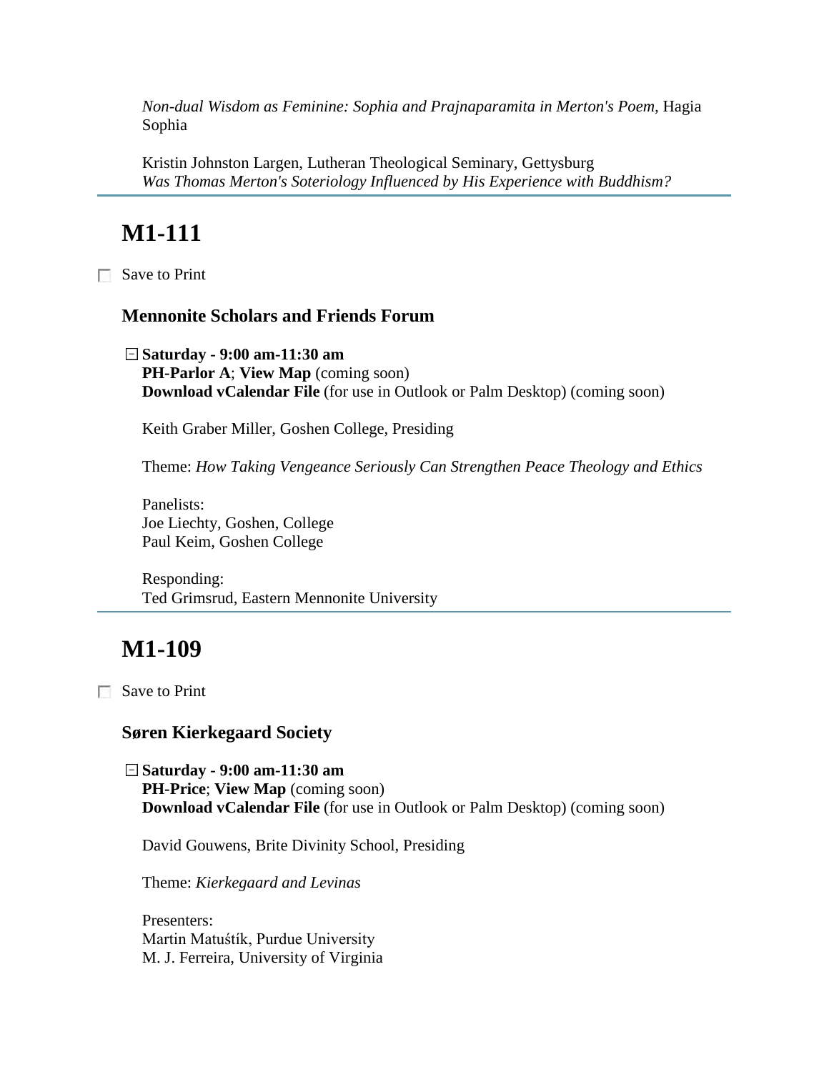*Non-dual Wisdom as Feminine: Sophia and Prajnaparamita in Merton's Poem,* Hagia Sophia

Kristin Johnston Largen, Lutheran Theological Seminary, Gettysburg
*Was Thomas Merton's Soteriology Influenced by His Experience with Buddhism?*

---

## M1-111

Save to Print

### Mennonite Scholars and Friends Forum

**Saturday - 9:00 am-11:30 am**
**PH-Parlor A**; **View Map** (coming soon)
**Download vCalendar File** (for use in Outlook or Palm Desktop) (coming soon)

Keith Graber Miller, Goshen College, Presiding

Theme: *How Taking Vengeance Seriously Can Strengthen Peace Theology and Ethics*

Panelists:
Joe Liechty, Goshen, College
Paul Keim, Goshen College

Responding:
Ted Grimsrud, Eastern Mennonite University

---

## M1-109

Save to Print

### Søren Kierkegaard Society

**Saturday - 9:00 am-11:30 am**
**PH-Price**; **View Map** (coming soon)
**Download vCalendar File** (for use in Outlook or Palm Desktop) (coming soon)

David Gouwens, Brite Divinity School, Presiding

Theme: *Kierkegaard and Levinas*

Presenters:
Martin Matuśtík, Purdue University
M. J. Ferreira, University of Virginia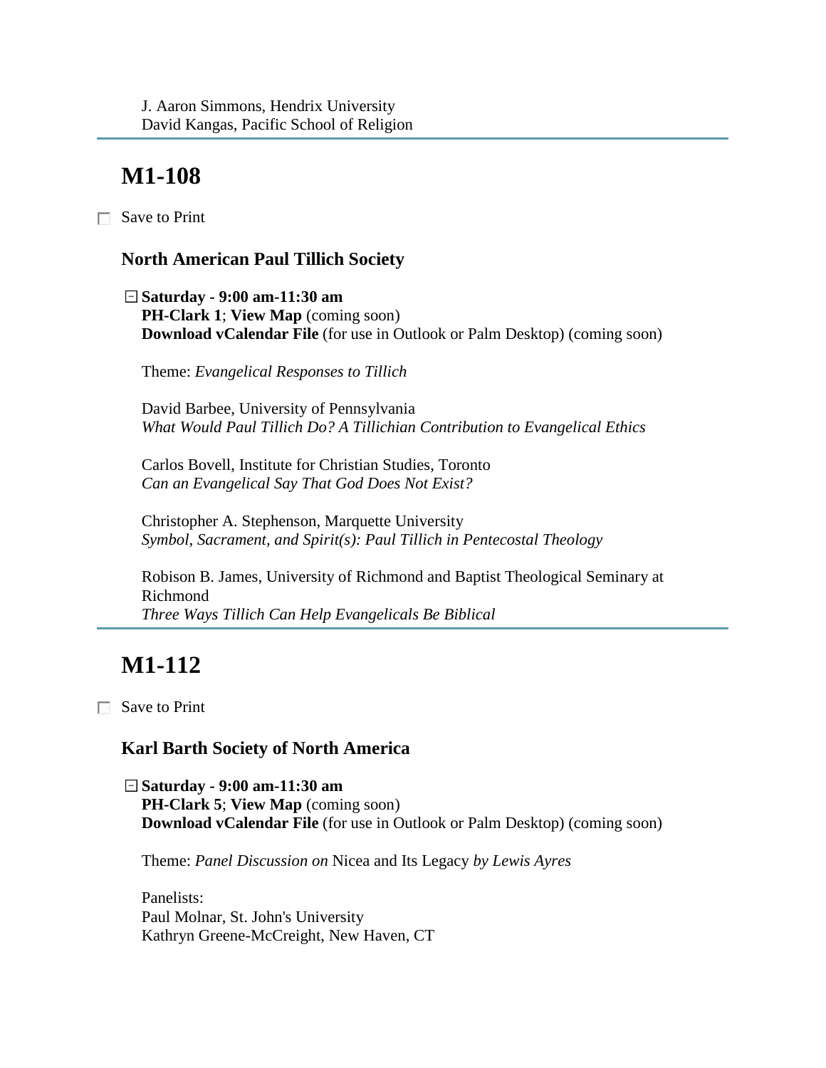J. Aaron Simmons, Hendrix University
David Kangas, Pacific School of Religion

---

# M1-108

☐ Save to Print

### North American Paul Tillich Society

⊟ **Saturday - 9:00 am-11:30 am**
**PH-Clark 1**; **View Map** (coming soon)
**Download vCalendar File** (for use in Outlook or Palm Desktop) (coming soon)

Theme: *Evangelical Responses to Tillich*

David Barbee, University of Pennsylvania
*What Would Paul Tillich Do? A Tillichian Contribution to Evangelical Ethics*

Carlos Bovell, Institute for Christian Studies, Toronto
*Can an Evangelical Say That God Does Not Exist?*

Christopher A. Stephenson, Marquette University
*Symbol, Sacrament, and Spirit(s): Paul Tillich in Pentecostal Theology*

Robison B. James, University of Richmond and Baptist Theological Seminary at Richmond
*Three Ways Tillich Can Help Evangelicals Be Biblical*

---

# M1-112

☐ Save to Print

### Karl Barth Society of North America

⊟ **Saturday - 9:00 am-11:30 am**
**PH-Clark 5**; **View Map** (coming soon)
**Download vCalendar File** (for use in Outlook or Palm Desktop) (coming soon)

Theme: *Panel Discussion on* Nicea and Its Legacy *by Lewis Ayres*

Panelists:
Paul Molnar, St. John's University
Kathryn Greene-McCreight, New Haven, CT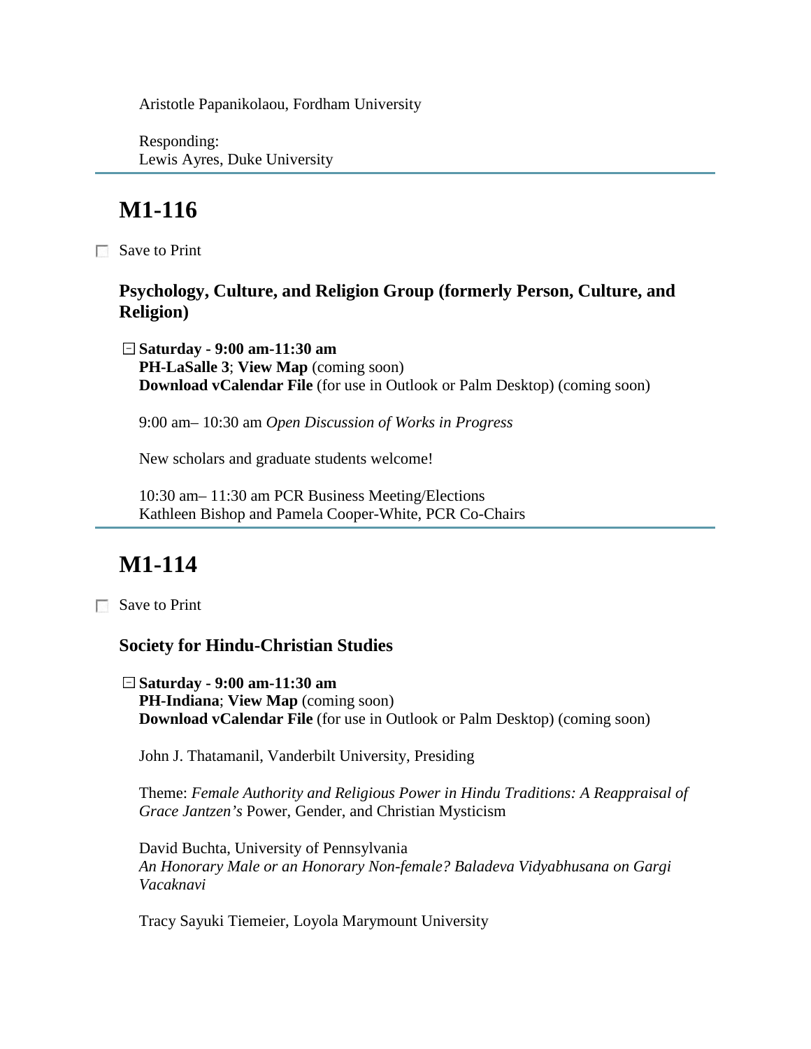Aristotle Papanikolaou, Fordham University

Responding:
Lewis Ayres, Duke University

---

## M1-116

☐ Save to Print

### Psychology, Culture, and Religion Group (formerly Person, Culture, and Religion)

⊟ **Saturday - 9:00 am-11:30 am**
**PH-LaSalle 3**; **View Map** (coming soon)
**Download vCalendar File** (for use in Outlook or Palm Desktop) (coming soon)

9:00 am– 10:30 am *Open Discussion of Works in Progress*

New scholars and graduate students welcome!

10:30 am– 11:30 am PCR Business Meeting/Elections
Kathleen Bishop and Pamela Cooper-White, PCR Co-Chairs

---

## M1-114

☐ Save to Print

### Society for Hindu-Christian Studies

⊟ **Saturday - 9:00 am-11:30 am**
**PH-Indiana**; **View Map** (coming soon)
**Download vCalendar File** (for use in Outlook or Palm Desktop) (coming soon)

John J. Thatamanil, Vanderbilt University, Presiding

Theme: *Female Authority and Religious Power in Hindu Traditions: A Reappraisal of Grace Jantzen's* Power, Gender, and Christian Mysticism

David Buchta, University of Pennsylvania
*An Honorary Male or an Honorary Non-female? Baladeva Vidyabhusana on Gargi Vacaknavi*

Tracy Sayuki Tiemeier, Loyola Marymount University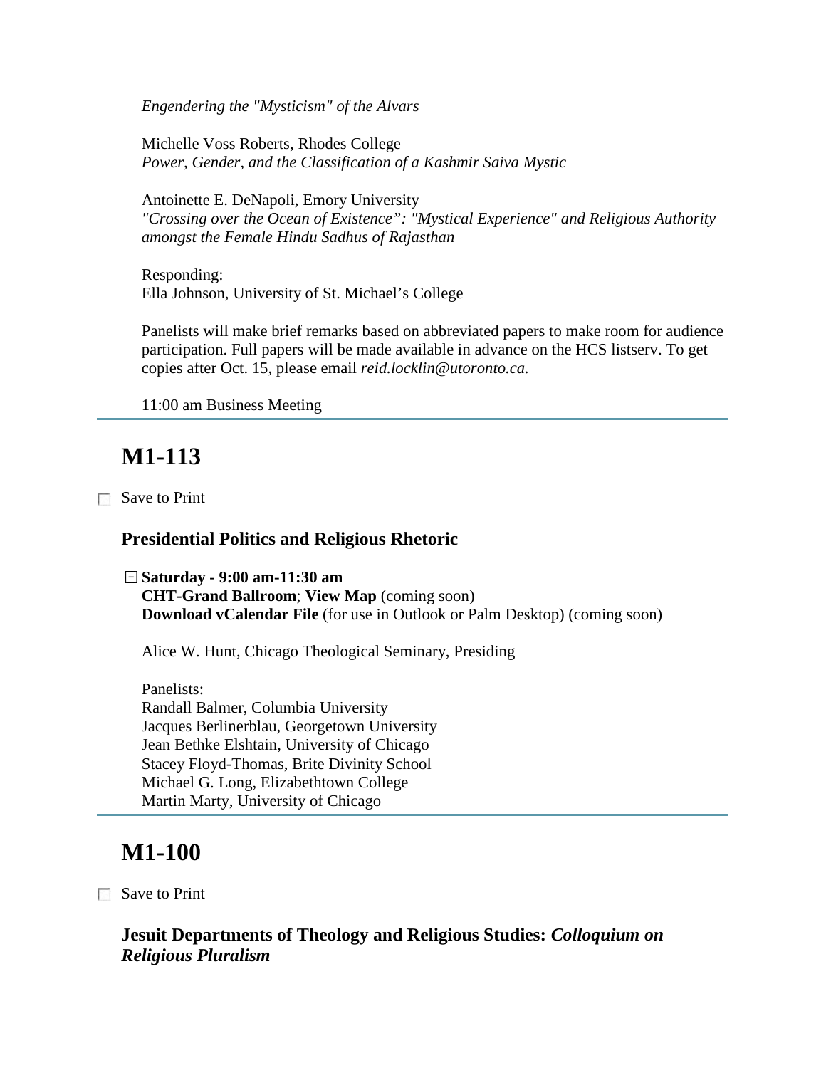*Engendering the "Mysticism" of the Alvars*

Michelle Voss Roberts, Rhodes College
*Power, Gender, and the Classification of a Kashmir Saiva Mystic*

Antoinette E. DeNapoli, Emory University
*"Crossing over the Ocean of Existence": "Mystical Experience" and Religious Authority amongst the Female Hindu Sadhus of Rajasthan*

Responding:
Ella Johnson, University of St. Michael's College

Panelists will make brief remarks based on abbreviated papers to make room for audience participation. Full papers will be made available in advance on the HCS listserv. To get copies after Oct. 15, please email *reid.locklin@utoronto.ca.*

11:00 am Business Meeting

---

## M1-113

☐ Save to Print

### Presidential Politics and Religious Rhetoric

⊟ **Saturday - 9:00 am-11:30 am**
**CHT-Grand Ballroom**; **View Map** (coming soon)
**Download vCalendar File** (for use in Outlook or Palm Desktop) (coming soon)

Alice W. Hunt, Chicago Theological Seminary, Presiding

Panelists:
Randall Balmer, Columbia University
Jacques Berlinerblau, Georgetown University
Jean Bethke Elshtain, University of Chicago
Stacey Floyd-Thomas, Brite Divinity School
Michael G. Long, Elizabethtown College
Martin Marty, University of Chicago

---

## M1-100

☐ Save to Print

### Jesuit Departments of Theology and Religious Studies: *Colloquium on Religious Pluralism*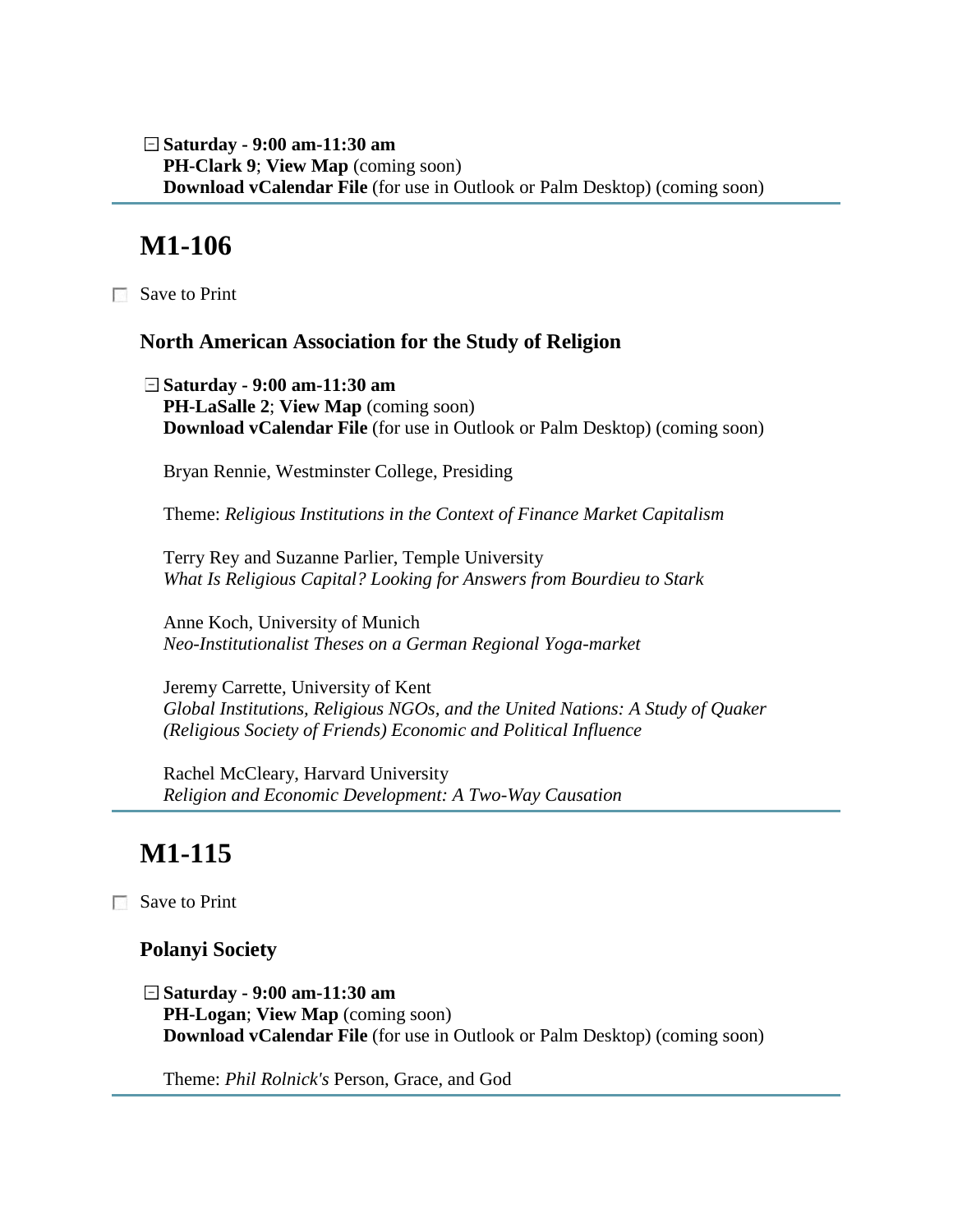**Saturday - 9:00 am-11:30 am**
**PH-Clark 9**; **View Map** (coming soon)
**Download vCalendar File** (for use in Outlook or Palm Desktop) (coming soon)

---

## M1-106

Save to Print

### North American Association for the Study of Religion

**Saturday - 9:00 am-11:30 am**
**PH-LaSalle 2**; **View Map** (coming soon)
**Download vCalendar File** (for use in Outlook or Palm Desktop) (coming soon)

Bryan Rennie, Westminster College, Presiding

Theme: *Religious Institutions in the Context of Finance Market Capitalism*

Terry Rey and Suzanne Parlier, Temple University
*What Is Religious Capital? Looking for Answers from Bourdieu to Stark*

Anne Koch, University of Munich
*Neo-Institutionalist Theses on a German Regional Yoga-market*

Jeremy Carrette, University of Kent
*Global Institutions, Religious NGOs, and the United Nations: A Study of Quaker (Religious Society of Friends) Economic and Political Influence*

Rachel McCleary, Harvard University
*Religion and Economic Development: A Two-Way Causation*

---

## M1-115

Save to Print

### Polanyi Society

**Saturday - 9:00 am-11:30 am**
**PH-Logan**; **View Map** (coming soon)
**Download vCalendar File** (for use in Outlook or Palm Desktop) (coming soon)

Theme: *Phil Rolnick's* Person, Grace, and God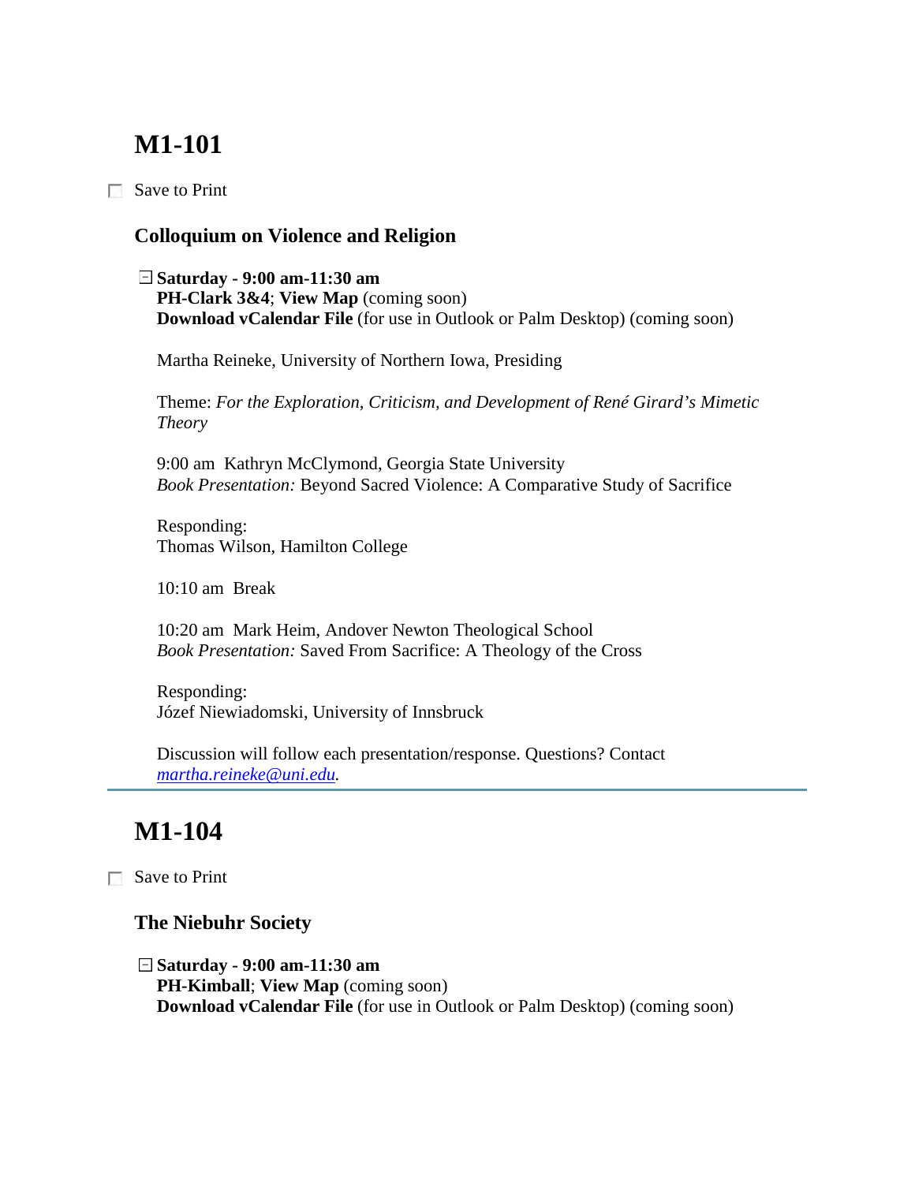## M1-101

☐ Save to Print

### Colloquium on Violence and Religion

⊟ **Saturday - 9:00 am-11:30 am**
**PH-Clark 3&4**; **View Map** (coming soon)
**Download vCalendar File** (for use in Outlook or Palm Desktop) (coming soon)

Martha Reineke, University of Northern Iowa, Presiding

Theme: *For the Exploration, Criticism, and Development of René Girard's Mimetic Theory*

9:00 am  Kathryn McClymond, Georgia State University
*Book Presentation:* Beyond Sacred Violence: A Comparative Study of Sacrifice

Responding:
Thomas Wilson, Hamilton College

10:10 am  Break

10:20 am  Mark Heim, Andover Newton Theological School
*Book Presentation:* Saved From Sacrifice: A Theology of the Cross

Responding:
Józef Niewiadomski, University of Innsbruck

Discussion will follow each presentation/response. Questions? Contact *martha.reineke@uni.edu.*

---

## M1-104

☐ Save to Print

### The Niebuhr Society

⊟ **Saturday - 9:00 am-11:30 am**
**PH-Kimball**; **View Map** (coming soon)
**Download vCalendar File** (for use in Outlook or Palm Desktop) (coming soon)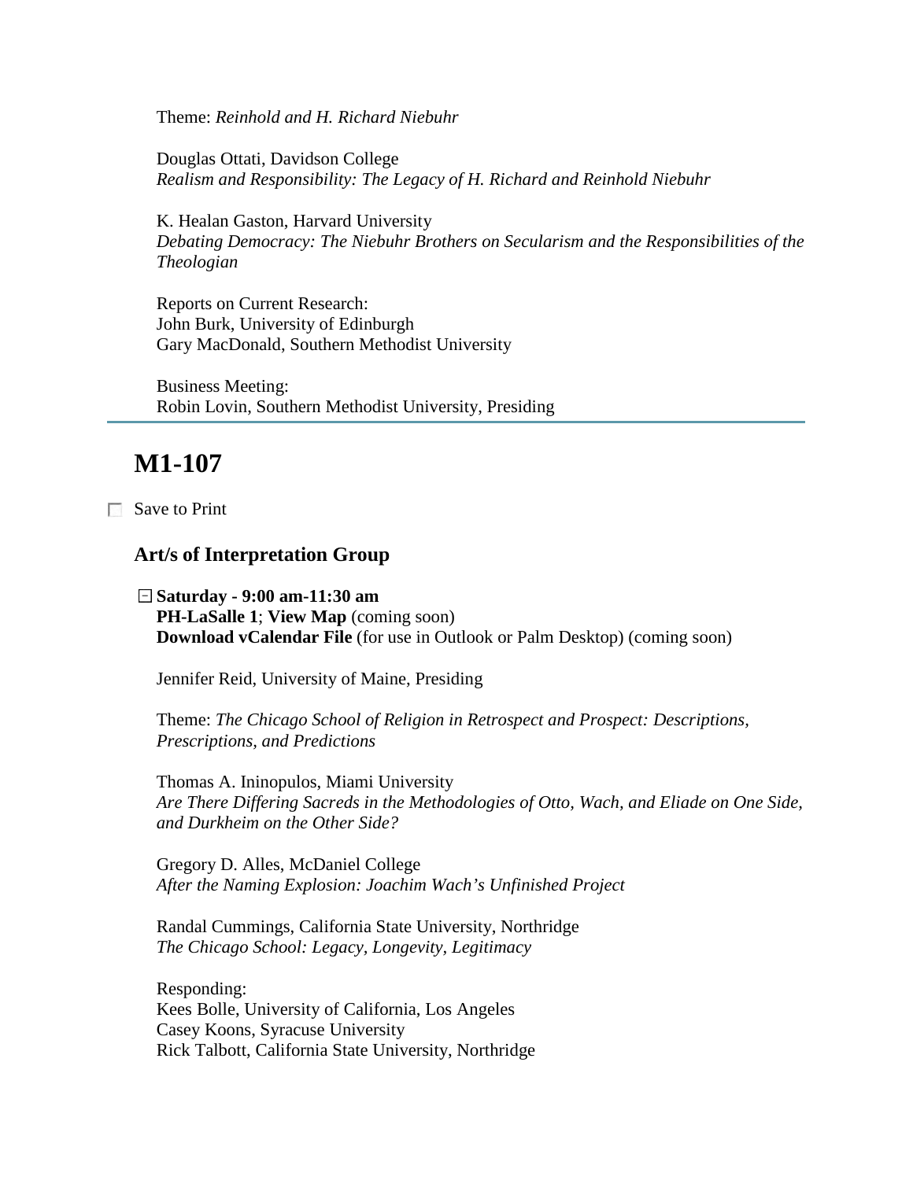Theme: *Reinhold and H. Richard Niebuhr*

Douglas Ottati, Davidson College
*Realism and Responsibility: The Legacy of H. Richard and Reinhold Niebuhr*

K. Healan Gaston, Harvard University
*Debating Democracy: The Niebuhr Brothers on Secularism and the Responsibilities of the Theologian*

Reports on Current Research:
John Burk, University of Edinburgh
Gary MacDonald, Southern Methodist University

Business Meeting:
Robin Lovin, Southern Methodist University, Presiding

---

## M1-107

☐ Save to Print

### Art/s of Interpretation Group

**Saturday - 9:00 am-11:30 am**
**PH-LaSalle 1**; **View Map** (coming soon)
**Download vCalendar File** (for use in Outlook or Palm Desktop) (coming soon)

Jennifer Reid, University of Maine, Presiding

Theme: *The Chicago School of Religion in Retrospect and Prospect: Descriptions, Prescriptions, and Predictions*

Thomas A. Ininopulos, Miami University
*Are There Differing Sacreds in the Methodologies of Otto, Wach, and Eliade on One Side, and Durkheim on the Other Side?*

Gregory D. Alles, McDaniel College
*After the Naming Explosion: Joachim Wach's Unfinished Project*

Randal Cummings, California State University, Northridge
*The Chicago School: Legacy, Longevity, Legitimacy*

Responding:
Kees Bolle, University of California, Los Angeles
Casey Koons, Syracuse University
Rick Talbott, California State University, Northridge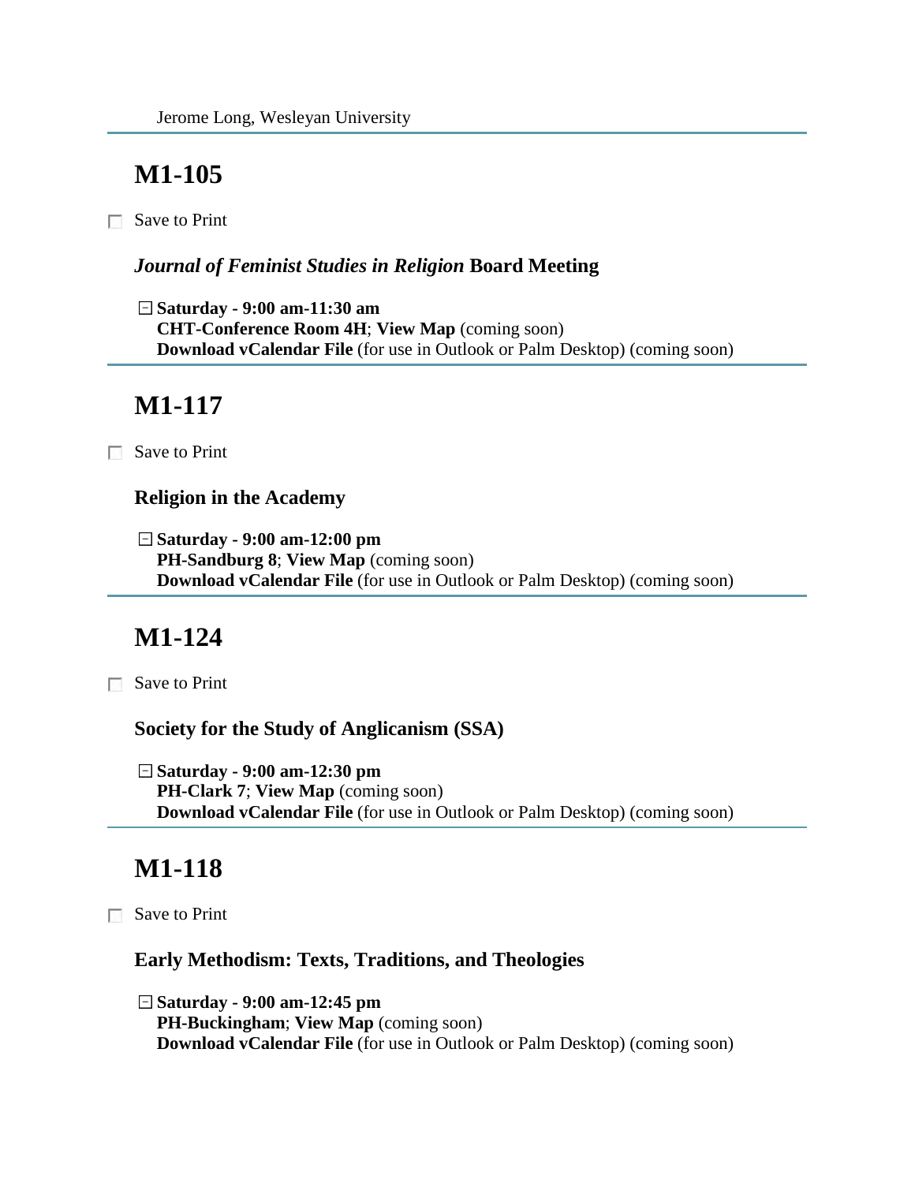Jerome Long, Wesleyan University

---

## M1-105

☐ Save to Print

### *Journal of Feminist Studies in Religion* Board Meeting

⊟ **Saturday - 9:00 am-11:30 am**
**CHT-Conference Room 4H**; **View Map** (coming soon)
**Download vCalendar File** (for use in Outlook or Palm Desktop) (coming soon)

---

## M1-117

☐ Save to Print

### Religion in the Academy

⊟ **Saturday - 9:00 am-12:00 pm**
**PH-Sandburg 8**; **View Map** (coming soon)
**Download vCalendar File** (for use in Outlook or Palm Desktop) (coming soon)

---

## M1-124

☐ Save to Print

### Society for the Study of Anglicanism (SSA)

⊟ **Saturday - 9:00 am-12:30 pm**
**PH-Clark 7**; **View Map** (coming soon)
**Download vCalendar File** (for use in Outlook or Palm Desktop) (coming soon)

---

## M1-118

☐ Save to Print

### Early Methodism: Texts, Traditions, and Theologies

⊟ **Saturday - 9:00 am-12:45 pm**
**PH-Buckingham**; **View Map** (coming soon)
**Download vCalendar File** (for use in Outlook or Palm Desktop) (coming soon)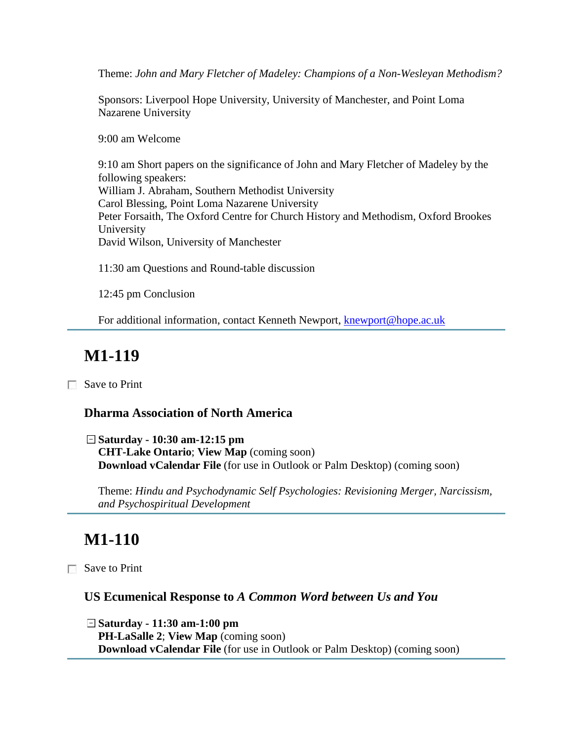Theme: *John and Mary Fletcher of Madeley: Champions of a Non-Wesleyan Methodism?*

Sponsors: Liverpool Hope University, University of Manchester, and Point Loma Nazarene University

9:00 am Welcome

9:10 am Short papers on the significance of John and Mary Fletcher of Madeley by the following speakers:
William J. Abraham, Southern Methodist University
Carol Blessing, Point Loma Nazarene University
Peter Forsaith, The Oxford Centre for Church History and Methodism, Oxford Brookes University
David Wilson, University of Manchester

11:30 am Questions and Round-table discussion

12:45 pm Conclusion

For additional information, contact Kenneth Newport, knewport@hope.ac.uk

---

## M1-119

☐ Save to Print

### Dharma Association of North America

**Saturday - 10:30 am-12:15 pm**
**CHT-Lake Ontario**; **View Map** (coming soon)
**Download vCalendar File** (for use in Outlook or Palm Desktop) (coming soon)

Theme: *Hindu and Psychodynamic Self Psychologies: Revisioning Merger, Narcissism, and Psychospiritual Development*

---

## M1-110

☐ Save to Print

### US Ecumenical Response to *A Common Word between Us and You*

**Saturday - 11:30 am-1:00 pm**
**PH-LaSalle 2**; **View Map** (coming soon)
**Download vCalendar File** (for use in Outlook or Palm Desktop) (coming soon)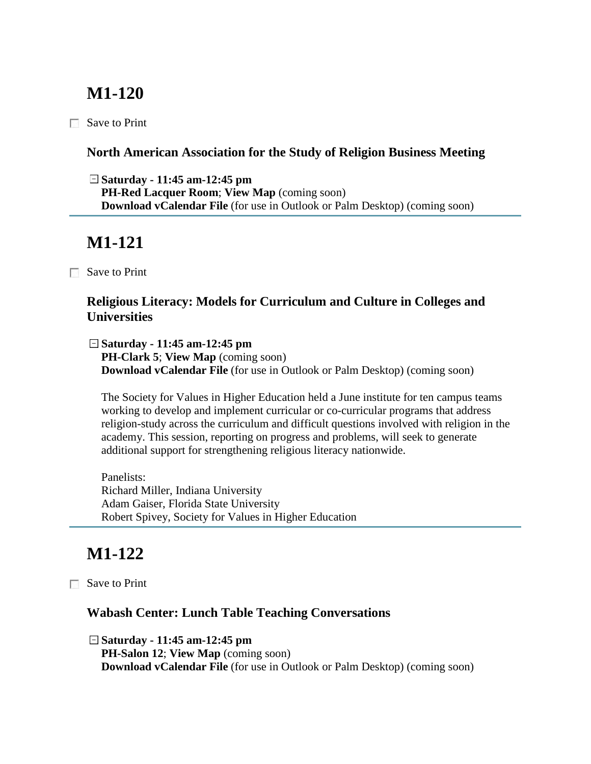## M1-120

☐ Save to Print

### North American Association for the Study of Religion Business Meeting

**Saturday - 11:45 am-12:45 pm**
**PH-Red Lacquer Room**; **View Map** (coming soon)
**Download vCalendar File** (for use in Outlook or Palm Desktop) (coming soon)

---

## M1-121

☐ Save to Print

### Religious Literacy: Models for Curriculum and Culture in Colleges and Universities

**Saturday - 11:45 am-12:45 pm**
**PH-Clark 5**; **View Map** (coming soon)
**Download vCalendar File** (for use in Outlook or Palm Desktop) (coming soon)

The Society for Values in Higher Education held a June institute for ten campus teams working to develop and implement curricular or co-curricular programs that address religion-study across the curriculum and difficult questions involved with religion in the academy. This session, reporting on progress and problems, will seek to generate additional support for strengthening religious literacy nationwide.

Panelists:
Richard Miller, Indiana University
Adam Gaiser, Florida State University
Robert Spivey, Society for Values in Higher Education

---

## M1-122

☐ Save to Print

### Wabash Center: Lunch Table Teaching Conversations

**Saturday - 11:45 am-12:45 pm**
**PH-Salon 12**; **View Map** (coming soon)
**Download vCalendar File** (for use in Outlook or Palm Desktop) (coming soon)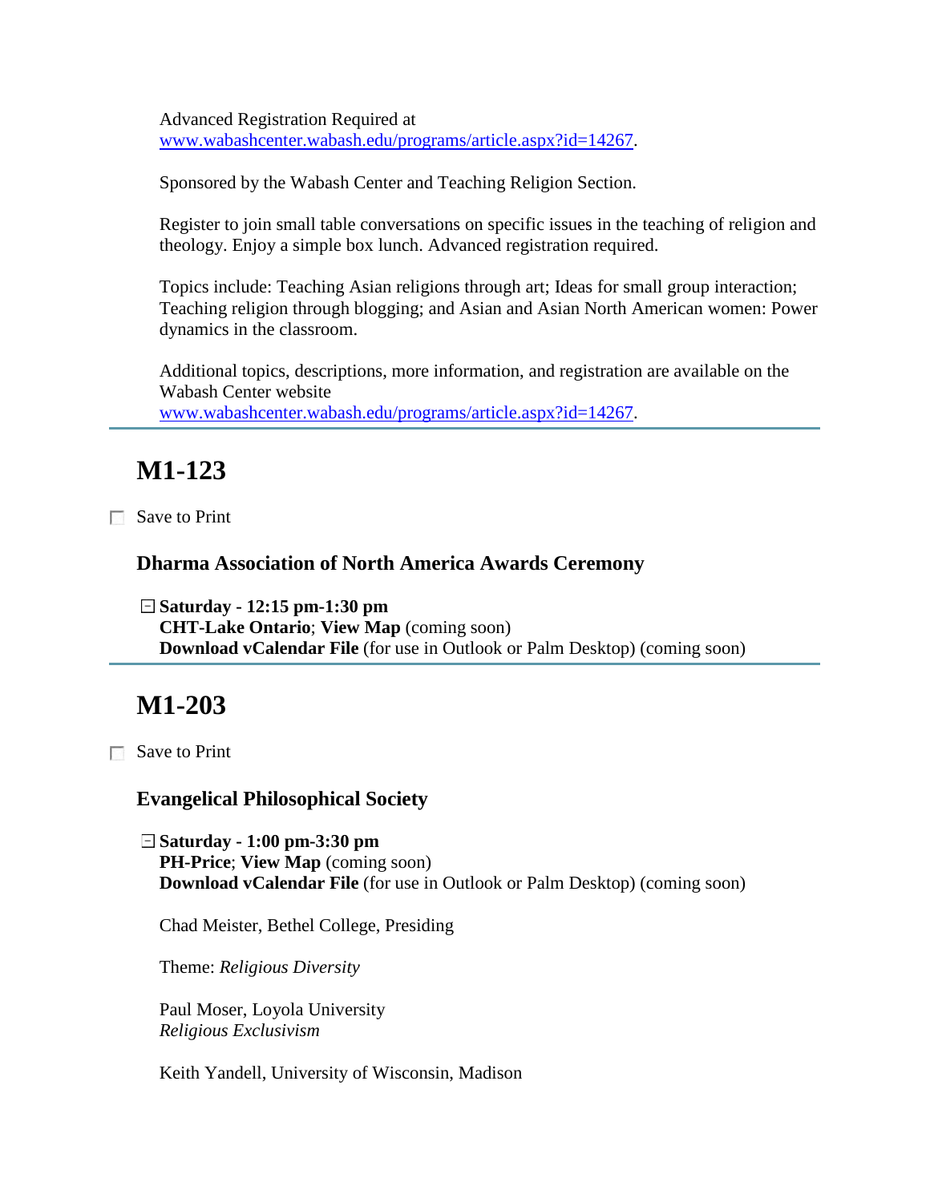Advanced Registration Required at
[www.wabashcenter.wabash.edu/programs/article.aspx?id=14267](www.wabashcenter.wabash.edu/programs/article.aspx?id=14267).

Sponsored by the Wabash Center and Teaching Religion Section.

Register to join small table conversations on specific issues in the teaching of religion and theology. Enjoy a simple box lunch. Advanced registration required.

Topics include: Teaching Asian religions through art; Ideas for small group interaction; Teaching religion through blogging; and Asian and Asian North American women: Power dynamics in the classroom.

Additional topics, descriptions, more information, and registration are available on the Wabash Center website
[www.wabashcenter.wabash.edu/programs/article.aspx?id=14267](www.wabashcenter.wabash.edu/programs/article.aspx?id=14267).

---

## M1-123

☐ Save to Print

### Dharma Association of North America Awards Ceremony

⊟ **Saturday - 12:15 pm-1:30 pm**
**CHT-Lake Ontario**; **View Map** (coming soon)
**Download vCalendar File** (for use in Outlook or Palm Desktop) (coming soon)

---

## M1-203

☐ Save to Print

### Evangelical Philosophical Society

⊟ **Saturday - 1:00 pm-3:30 pm**
**PH-Price**; **View Map** (coming soon)
**Download vCalendar File** (for use in Outlook or Palm Desktop) (coming soon)

Chad Meister, Bethel College, Presiding

Theme: *Religious Diversity*

Paul Moser, Loyola University
*Religious Exclusivism*

Keith Yandell, University of Wisconsin, Madison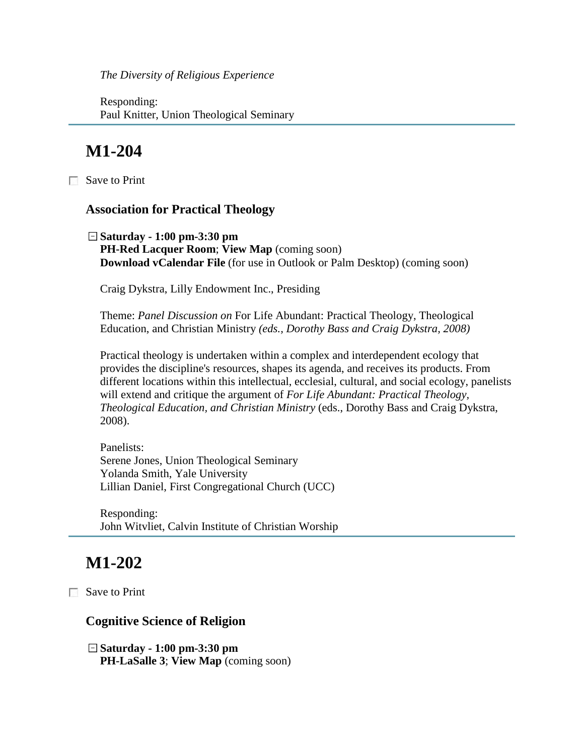*The Diversity of Religious Experience*

Responding:
Paul Knitter, Union Theological Seminary

---

## M1-204

☐ Save to Print

### Association for Practical Theology

⊟ **Saturday - 1:00 pm-3:30 pm**
**PH-Red Lacquer Room**; **View Map** (coming soon)
**Download vCalendar File** (for use in Outlook or Palm Desktop) (coming soon)

Craig Dykstra, Lilly Endowment Inc., Presiding

Theme: *Panel Discussion on* For Life Abundant: Practical Theology, Theological Education, and Christian Ministry *(eds., Dorothy Bass and Craig Dykstra, 2008)*

Practical theology is undertaken within a complex and interdependent ecology that provides the discipline's resources, shapes its agenda, and receives its products. From different locations within this intellectual, ecclesial, cultural, and social ecology, panelists will extend and critique the argument of *For Life Abundant: Practical Theology, Theological Education, and Christian Ministry* (eds., Dorothy Bass and Craig Dykstra, 2008).

Panelists:
Serene Jones, Union Theological Seminary
Yolanda Smith, Yale University
Lillian Daniel, First Congregational Church (UCC)

Responding:
John Witvliet, Calvin Institute of Christian Worship

---

## M1-202

☐ Save to Print

### Cognitive Science of Religion

⊟ **Saturday - 1:00 pm-3:30 pm**
**PH-LaSalle 3**; **View Map** (coming soon)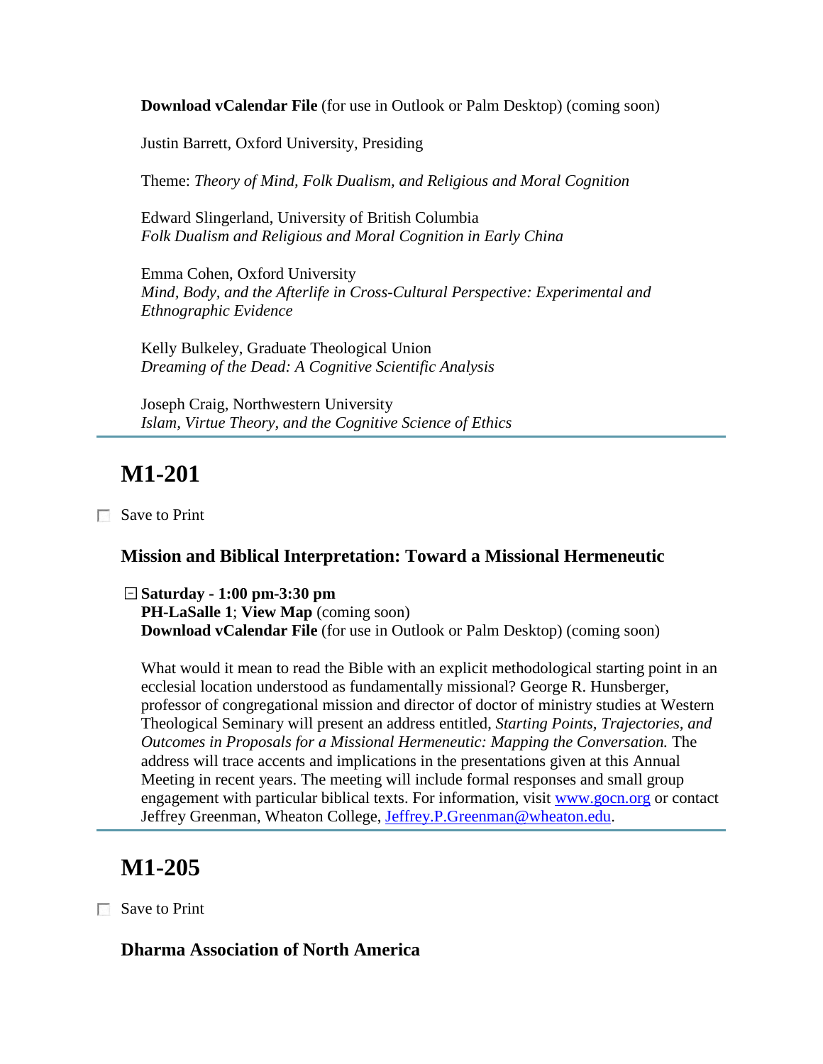**Download vCalendar File** (for use in Outlook or Palm Desktop) (coming soon)

Justin Barrett, Oxford University, Presiding

Theme: *Theory of Mind, Folk Dualism, and Religious and Moral Cognition*

Edward Slingerland, University of British Columbia
*Folk Dualism and Religious and Moral Cognition in Early China*

Emma Cohen, Oxford University
*Mind, Body, and the Afterlife in Cross-Cultural Perspective: Experimental and Ethnographic Evidence*

Kelly Bulkeley, Graduate Theological Union
*Dreaming of the Dead: A Cognitive Scientific Analysis*

Joseph Craig, Northwestern University
*Islam, Virtue Theory, and the Cognitive Science of Ethics*

---

## M1-201

Save to Print

### Mission and Biblical Interpretation: Toward a Missional Hermeneutic

**Saturday - 1:00 pm-3:30 pm**
**PH-LaSalle 1**; **View Map** (coming soon)
**Download vCalendar File** (for use in Outlook or Palm Desktop) (coming soon)

What would it mean to read the Bible with an explicit methodological starting point in an ecclesial location understood as fundamentally missional? George R. Hunsberger, professor of congregational mission and director of doctor of ministry studies at Western Theological Seminary will present an address entitled, *Starting Points, Trajectories, and Outcomes in Proposals for a Missional Hermeneutic: Mapping the Conversation.* The address will trace accents and implications in the presentations given at this Annual Meeting in recent years. The meeting will include formal responses and small group engagement with particular biblical texts. For information, visit www.gocn.org or contact Jeffrey Greenman, Wheaton College, Jeffrey.P.Greenman@wheaton.edu.

---

## M1-205

Save to Print

### Dharma Association of North America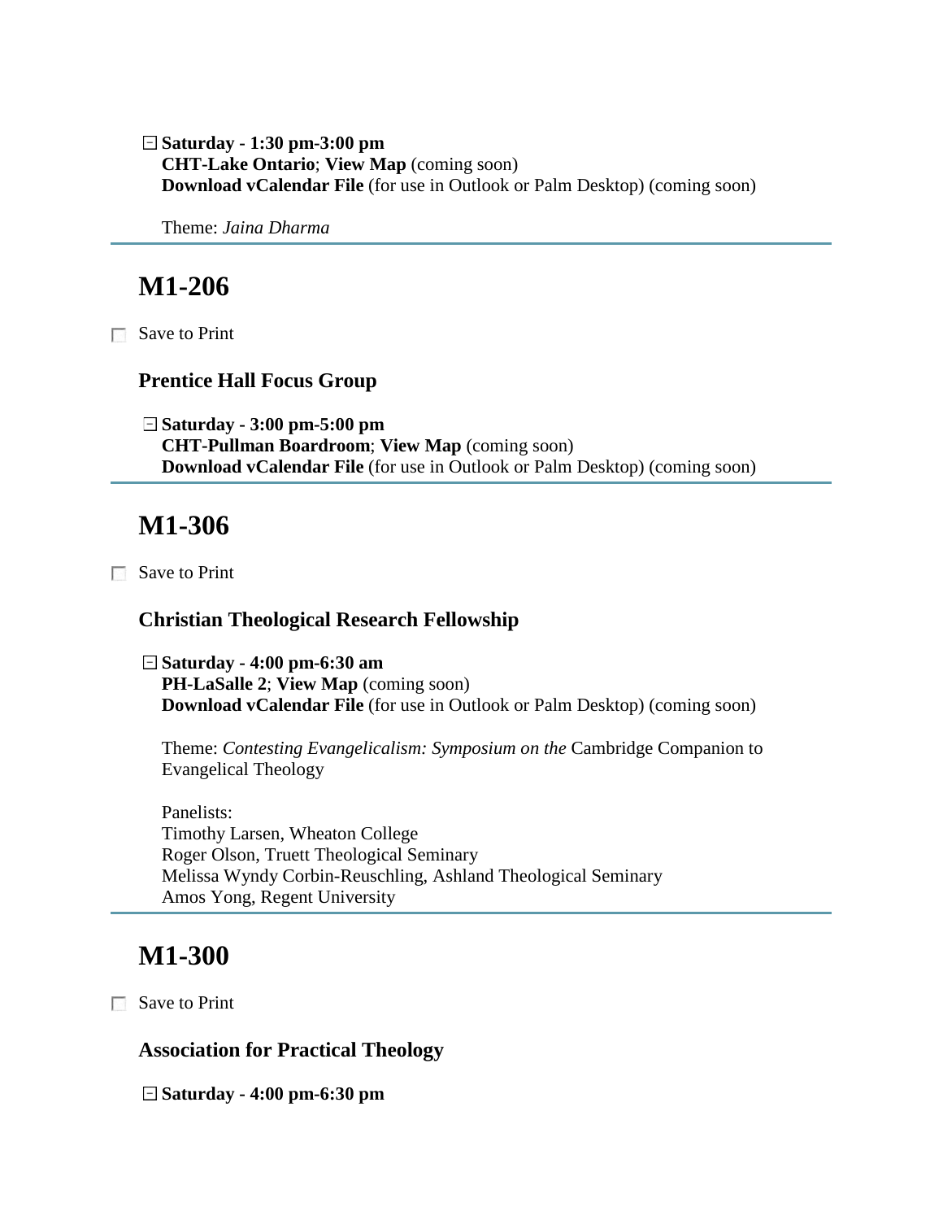**Saturday - 1:30 pm-3:00 pm**
**CHT-Lake Ontario**; **View Map** (coming soon)
**Download vCalendar File** (for use in Outlook or Palm Desktop) (coming soon)

Theme: *Jaina Dharma*

---

## M1-206

Save to Print

### Prentice Hall Focus Group

**Saturday - 3:00 pm-5:00 pm**
**CHT-Pullman Boardroom**; **View Map** (coming soon)
**Download vCalendar File** (for use in Outlook or Palm Desktop) (coming soon)

---

## M1-306

Save to Print

### Christian Theological Research Fellowship

**Saturday - 4:00 pm-6:30 am**
**PH-LaSalle 2**; **View Map** (coming soon)
**Download vCalendar File** (for use in Outlook or Palm Desktop) (coming soon)

Theme: *Contesting Evangelicalism: Symposium on the* Cambridge Companion to Evangelical Theology

Panelists:
Timothy Larsen, Wheaton College
Roger Olson, Truett Theological Seminary
Melissa Wyndy Corbin-Reuschling, Ashland Theological Seminary
Amos Yong, Regent University

---

## M1-300

Save to Print

### Association for Practical Theology

**Saturday - 4:00 pm-6:30 pm**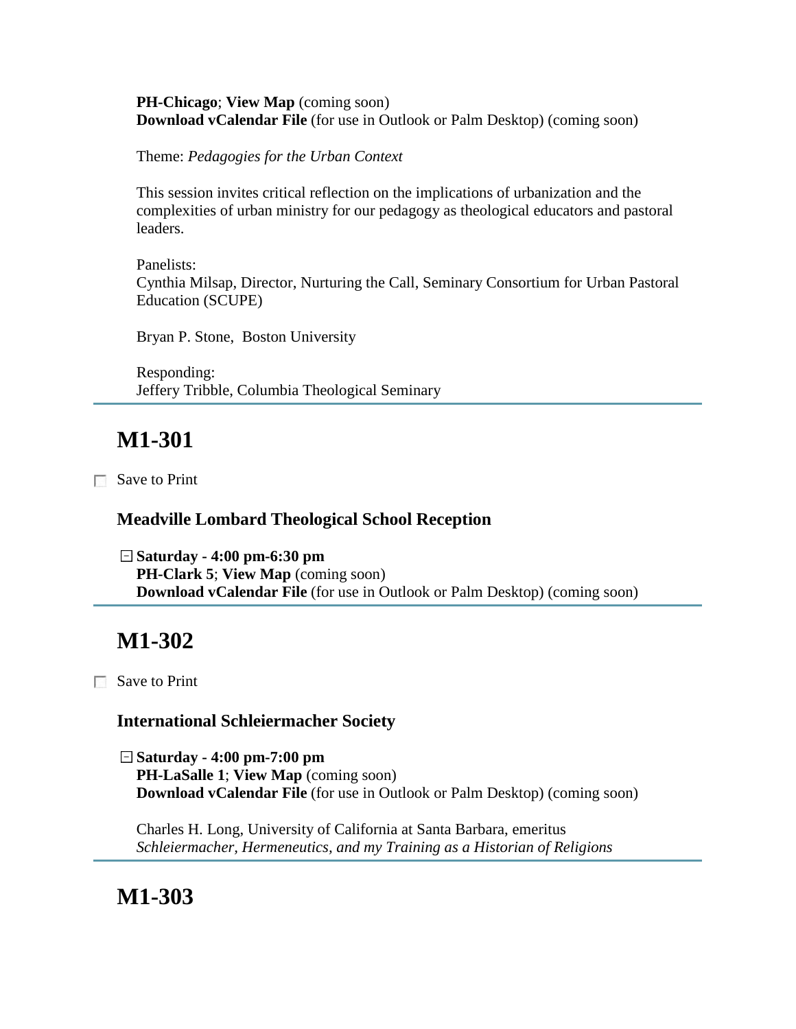**PH-Chicago**; **View Map** (coming soon)
**Download vCalendar File** (for use in Outlook or Palm Desktop) (coming soon)

Theme: *Pedagogies for the Urban Context*

This session invites critical reflection on the implications of urbanization and the complexities of urban ministry for our pedagogy as theological educators and pastoral leaders.

Panelists:
Cynthia Milsap, Director, Nurturing the Call, Seminary Consortium for Urban Pastoral Education (SCUPE)

Bryan P. Stone, Boston University

Responding:
Jeffery Tribble, Columbia Theological Seminary

---

## M1-301

☐ Save to Print

### Meadville Lombard Theological School Reception

**Saturday - 4:00 pm-6:30 pm**
**PH-Clark 5**; **View Map** (coming soon)
**Download vCalendar File** (for use in Outlook or Palm Desktop) (coming soon)

---

## M1-302

☐ Save to Print

### International Schleiermacher Society

**Saturday - 4:00 pm-7:00 pm**
**PH-LaSalle 1**; **View Map** (coming soon)
**Download vCalendar File** (for use in Outlook or Palm Desktop) (coming soon)

Charles H. Long, University of California at Santa Barbara, emeritus
*Schleiermacher, Hermeneutics, and my Training as a Historian of Religions*

---

## M1-303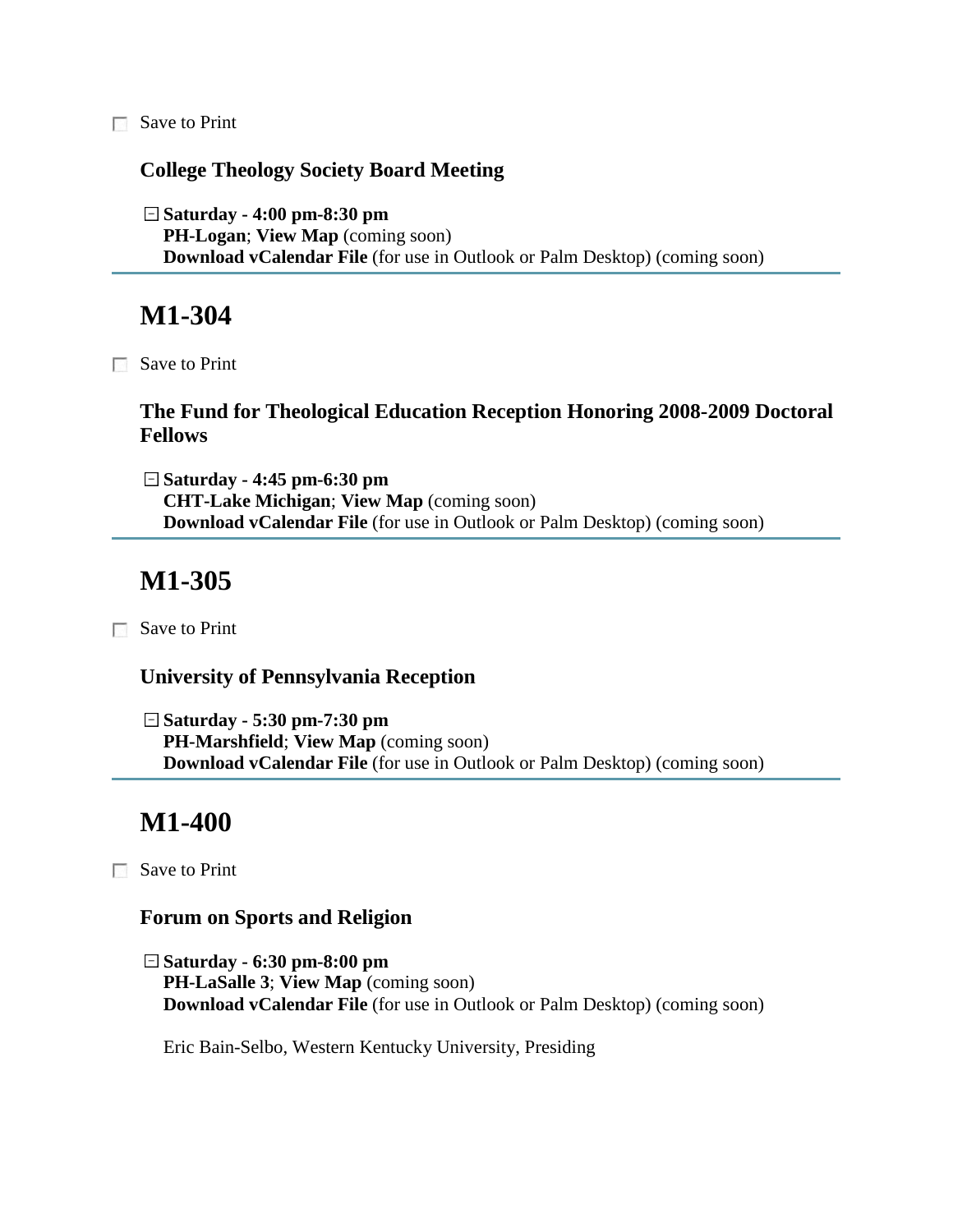☐ Save to Print

### College Theology Society Board Meeting

⊟ **Saturday - 4:00 pm-8:30 pm**
**PH-Logan**; **View Map** (coming soon)
**Download vCalendar File** (for use in Outlook or Palm Desktop) (coming soon)

---

## M1-304

☐ Save to Print

### The Fund for Theological Education Reception Honoring 2008-2009 Doctoral Fellows

⊟ **Saturday - 4:45 pm-6:30 pm**
**CHT-Lake Michigan**; **View Map** (coming soon)
**Download vCalendar File** (for use in Outlook or Palm Desktop) (coming soon)

---

## M1-305

☐ Save to Print

### University of Pennsylvania Reception

⊟ **Saturday - 5:30 pm-7:30 pm**
**PH-Marshfield**; **View Map** (coming soon)
**Download vCalendar File** (for use in Outlook or Palm Desktop) (coming soon)

---

## M1-400

☐ Save to Print

### Forum on Sports and Religion

⊟ **Saturday - 6:30 pm-8:00 pm**
**PH-LaSalle 3**; **View Map** (coming soon)
**Download vCalendar File** (for use in Outlook or Palm Desktop) (coming soon)

Eric Bain-Selbo, Western Kentucky University, Presiding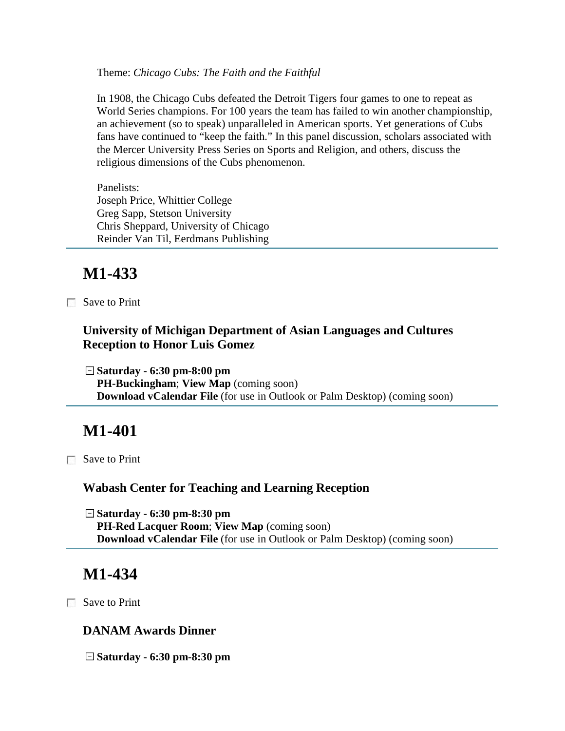Theme: *Chicago Cubs: The Faith and the Faithful*

In 1908, the Chicago Cubs defeated the Detroit Tigers four games to one to repeat as World Series champions. For 100 years the team has failed to win another championship, an achievement (so to speak) unparalleled in American sports. Yet generations of Cubs fans have continued to "keep the faith." In this panel discussion, scholars associated with the Mercer University Press Series on Sports and Religion, and others, discuss the religious dimensions of the Cubs phenomenon.

Panelists:
Joseph Price, Whittier College
Greg Sapp, Stetson University
Chris Sheppard, University of Chicago
Reinder Van Til, Eerdmans Publishing

---

## M1-433

Save to Print

### University of Michigan Department of Asian Languages and Cultures Reception to Honor Luis Gomez

**Saturday - 6:30 pm-8:00 pm**
**PH-Buckingham**; **View Map** (coming soon)
**Download vCalendar File** (for use in Outlook or Palm Desktop) (coming soon)

---

## M1-401

Save to Print

### Wabash Center for Teaching and Learning Reception

**Saturday - 6:30 pm-8:30 pm**
**PH-Red Lacquer Room**; **View Map** (coming soon)
**Download vCalendar File** (for use in Outlook or Palm Desktop) (coming soon)

---

## M1-434

Save to Print

### DANAM Awards Dinner

**Saturday - 6:30 pm-8:30 pm**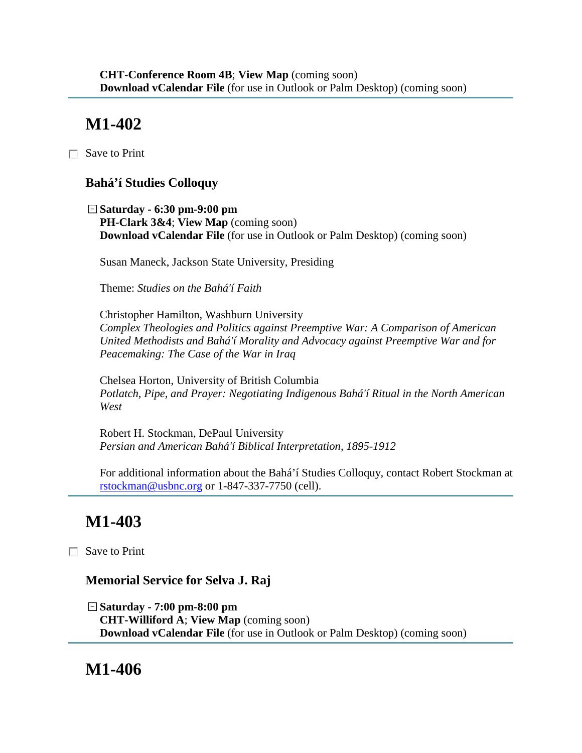**CHT-Conference Room 4B**; **View Map** (coming soon)
**Download vCalendar File** (for use in Outlook or Palm Desktop) (coming soon)

---

## M1-402

☐ Save to Print

### Bahá’í Studies Colloquy

⊟ **Saturday - 6:30 pm-9:00 pm**
**PH-Clark 3&4**; **View Map** (coming soon)
**Download vCalendar File** (for use in Outlook or Palm Desktop) (coming soon)

Susan Maneck, Jackson State University, Presiding

Theme: *Studies on the Bahá'í Faith*

Christopher Hamilton, Washburn University
*Complex Theologies and Politics against Preemptive War: A Comparison of American United Methodists and Bahá'í Morality and Advocacy against Preemptive War and for Peacemaking: The Case of the War in Iraq*

Chelsea Horton, University of British Columbia
*Potlatch, Pipe, and Prayer: Negotiating Indigenous Bahá'í Ritual in the North American West*

Robert H. Stockman, DePaul University
*Persian and American Bahá'í Biblical Interpretation, 1895-1912*

For additional information about the Bahá’í Studies Colloquy, contact Robert Stockman at rstockman@usbnc.org or 1-847-337-7750 (cell).

---

## M1-403

☐ Save to Print

### Memorial Service for Selva J. Raj

⊟ **Saturday - 7:00 pm-8:00 pm**
**CHT-Williford A**; **View Map** (coming soon)
**Download vCalendar File** (for use in Outlook or Palm Desktop) (coming soon)

---

## M1-406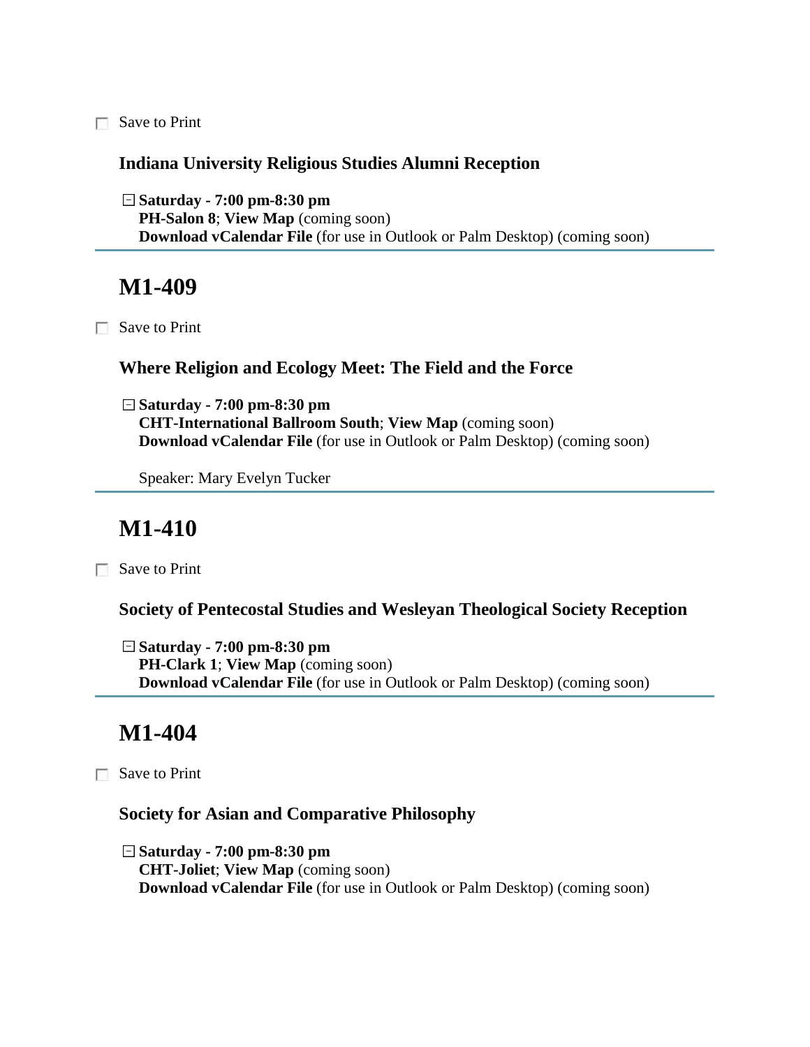☐ Save to Print

### Indiana University Religious Studies Alumni Reception

⊟ **Saturday - 7:00 pm-8:30 pm**
**PH-Salon 8**; **View Map** (coming soon)
**Download vCalendar File** (for use in Outlook or Palm Desktop) (coming soon)

---

## M1-409

☐ Save to Print

### Where Religion and Ecology Meet: The Field and the Force

⊟ **Saturday - 7:00 pm-8:30 pm**
**CHT-International Ballroom South**; **View Map** (coming soon)
**Download vCalendar File** (for use in Outlook or Palm Desktop) (coming soon)

Speaker: Mary Evelyn Tucker

---

## M1-410

☐ Save to Print

### Society of Pentecostal Studies and Wesleyan Theological Society Reception

⊟ **Saturday - 7:00 pm-8:30 pm**
**PH-Clark 1**; **View Map** (coming soon)
**Download vCalendar File** (for use in Outlook or Palm Desktop) (coming soon)

---

## M1-404

☐ Save to Print

### Society for Asian and Comparative Philosophy

⊟ **Saturday - 7:00 pm-8:30 pm**
**CHT-Joliet**; **View Map** (coming soon)
**Download vCalendar File** (for use in Outlook or Palm Desktop) (coming soon)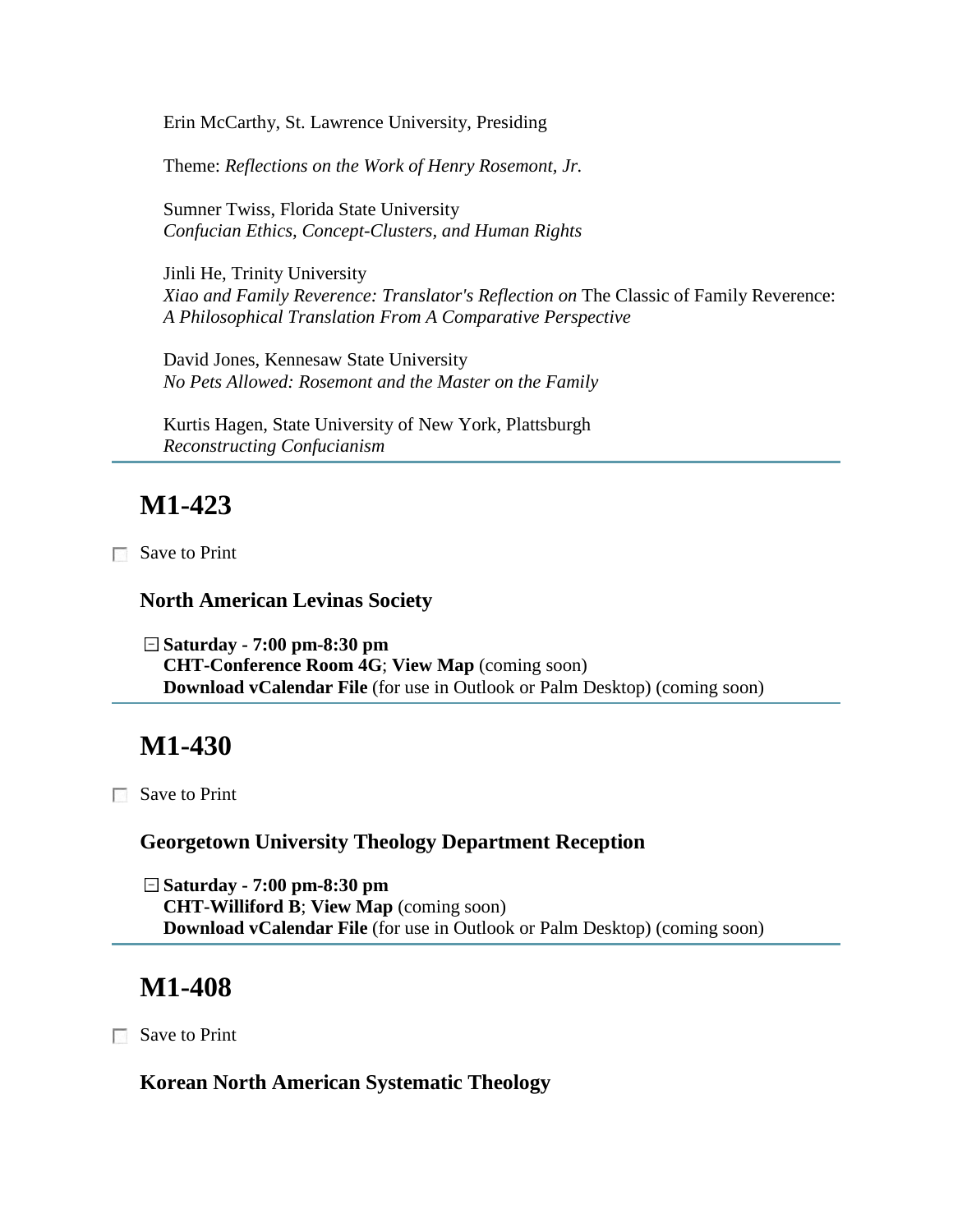Erin McCarthy, St. Lawrence University, Presiding

Theme: *Reflections on the Work of Henry Rosemont, Jr.*

Sumner Twiss, Florida State University
*Confucian Ethics, Concept-Clusters, and Human Rights*

Jinli He, Trinity University
*Xiao and Family Reverence: Translator's Reflection on* The Classic of Family Reverence: *A Philosophical Translation From A Comparative Perspective*

David Jones, Kennesaw State University
*No Pets Allowed: Rosemont and the Master on the Family*

Kurtis Hagen, State University of New York, Plattsburgh
*Reconstructing Confucianism*

---

## M1-423

Save to Print

### North American Levinas Society

**Saturday - 7:00 pm-8:30 pm**
**CHT-Conference Room 4G**; **View Map** (coming soon)
**Download vCalendar File** (for use in Outlook or Palm Desktop) (coming soon)

---

## M1-430

Save to Print

### Georgetown University Theology Department Reception

**Saturday - 7:00 pm-8:30 pm**
**CHT-Williford B**; **View Map** (coming soon)
**Download vCalendar File** (for use in Outlook or Palm Desktop) (coming soon)

---

## M1-408

Save to Print

### Korean North American Systematic Theology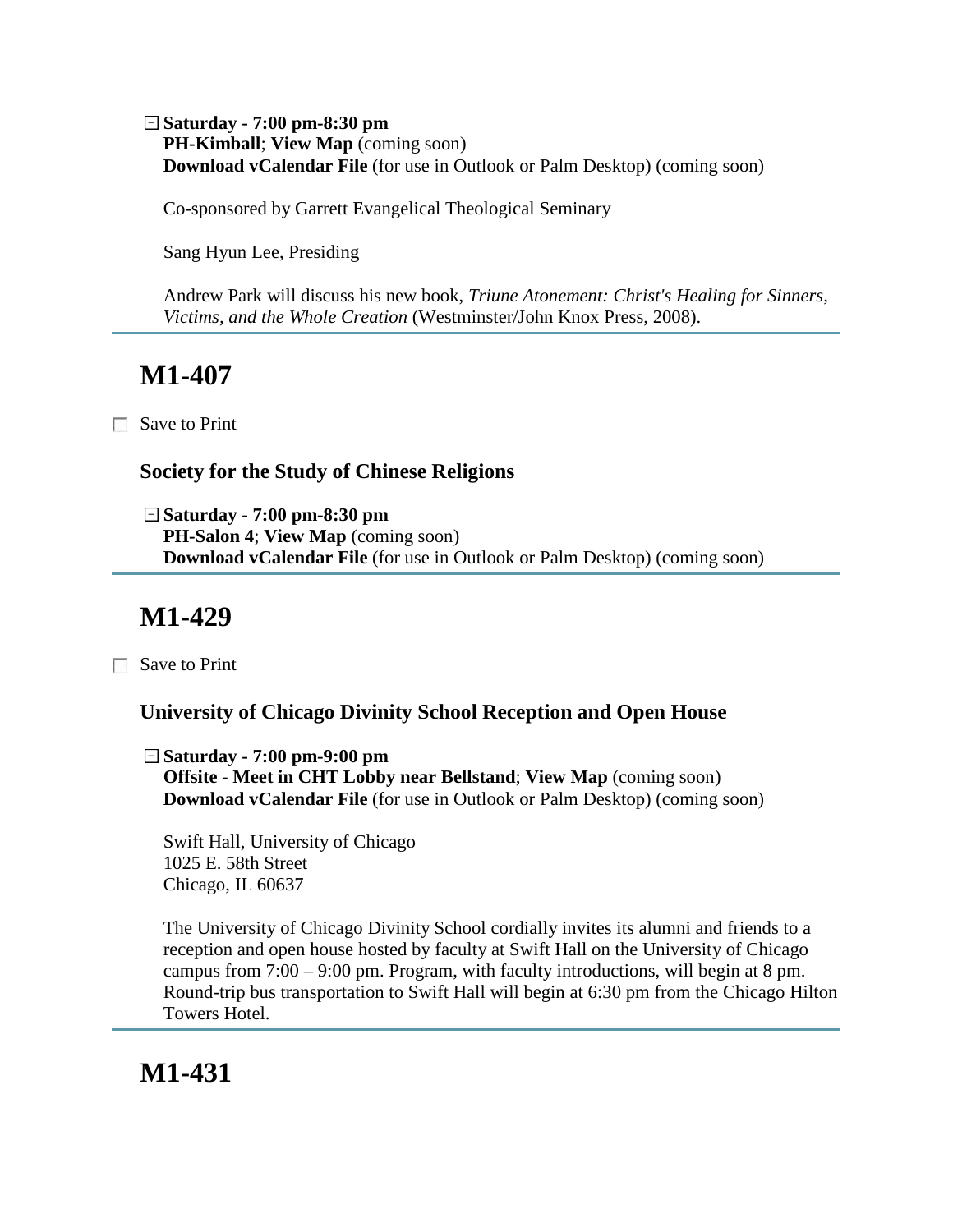**Saturday - 7:00 pm-8:30 pm**
**PH-Kimball**; **View Map** (coming soon)
**Download vCalendar File** (for use in Outlook or Palm Desktop) (coming soon)

Co-sponsored by Garrett Evangelical Theological Seminary

Sang Hyun Lee, Presiding

Andrew Park will discuss his new book, *Triune Atonement: Christ's Healing for Sinners, Victims, and the Whole Creation* (Westminster/John Knox Press, 2008).

---

## M1-407

Save to Print

### Society for the Study of Chinese Religions

**Saturday - 7:00 pm-8:30 pm**
**PH-Salon 4**; **View Map** (coming soon)
**Download vCalendar File** (for use in Outlook or Palm Desktop) (coming soon)

---

## M1-429

Save to Print

### University of Chicago Divinity School Reception and Open House

**Saturday - 7:00 pm-9:00 pm**
**Offsite - Meet in CHT Lobby near Bellstand**; **View Map** (coming soon)
**Download vCalendar File** (for use in Outlook or Palm Desktop) (coming soon)

Swift Hall, University of Chicago
1025 E. 58th Street
Chicago, IL 60637

The University of Chicago Divinity School cordially invites its alumni and friends to a reception and open house hosted by faculty at Swift Hall on the University of Chicago campus from 7:00 – 9:00 pm. Program, with faculty introductions, will begin at 8 pm. Round-trip bus transportation to Swift Hall will begin at 6:30 pm from the Chicago Hilton Towers Hotel.

---

## M1-431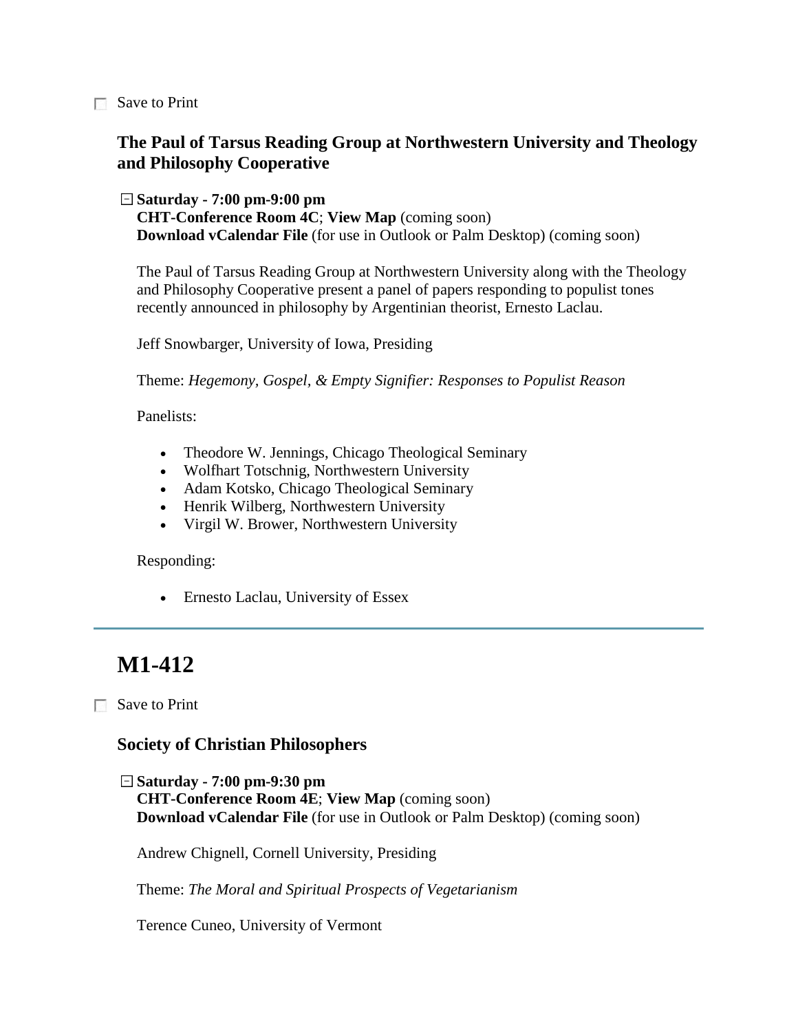☐ Save to Print

### The Paul of Tarsus Reading Group at Northwestern University and Theology and Philosophy Cooperative

⊟ **Saturday - 7:00 pm-9:00 pm**
**CHT-Conference Room 4C**; **View Map** (coming soon)
**Download vCalendar File** (for use in Outlook or Palm Desktop) (coming soon)

The Paul of Tarsus Reading Group at Northwestern University along with the Theology and Philosophy Cooperative present a panel of papers responding to populist tones recently announced in philosophy by Argentinian theorist, Ernesto Laclau.

Jeff Snowbarger, University of Iowa, Presiding

Theme: *Hegemony, Gospel, & Empty Signifier: Responses to Populist Reason*

Panelists:

- Theodore W. Jennings, Chicago Theological Seminary
- Wolfhart Totschnig, Northwestern University
- Adam Kotsko, Chicago Theological Seminary
- Henrik Wilberg, Northwestern University
- Virgil W. Brower, Northwestern University

Responding:

- Ernesto Laclau, University of Essex

---

## M1-412

☐ Save to Print

### Society of Christian Philosophers

⊟ **Saturday - 7:00 pm-9:30 pm**
**CHT-Conference Room 4E**; **View Map** (coming soon)
**Download vCalendar File** (for use in Outlook or Palm Desktop) (coming soon)

Andrew Chignell, Cornell University, Presiding

Theme: *The Moral and Spiritual Prospects of Vegetarianism*

Terence Cuneo, University of Vermont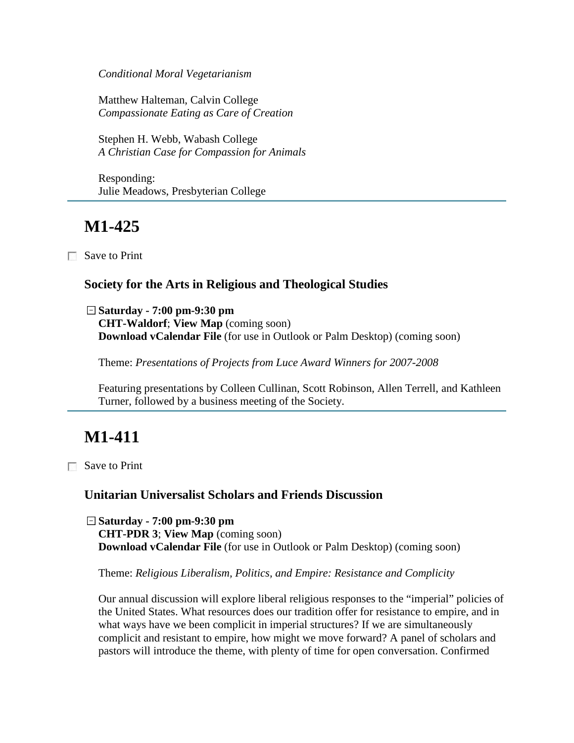*Conditional Moral Vegetarianism*

Matthew Halteman, Calvin College
*Compassionate Eating as Care of Creation*

Stephen H. Webb, Wabash College
*A Christian Case for Compassion for Animals*

Responding:
Julie Meadows, Presbyterian College

---

## M1-425

☐ Save to Print

### Society for the Arts in Religious and Theological Studies

**Saturday - 7:00 pm-9:30 pm**
**CHT-Waldorf**; **View Map** (coming soon)
**Download vCalendar File** (for use in Outlook or Palm Desktop) (coming soon)

Theme: *Presentations of Projects from Luce Award Winners for 2007-2008*

Featuring presentations by Colleen Cullinan, Scott Robinson, Allen Terrell, and Kathleen Turner, followed by a business meeting of the Society.

---

## M1-411

☐ Save to Print

### Unitarian Universalist Scholars and Friends Discussion

**Saturday - 7:00 pm-9:30 pm**
**CHT-PDR 3**; **View Map** (coming soon)
**Download vCalendar File** (for use in Outlook or Palm Desktop) (coming soon)

Theme: *Religious Liberalism, Politics, and Empire: Resistance and Complicity*

Our annual discussion will explore liberal religious responses to the "imperial" policies of the United States. What resources does our tradition offer for resistance to empire, and in what ways have we been complicit in imperial structures? If we are simultaneously complicit and resistant to empire, how might we move forward? A panel of scholars and pastors will introduce the theme, with plenty of time for open conversation. Confirmed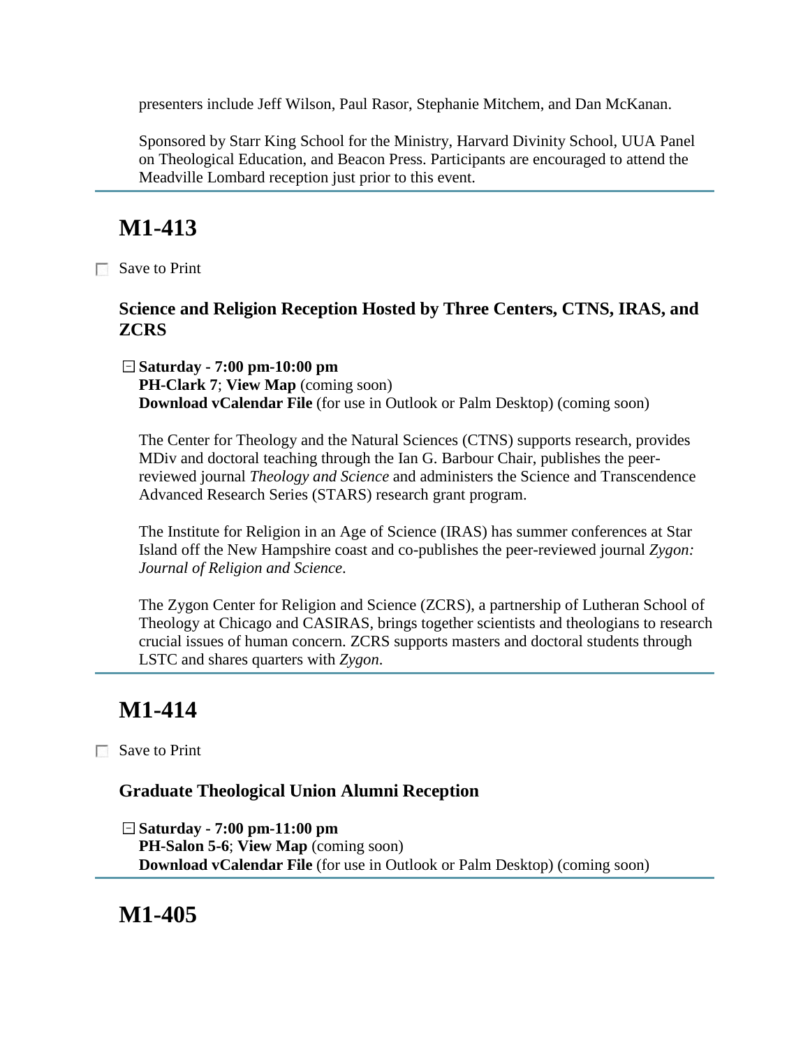presenters include Jeff Wilson, Paul Rasor, Stephanie Mitchem, and Dan McKanan.

Sponsored by Starr King School for the Ministry, Harvard Divinity School, UUA Panel on Theological Education, and Beacon Press. Participants are encouraged to attend the Meadville Lombard reception just prior to this event.

---

## M1-413

☐ Save to Print

### Science and Religion Reception Hosted by Three Centers, CTNS, IRAS, and ZCRS

**Saturday - 7:00 pm-10:00 pm**
**PH-Clark 7**; **View Map** (coming soon)
**Download vCalendar File** (for use in Outlook or Palm Desktop) (coming soon)

The Center for Theology and the Natural Sciences (CTNS) supports research, provides MDiv and doctoral teaching through the Ian G. Barbour Chair, publishes the peer-reviewed journal *Theology and Science* and administers the Science and Transcendence Advanced Research Series (STARS) research grant program.

The Institute for Religion in an Age of Science (IRAS) has summer conferences at Star Island off the New Hampshire coast and co-publishes the peer-reviewed journal *Zygon: Journal of Religion and Science*.

The Zygon Center for Religion and Science (ZCRS), a partnership of Lutheran School of Theology at Chicago and CASIRAS, brings together scientists and theologians to research crucial issues of human concern. ZCRS supports masters and doctoral students through LSTC and shares quarters with *Zygon*.

---

## M1-414

☐ Save to Print

### Graduate Theological Union Alumni Reception

**Saturday - 7:00 pm-11:00 pm**
**PH-Salon 5-6**; **View Map** (coming soon)
**Download vCalendar File** (for use in Outlook or Palm Desktop) (coming soon)

---

## M1-405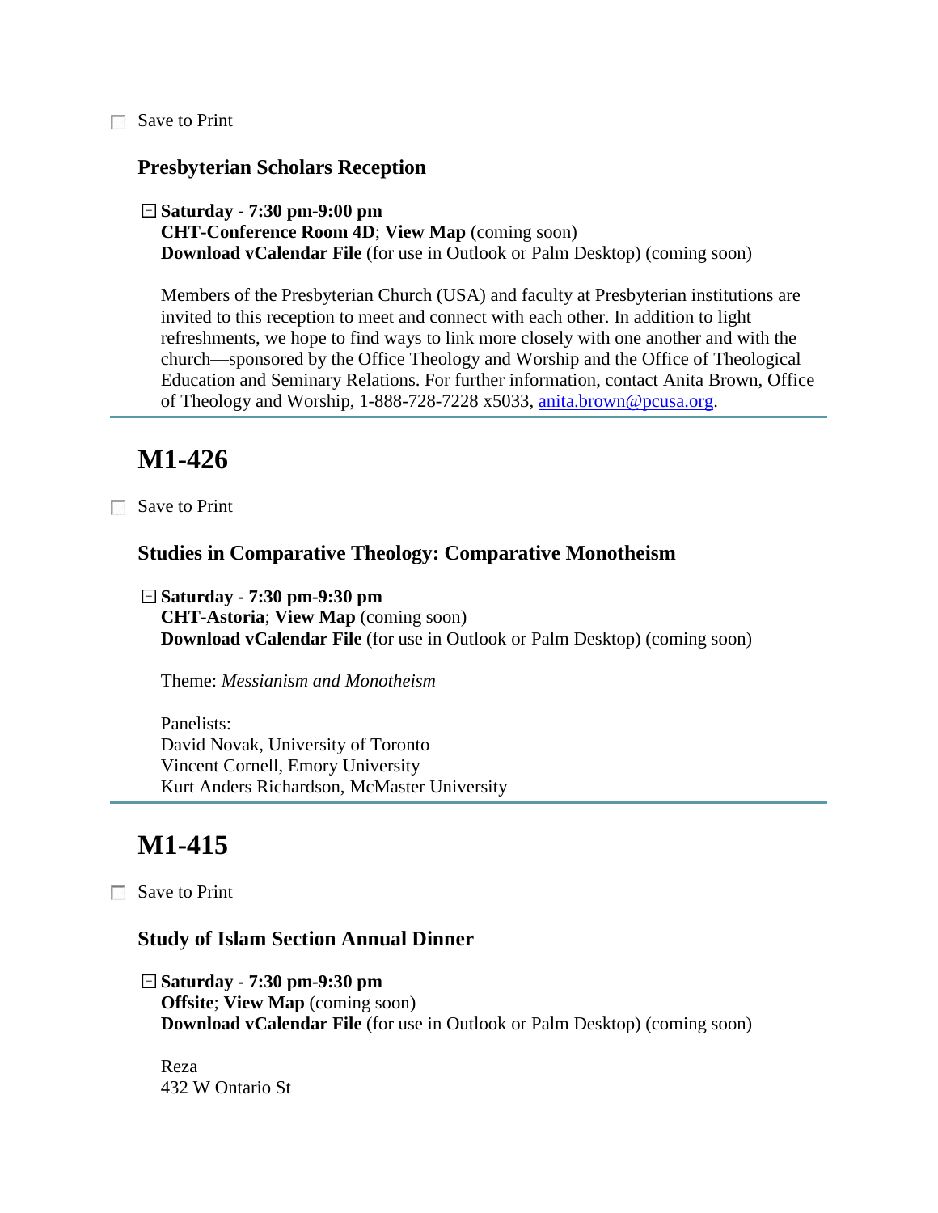☐ Save to Print

### Presbyterian Scholars Reception

⊟ **Saturday - 7:30 pm-9:00 pm**
**CHT-Conference Room 4D**; **View Map** (coming soon)
**Download vCalendar File** (for use in Outlook or Palm Desktop) (coming soon)

Members of the Presbyterian Church (USA) and faculty at Presbyterian institutions are invited to this reception to meet and connect with each other. In addition to light refreshments, we hope to find ways to link more closely with one another and with the church—sponsored by the Office Theology and Worship and the Office of Theological Education and Seminary Relations. For further information, contact Anita Brown, Office of Theology and Worship, 1-888-728-7228 x5033, anita.brown@pcusa.org.

---

## M1-426

☐ Save to Print

### Studies in Comparative Theology: Comparative Monotheism

⊟ **Saturday - 7:30 pm-9:30 pm**
**CHT-Astoria**; **View Map** (coming soon)
**Download vCalendar File** (for use in Outlook or Palm Desktop) (coming soon)

Theme: *Messianism and Monotheism*

Panelists:
David Novak, University of Toronto
Vincent Cornell, Emory University
Kurt Anders Richardson, McMaster University

---

## M1-415

☐ Save to Print

### Study of Islam Section Annual Dinner

⊟ **Saturday - 7:30 pm-9:30 pm**
**Offsite**; **View Map** (coming soon)
**Download vCalendar File** (for use in Outlook or Palm Desktop) (coming soon)

Reza
432 W Ontario St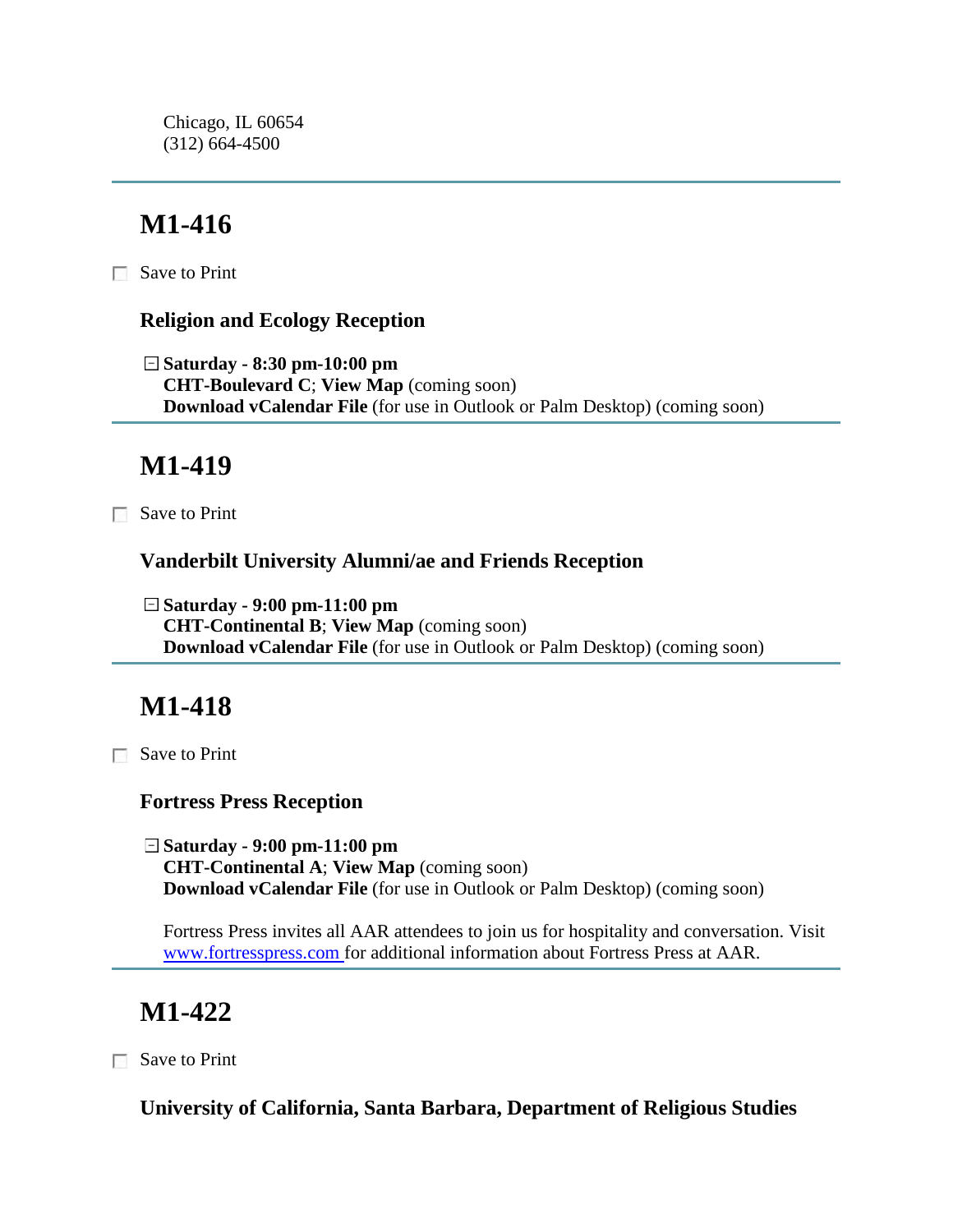Chicago, IL 60654
(312) 664-4500

---

## M1-416

☐ Save to Print

### Religion and Ecology Reception

⊟ **Saturday - 8:30 pm-10:00 pm**
**CHT-Boulevard C**; **View Map** (coming soon)
**Download vCalendar File** (for use in Outlook or Palm Desktop) (coming soon)

---

## M1-419

☐ Save to Print

### Vanderbilt University Alumni/ae and Friends Reception

⊟ **Saturday - 9:00 pm-11:00 pm**
**CHT-Continental B**; **View Map** (coming soon)
**Download vCalendar File** (for use in Outlook or Palm Desktop) (coming soon)

---

## M1-418

☐ Save to Print

### Fortress Press Reception

⊟ **Saturday - 9:00 pm-11:00 pm**
**CHT-Continental A**; **View Map** (coming soon)
**Download vCalendar File** (for use in Outlook or Palm Desktop) (coming soon)

Fortress Press invites all AAR attendees to join us for hospitality and conversation. Visit www.fortresspress.com for additional information about Fortress Press at AAR.

---

## M1-422

☐ Save to Print

### University of California, Santa Barbara, Department of Religious Studies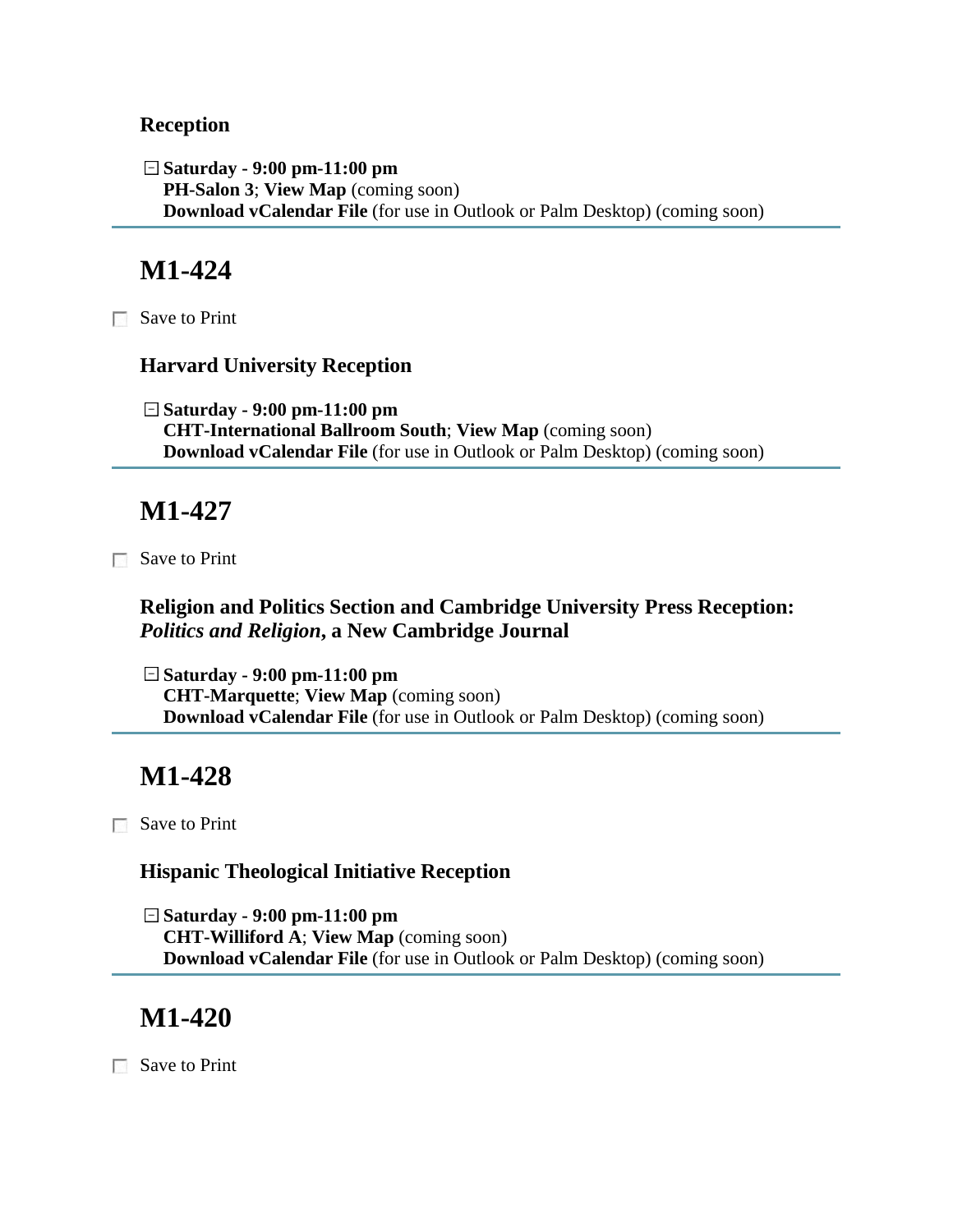### Reception

☐ **Saturday - 9:00 pm-11:00 pm**
**PH-Salon 3**; **View Map** (coming soon)
**Download vCalendar File** (for use in Outlook or Palm Desktop) (coming soon)

---

## M1-424

☐ Save to Print

### Harvard University Reception

☐ **Saturday - 9:00 pm-11:00 pm**
**CHT-International Ballroom South**; **View Map** (coming soon)
**Download vCalendar File** (for use in Outlook or Palm Desktop) (coming soon)

---

## M1-427

☐ Save to Print

### Religion and Politics Section and Cambridge University Press Reception: *Politics and Religion*, a New Cambridge Journal

☐ **Saturday - 9:00 pm-11:00 pm**
**CHT-Marquette**; **View Map** (coming soon)
**Download vCalendar File** (for use in Outlook or Palm Desktop) (coming soon)

---

## M1-428

☐ Save to Print

### Hispanic Theological Initiative Reception

☐ **Saturday - 9:00 pm-11:00 pm**
**CHT-Williford A**; **View Map** (coming soon)
**Download vCalendar File** (for use in Outlook or Palm Desktop) (coming soon)

---

## M1-420

☐ Save to Print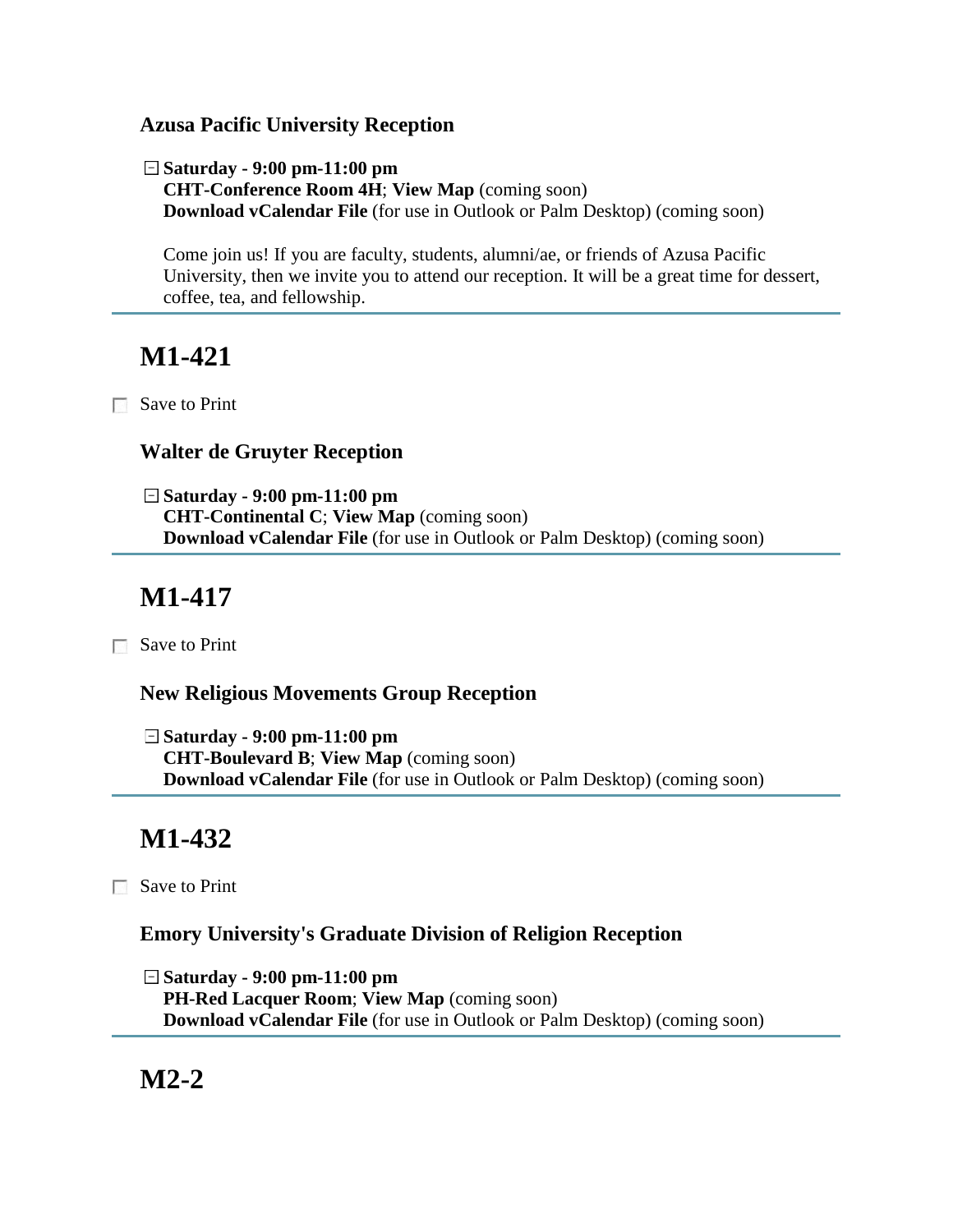### Azusa Pacific University Reception

**Saturday - 9:00 pm-11:00 pm**
**CHT-Conference Room 4H**; **View Map** (coming soon)
**Download vCalendar File** (for use in Outlook or Palm Desktop) (coming soon)

Come join us! If you are faculty, students, alumni/ae, or friends of Azusa Pacific University, then we invite you to attend our reception. It will be a great time for dessert, coffee, tea, and fellowship.

---

## M1-421

- [ ] Save to Print

### Walter de Gruyter Reception

**Saturday - 9:00 pm-11:00 pm**
**CHT-Continental C**; **View Map** (coming soon)
**Download vCalendar File** (for use in Outlook or Palm Desktop) (coming soon)

---

## M1-417

- [ ] Save to Print

### New Religious Movements Group Reception

**Saturday - 9:00 pm-11:00 pm**
**CHT-Boulevard B**; **View Map** (coming soon)
**Download vCalendar File** (for use in Outlook or Palm Desktop) (coming soon)

---

## M1-432

- [ ] Save to Print

### Emory University's Graduate Division of Religion Reception

**Saturday - 9:00 pm-11:00 pm**
**PH-Red Lacquer Room**; **View Map** (coming soon)
**Download vCalendar File** (for use in Outlook or Palm Desktop) (coming soon)

---

## M2-2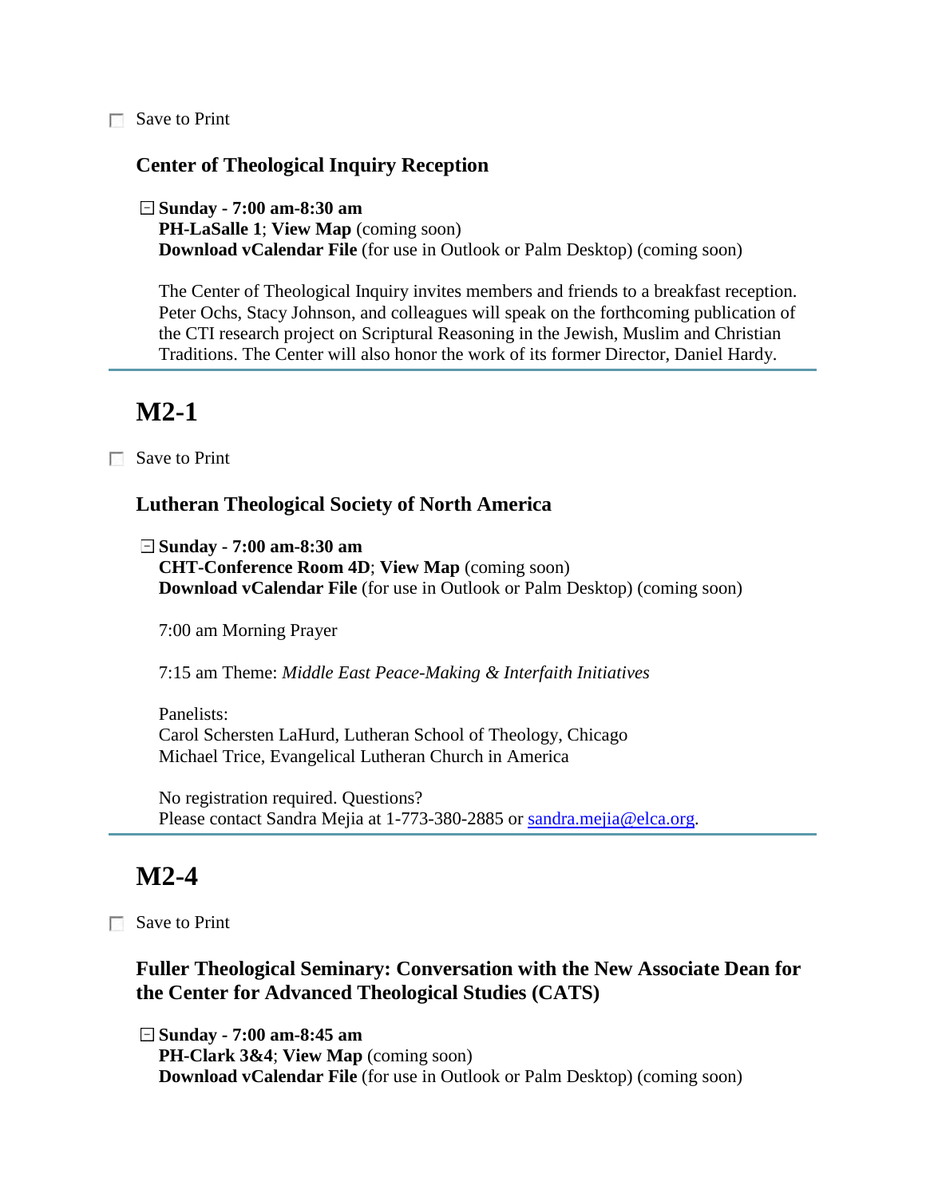☐ Save to Print

### Center of Theological Inquiry Reception

⊟ **Sunday - 7:00 am-8:30 am**
**PH-LaSalle 1**; **View Map** (coming soon)
**Download vCalendar File** (for use in Outlook or Palm Desktop) (coming soon)

The Center of Theological Inquiry invites members and friends to a breakfast reception. Peter Ochs, Stacy Johnson, and colleagues will speak on the forthcoming publication of the CTI research project on Scriptural Reasoning in the Jewish, Muslim and Christian Traditions. The Center will also honor the work of its former Director, Daniel Hardy.

---

## M2-1

☐ Save to Print

### Lutheran Theological Society of North America

⊟ **Sunday - 7:00 am-8:30 am**
**CHT-Conference Room 4D**; **View Map** (coming soon)
**Download vCalendar File** (for use in Outlook or Palm Desktop) (coming soon)

7:00 am Morning Prayer

7:15 am Theme: *Middle East Peace-Making & Interfaith Initiatives*

Panelists:
Carol Schersten LaHurd, Lutheran School of Theology, Chicago
Michael Trice, Evangelical Lutheran Church in America

No registration required. Questions?
Please contact Sandra Mejia at 1-773-380-2885 or sandra.mejia@elca.org.

---

## M2-4

☐ Save to Print

### Fuller Theological Seminary: Conversation with the New Associate Dean for the Center for Advanced Theological Studies (CATS)

⊟ **Sunday - 7:00 am-8:45 am**
**PH-Clark 3&4**; **View Map** (coming soon)
**Download vCalendar File** (for use in Outlook or Palm Desktop) (coming soon)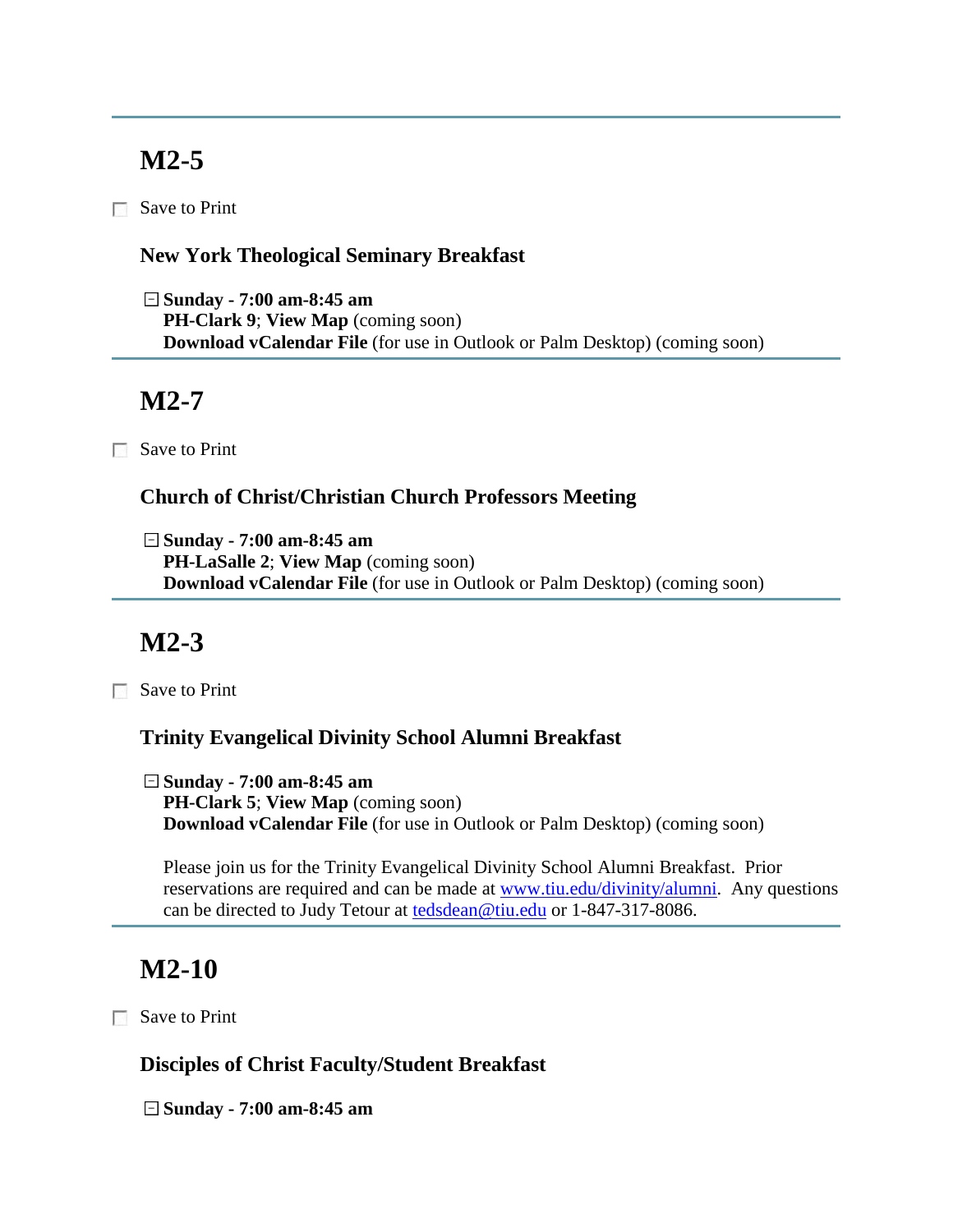---

## M2-5

☐ Save to Print

### New York Theological Seminary Breakfast

⊟ **Sunday - 7:00 am-8:45 am**
**PH-Clark 9**; **View Map** (coming soon)
**Download vCalendar File** (for use in Outlook or Palm Desktop) (coming soon)

---

## M2-7

☐ Save to Print

### Church of Christ/Christian Church Professors Meeting

⊟ **Sunday - 7:00 am-8:45 am**
**PH-LaSalle 2**; **View Map** (coming soon)
**Download vCalendar File** (for use in Outlook or Palm Desktop) (coming soon)

---

## M2-3

☐ Save to Print

### Trinity Evangelical Divinity School Alumni Breakfast

⊟ **Sunday - 7:00 am-8:45 am**
**PH-Clark 5**; **View Map** (coming soon)
**Download vCalendar File** (for use in Outlook or Palm Desktop) (coming soon)

Please join us for the Trinity Evangelical Divinity School Alumni Breakfast. Prior reservations are required and can be made at www.tiu.edu/divinity/alumni. Any questions can be directed to Judy Tetour at tedsdean@tiu.edu or 1-847-317-8086.

---

## M2-10

☐ Save to Print

### Disciples of Christ Faculty/Student Breakfast

⊟ **Sunday - 7:00 am-8:45 am**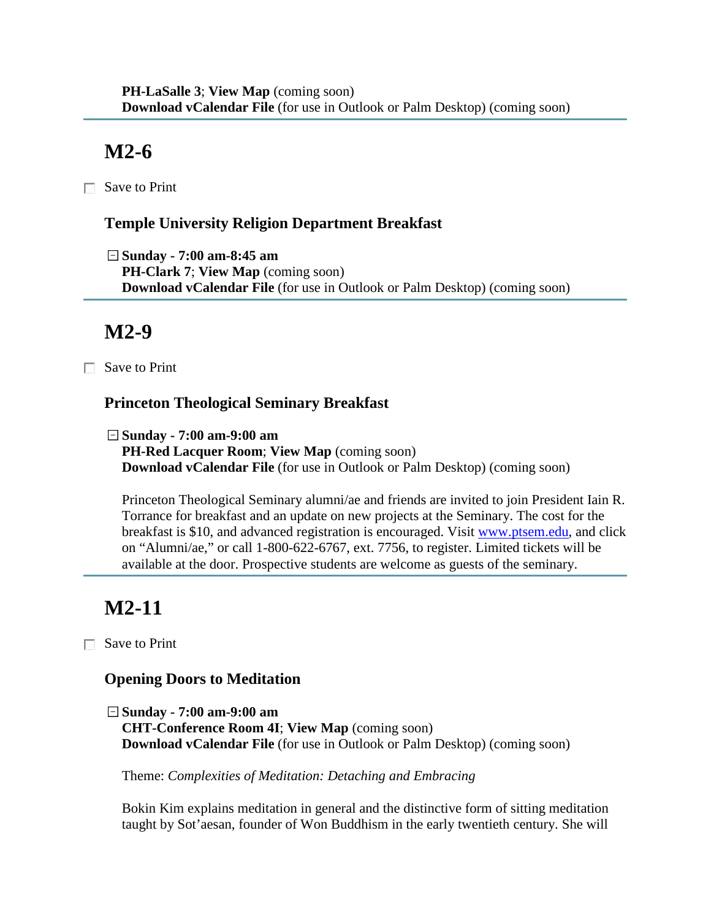**PH-LaSalle 3**; **View Map** (coming soon)
**Download vCalendar File** (for use in Outlook or Palm Desktop) (coming soon)

---

## M2-6

☐ Save to Print

### Temple University Religion Department Breakfast

⊟ **Sunday - 7:00 am-8:45 am**
**PH-Clark 7**; **View Map** (coming soon)
**Download vCalendar File** (for use in Outlook or Palm Desktop) (coming soon)

---

## M2-9

☐ Save to Print

### Princeton Theological Seminary Breakfast

⊟ **Sunday - 7:00 am-9:00 am**
**PH-Red Lacquer Room**; **View Map** (coming soon)
**Download vCalendar File** (for use in Outlook or Palm Desktop) (coming soon)

Princeton Theological Seminary alumni/ae and friends are invited to join President Iain R. Torrance for breakfast and an update on new projects at the Seminary. The cost for the breakfast is $10, and advanced registration is encouraged. Visit www.ptsem.edu, and click on “Alumni/ae,” or call 1-800-622-6767, ext. 7756, to register. Limited tickets will be available at the door. Prospective students are welcome as guests of the seminary.

---

## M2-11

☐ Save to Print

### Opening Doors to Meditation

⊟ **Sunday - 7:00 am-9:00 am**
**CHT-Conference Room 4I**; **View Map** (coming soon)
**Download vCalendar File** (for use in Outlook or Palm Desktop) (coming soon)

Theme: *Complexities of Meditation: Detaching and Embracing*

Bokin Kim explains meditation in general and the distinctive form of sitting meditation taught by Sot’aesan, founder of Won Buddhism in the early twentieth century. She will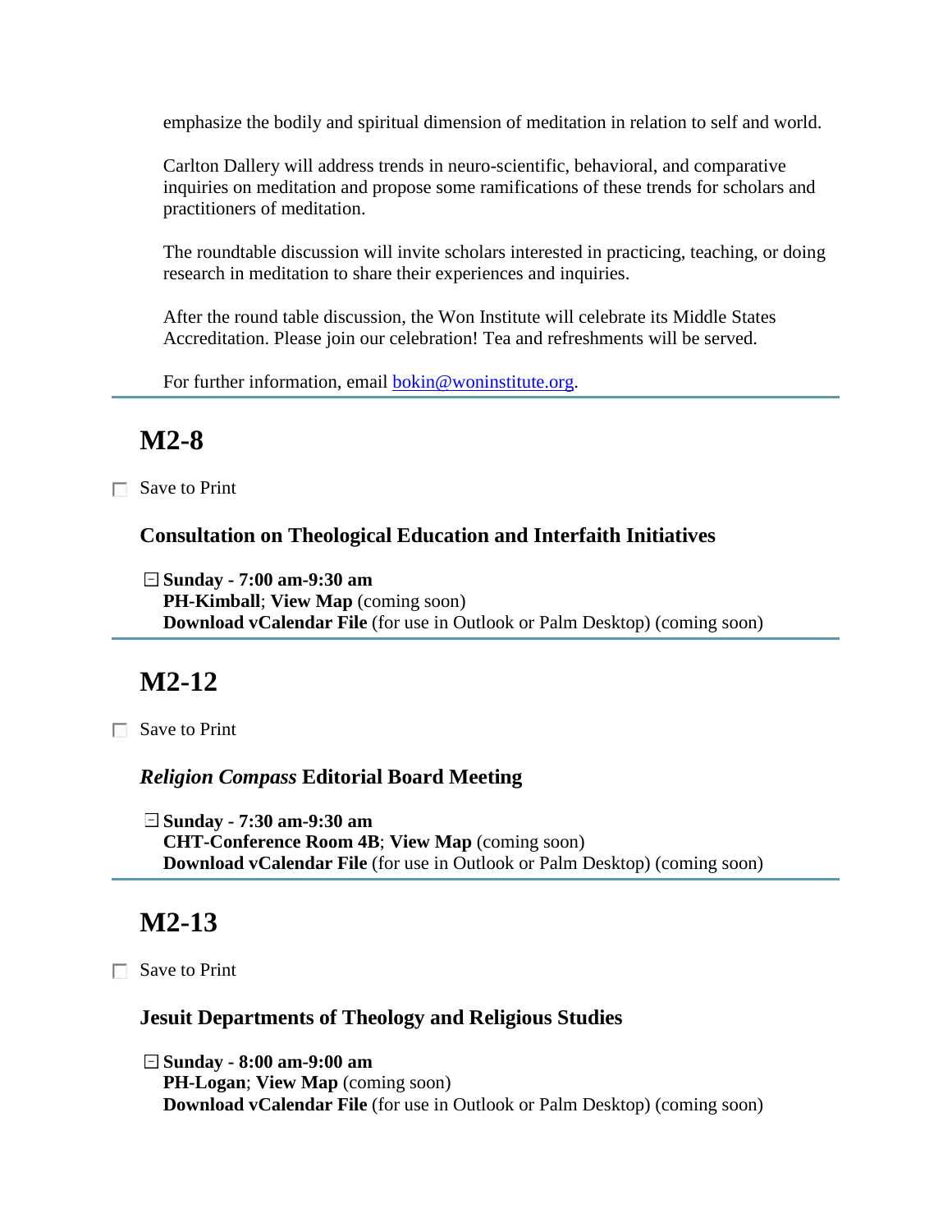emphasize the bodily and spiritual dimension of meditation in relation to self and world.

Carlton Dallery will address trends in neuro-scientific, behavioral, and comparative inquiries on meditation and propose some ramifications of these trends for scholars and practitioners of meditation.

The roundtable discussion will invite scholars interested in practicing, teaching, or doing research in meditation to share their experiences and inquiries.

After the round table discussion, the Won Institute will celebrate its Middle States Accreditation. Please join our celebration! Tea and refreshments will be served.

For further information, email [bokin@woninstitute.org](mailto:bokin@woninstitute.org).

---

## M2-8

☐ Save to Print

### Consultation on Theological Education and Interfaith Initiatives

⊟ **Sunday - 7:00 am-9:30 am**
**PH-Kimball**; **View Map** (coming soon)
**Download vCalendar File** (for use in Outlook or Palm Desktop) (coming soon)

---

## M2-12

☐ Save to Print

### *Religion Compass* Editorial Board Meeting

⊟ **Sunday - 7:30 am-9:30 am**
**CHT-Conference Room 4B**; **View Map** (coming soon)
**Download vCalendar File** (for use in Outlook or Palm Desktop) (coming soon)

---

## M2-13

☐ Save to Print

### Jesuit Departments of Theology and Religious Studies

⊟ **Sunday - 8:00 am-9:00 am**
**PH-Logan**; **View Map** (coming soon)
**Download vCalendar File** (for use in Outlook or Palm Desktop) (coming soon)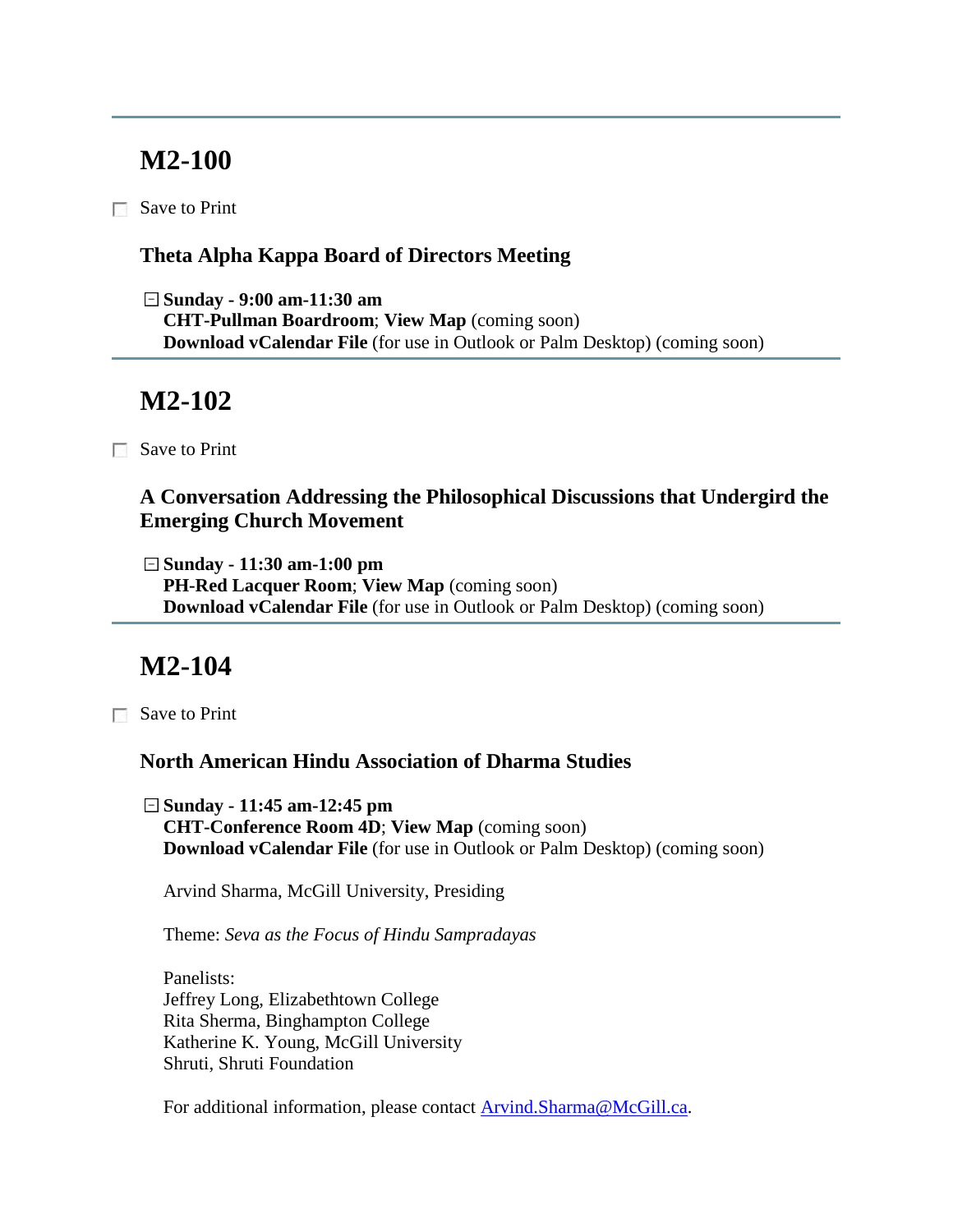---

## M2-100

☐ Save to Print

### Theta Alpha Kappa Board of Directors Meeting

⊟ **Sunday - 9:00 am-11:30 am**
**CHT-Pullman Boardroom**; **View Map** (coming soon)
**Download vCalendar File** (for use in Outlook or Palm Desktop) (coming soon)

---

## M2-102

☐ Save to Print

### A Conversation Addressing the Philosophical Discussions that Undergird the Emerging Church Movement

⊟ **Sunday - 11:30 am-1:00 pm**
**PH-Red Lacquer Room**; **View Map** (coming soon)
**Download vCalendar File** (for use in Outlook or Palm Desktop) (coming soon)

---

## M2-104

☐ Save to Print

### North American Hindu Association of Dharma Studies

⊟ **Sunday - 11:45 am-12:45 pm**
**CHT-Conference Room 4D**; **View Map** (coming soon)
**Download vCalendar File** (for use in Outlook or Palm Desktop) (coming soon)

Arvind Sharma, McGill University, Presiding

Theme: *Seva as the Focus of Hindu Sampradayas*

Panelists:
Jeffrey Long, Elizabethtown College
Rita Sherma, Binghampton College
Katherine K. Young, McGill University
Shruti, Shruti Foundation

For additional information, please contact Arvind.Sharma@McGill.ca.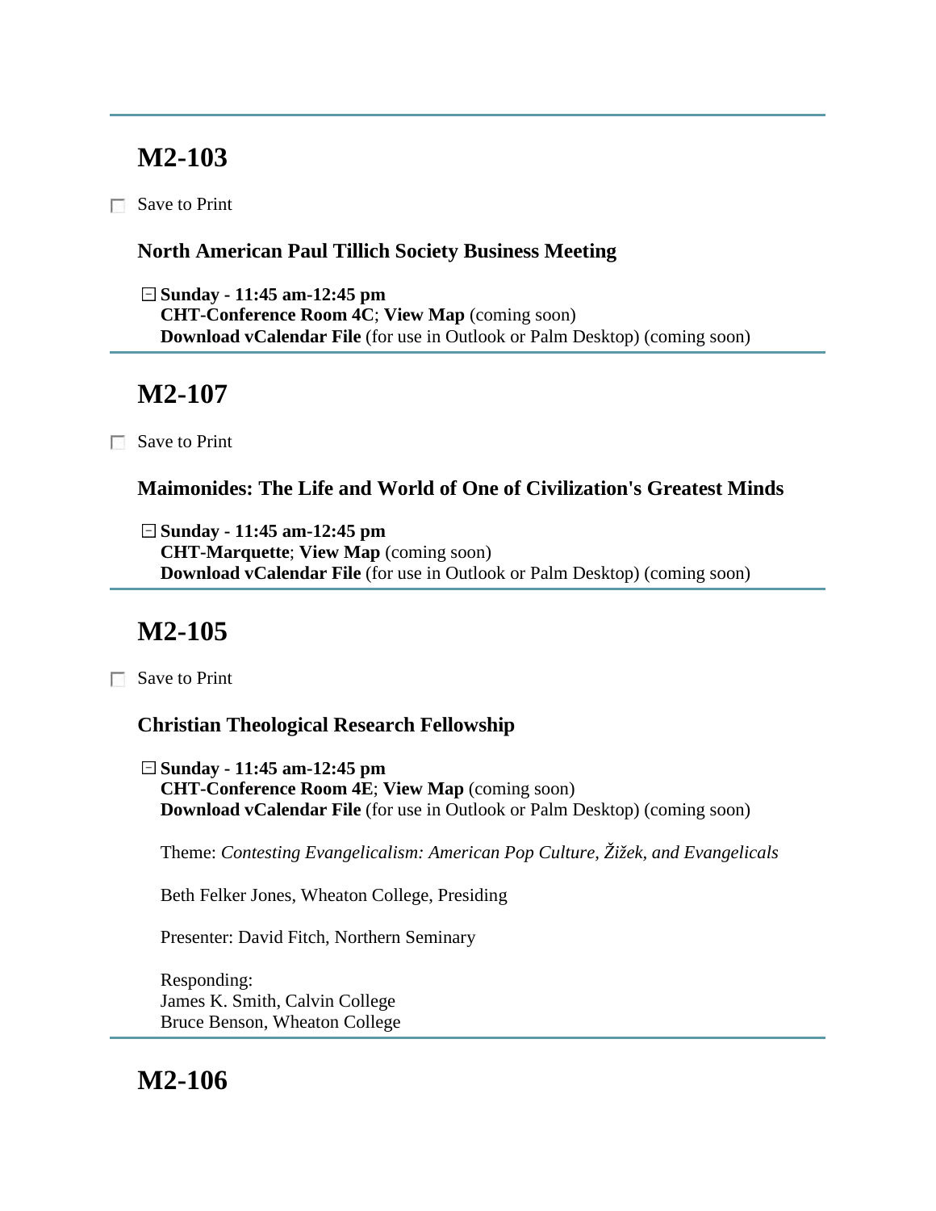## M2-103

☐ Save to Print

### North American Paul Tillich Society Business Meeting

⊟ **Sunday - 11:45 am-12:45 pm**
**CHT-Conference Room 4C**; **View Map** (coming soon)
**Download vCalendar File** (for use in Outlook or Palm Desktop) (coming soon)

## M2-107

☐ Save to Print

### Maimonides: The Life and World of One of Civilization's Greatest Minds

⊟ **Sunday - 11:45 am-12:45 pm**
**CHT-Marquette**; **View Map** (coming soon)
**Download vCalendar File** (for use in Outlook or Palm Desktop) (coming soon)

## M2-105

☐ Save to Print

### Christian Theological Research Fellowship

⊟ **Sunday - 11:45 am-12:45 pm**
**CHT-Conference Room 4E**; **View Map** (coming soon)
**Download vCalendar File** (for use in Outlook or Palm Desktop) (coming soon)

Theme: *Contesting Evangelicalism: American Pop Culture, Žižek, and Evangelicals*

Beth Felker Jones, Wheaton College, Presiding

Presenter: David Fitch, Northern Seminary

Responding:
James K. Smith, Calvin College
Bruce Benson, Wheaton College

## M2-106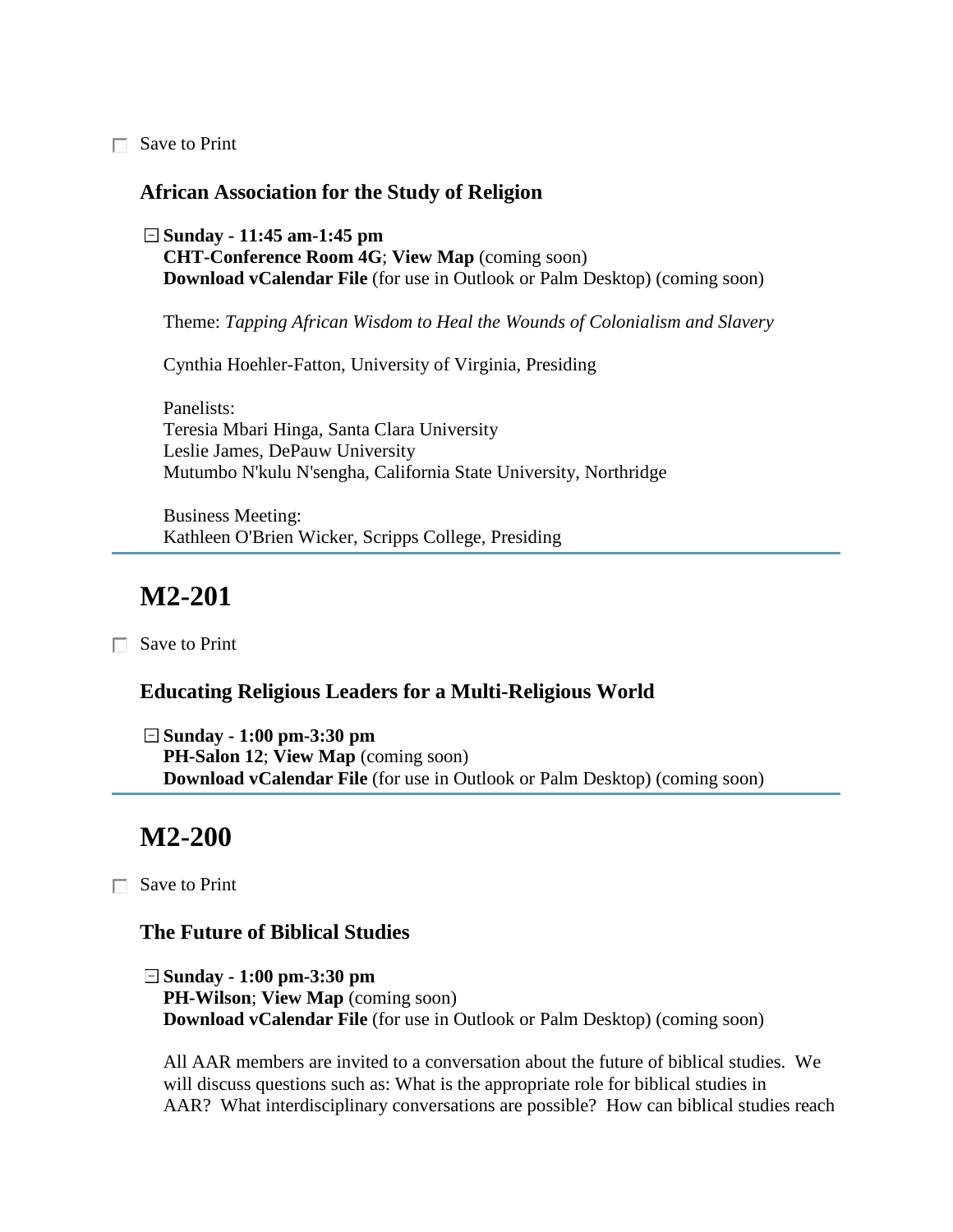☐ Save to Print

### African Association for the Study of Religion

⊟ **Sunday - 11:45 am-1:45 pm**
**CHT-Conference Room 4G**; **View Map** (coming soon)
**Download vCalendar File** (for use in Outlook or Palm Desktop) (coming soon)

Theme: *Tapping African Wisdom to Heal the Wounds of Colonialism and Slavery*

Cynthia Hoehler-Fatton, University of Virginia, Presiding

Panelists:
Teresia Mbari Hinga, Santa Clara University
Leslie James, DePauw University
Mutumbo N'kulu N'sengha, California State University, Northridge

Business Meeting:
Kathleen O'Brien Wicker, Scripps College, Presiding

---

## M2-201

☐ Save to Print

### Educating Religious Leaders for a Multi-Religious World

⊟ **Sunday - 1:00 pm-3:30 pm**
**PH-Salon 12**; **View Map** (coming soon)
**Download vCalendar File** (for use in Outlook or Palm Desktop) (coming soon)

---

## M2-200

☐ Save to Print

### The Future of Biblical Studies

⊟ **Sunday - 1:00 pm-3:30 pm**
**PH-Wilson**; **View Map** (coming soon)
**Download vCalendar File** (for use in Outlook or Palm Desktop) (coming soon)

All AAR members are invited to a conversation about the future of biblical studies. We will discuss questions such as: What is the appropriate role for biblical studies in AAR? What interdisciplinary conversations are possible? How can biblical studies reach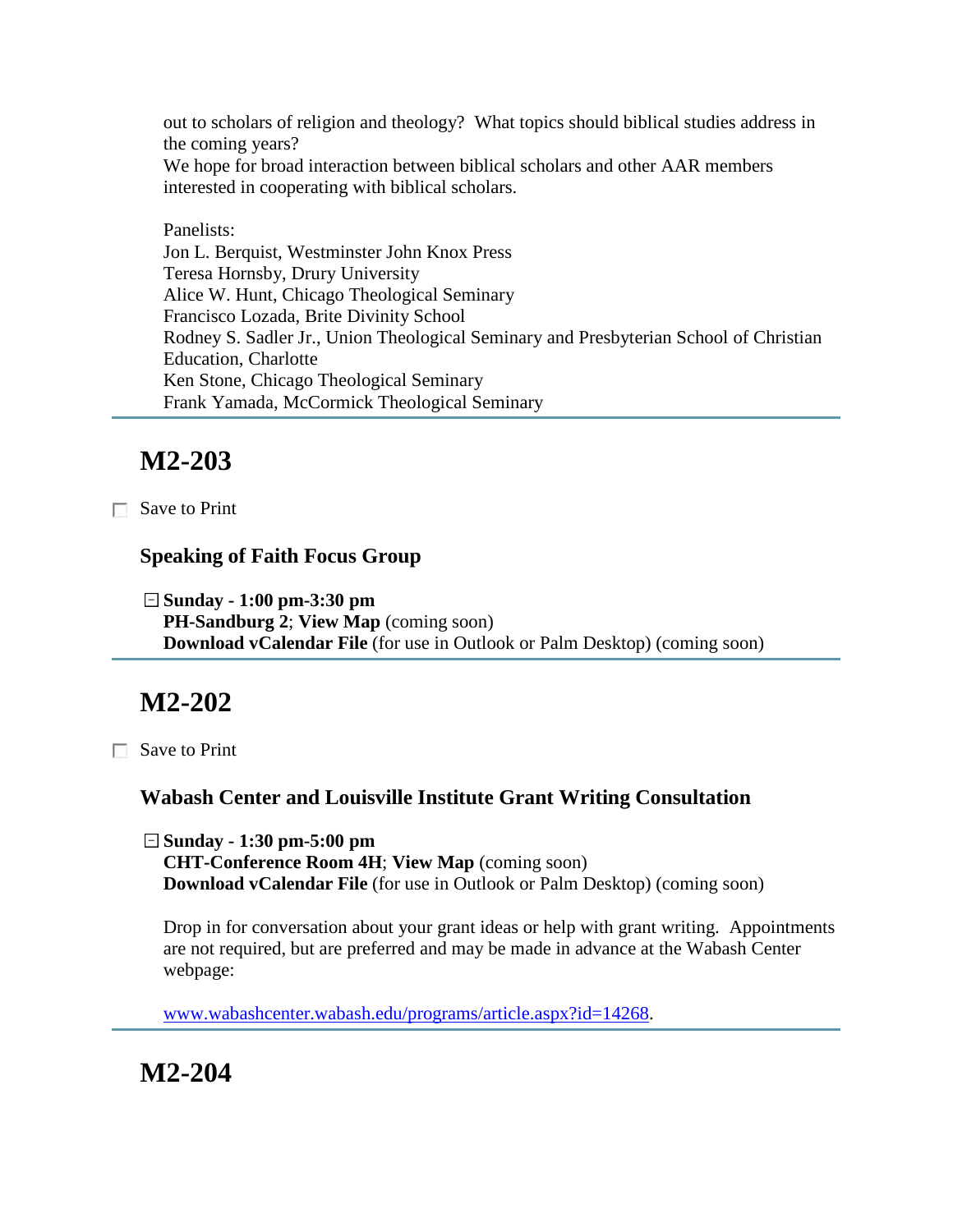out to scholars of religion and theology?  What topics should biblical studies address in the coming years?
We hope for broad interaction between biblical scholars and other AAR members interested in cooperating with biblical scholars.

Panelists:
Jon L. Berquist, Westminster John Knox Press
Teresa Hornsby, Drury University
Alice W. Hunt, Chicago Theological Seminary
Francisco Lozada, Brite Divinity School
Rodney S. Sadler Jr., Union Theological Seminary and Presbyterian School of Christian Education, Charlotte
Ken Stone, Chicago Theological Seminary
Frank Yamada, McCormick Theological Seminary

---

## M2-203

Save to Print

### Speaking of Faith Focus Group

**Sunday - 1:00 pm-3:30 pm**
**PH-Sandburg 2**; **View Map** (coming soon)
**Download vCalendar File** (for use in Outlook or Palm Desktop) (coming soon)

---

## M2-202

Save to Print

### Wabash Center and Louisville Institute Grant Writing Consultation

**Sunday - 1:30 pm-5:00 pm**
**CHT-Conference Room 4H**; **View Map** (coming soon)
**Download vCalendar File** (for use in Outlook or Palm Desktop) (coming soon)

Drop in for conversation about your grant ideas or help with grant writing.  Appointments are not required, but are preferred and may be made in advance at the Wabash Center webpage:

www.wabashcenter.wabash.edu/programs/article.aspx?id=14268.

---

## M2-204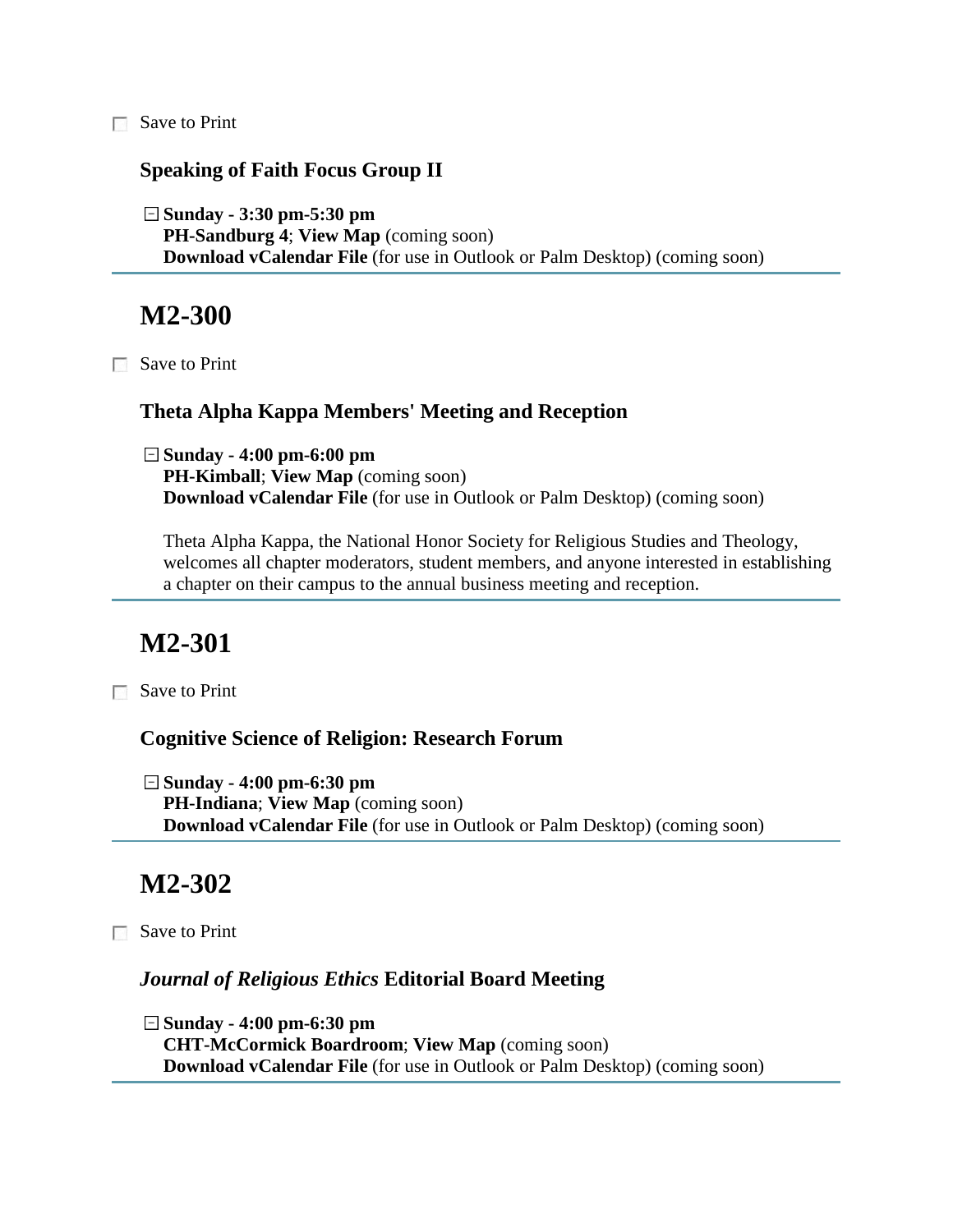☐ Save to Print

### Speaking of Faith Focus Group II

⊟ **Sunday - 3:30 pm-5:30 pm**
**PH-Sandburg 4**; **View Map** (coming soon)
**Download vCalendar File** (for use in Outlook or Palm Desktop) (coming soon)

---

## M2-300

☐ Save to Print

### Theta Alpha Kappa Members' Meeting and Reception

⊟ **Sunday - 4:00 pm-6:00 pm**
**PH-Kimball**; **View Map** (coming soon)
**Download vCalendar File** (for use in Outlook or Palm Desktop) (coming soon)

Theta Alpha Kappa, the National Honor Society for Religious Studies and Theology, welcomes all chapter moderators, student members, and anyone interested in establishing a chapter on their campus to the annual business meeting and reception.

---

## M2-301

☐ Save to Print

### Cognitive Science of Religion: Research Forum

⊟ **Sunday - 4:00 pm-6:30 pm**
**PH-Indiana**; **View Map** (coming soon)
**Download vCalendar File** (for use in Outlook or Palm Desktop) (coming soon)

---

## M2-302

☐ Save to Print

### *Journal of Religious Ethics* Editorial Board Meeting

⊟ **Sunday - 4:00 pm-6:30 pm**
**CHT-McCormick Boardroom**; **View Map** (coming soon)
**Download vCalendar File** (for use in Outlook or Palm Desktop) (coming soon)

---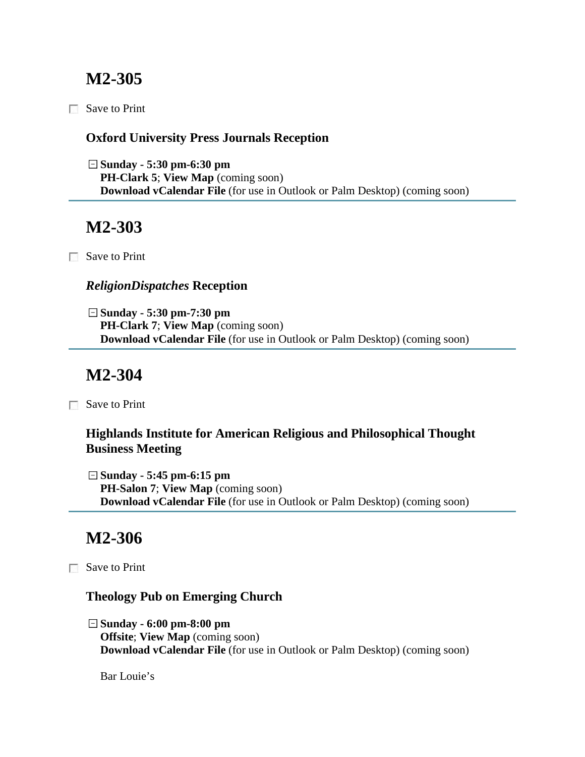## M2-305

☐ Save to Print

### Oxford University Press Journals Reception

⊟ **Sunday - 5:30 pm-6:30 pm**
**PH-Clark 5**; **View Map** (coming soon)
**Download vCalendar File** (for use in Outlook or Palm Desktop) (coming soon)

---

## M2-303

☐ Save to Print

### *ReligionDispatches* Reception

⊟ **Sunday - 5:30 pm-7:30 pm**
**PH-Clark 7**; **View Map** (coming soon)
**Download vCalendar File** (for use in Outlook or Palm Desktop) (coming soon)

---

## M2-304

☐ Save to Print

### Highlands Institute for American Religious and Philosophical Thought Business Meeting

⊟ **Sunday - 5:45 pm-6:15 pm**
**PH-Salon 7**; **View Map** (coming soon)
**Download vCalendar File** (for use in Outlook or Palm Desktop) (coming soon)

---

## M2-306

☐ Save to Print

### Theology Pub on Emerging Church

⊟ **Sunday - 6:00 pm-8:00 pm**
**Offsite**; **View Map** (coming soon)
**Download vCalendar File** (for use in Outlook or Palm Desktop) (coming soon)

Bar Louie's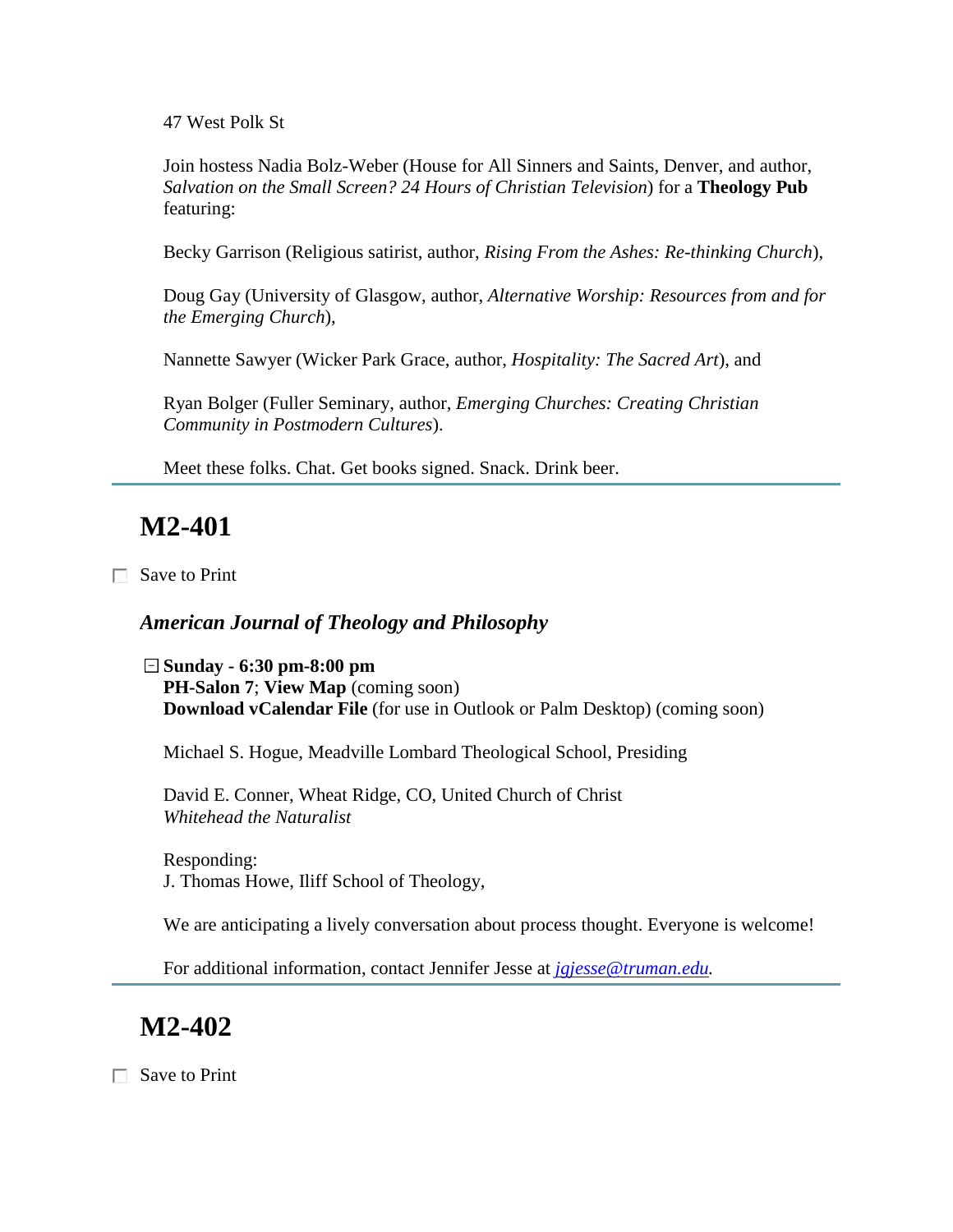47 West Polk St

Join hostess Nadia Bolz-Weber (House for All Sinners and Saints, Denver, and author, *Salvation on the Small Screen? 24 Hours of Christian Television*) for a **Theology Pub** featuring:

Becky Garrison (Religious satirist, author, *Rising From the Ashes: Re-thinking Church*),

Doug Gay (University of Glasgow, author, *Alternative Worship: Resources from and for the Emerging Church*),

Nannette Sawyer (Wicker Park Grace, author, *Hospitality: The Sacred Art*), and

Ryan Bolger (Fuller Seminary, author, *Emerging Churches: Creating Christian Community in Postmodern Cultures*).

Meet these folks. Chat. Get books signed. Snack. Drink beer.

---

## M2-401

☐ Save to Print

***American Journal of Theology and Philosophy***

**Sunday - 6:30 pm-8:00 pm**
**PH-Salon 7**; **View Map** (coming soon)
**Download vCalendar File** (for use in Outlook or Palm Desktop) (coming soon)

Michael S. Hogue, Meadville Lombard Theological School, Presiding

David E. Conner, Wheat Ridge, CO, United Church of Christ
*Whitehead the Naturalist*

Responding:
J. Thomas Howe, Iliff School of Theology,

We are anticipating a lively conversation about process thought. Everyone is welcome!

For additional information, contact Jennifer Jesse at *jgjesse@truman.edu*.

---

## M2-402

☐ Save to Print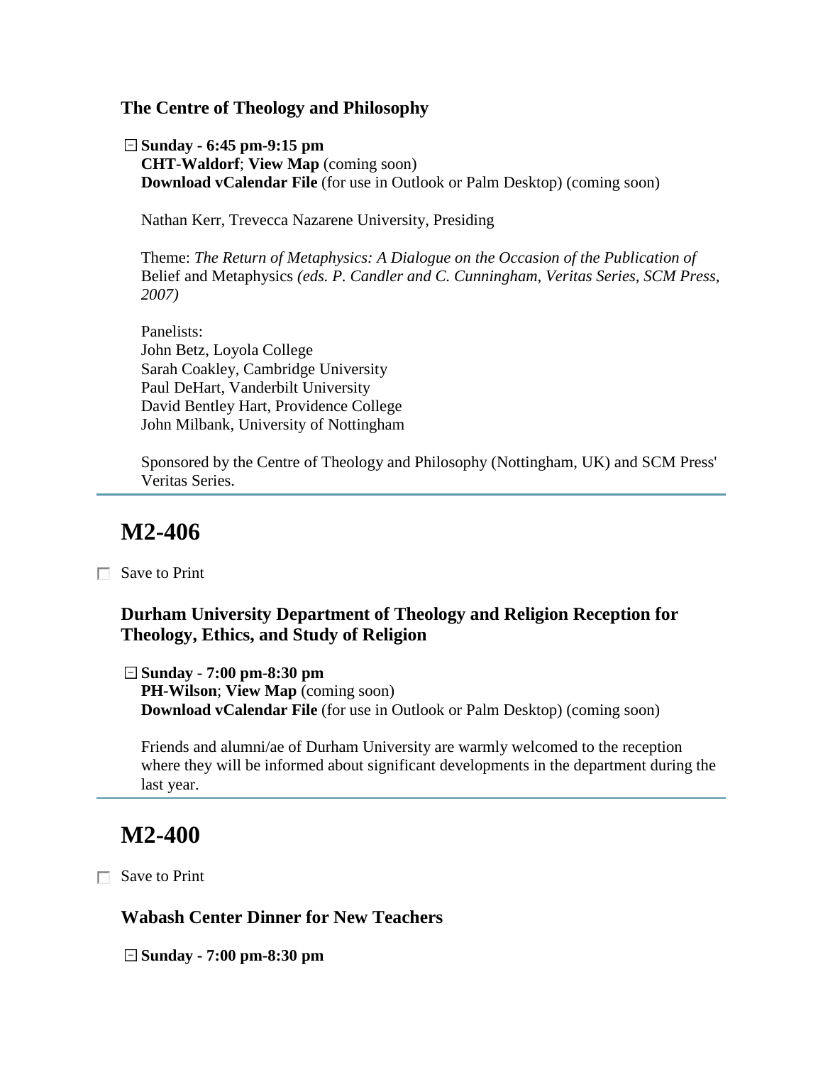### The Centre of Theology and Philosophy

**Sunday - 6:45 pm-9:15 pm**
**CHT-Waldorf**; **View Map** (coming soon)
**Download vCalendar File** (for use in Outlook or Palm Desktop) (coming soon)

Nathan Kerr, Trevecca Nazarene University, Presiding

Theme: *The Return of Metaphysics: A Dialogue on the Occasion of the Publication of* Belief and Metaphysics *(eds. P. Candler and C. Cunningham, Veritas Series, SCM Press, 2007)*

Panelists:
John Betz, Loyola College
Sarah Coakley, Cambridge University
Paul DeHart, Vanderbilt University
David Bentley Hart, Providence College
John Milbank, University of Nottingham

Sponsored by the Centre of Theology and Philosophy (Nottingham, UK) and SCM Press' Veritas Series.

---

## M2-406

Save to Print

### Durham University Department of Theology and Religion Reception for Theology, Ethics, and Study of Religion

**Sunday - 7:00 pm-8:30 pm**
**PH-Wilson**; **View Map** (coming soon)
**Download vCalendar File** (for use in Outlook or Palm Desktop) (coming soon)

Friends and alumni/ae of Durham University are warmly welcomed to the reception where they will be informed about significant developments in the department during the last year.

---

## M2-400

Save to Print

### Wabash Center Dinner for New Teachers

**Sunday - 7:00 pm-8:30 pm**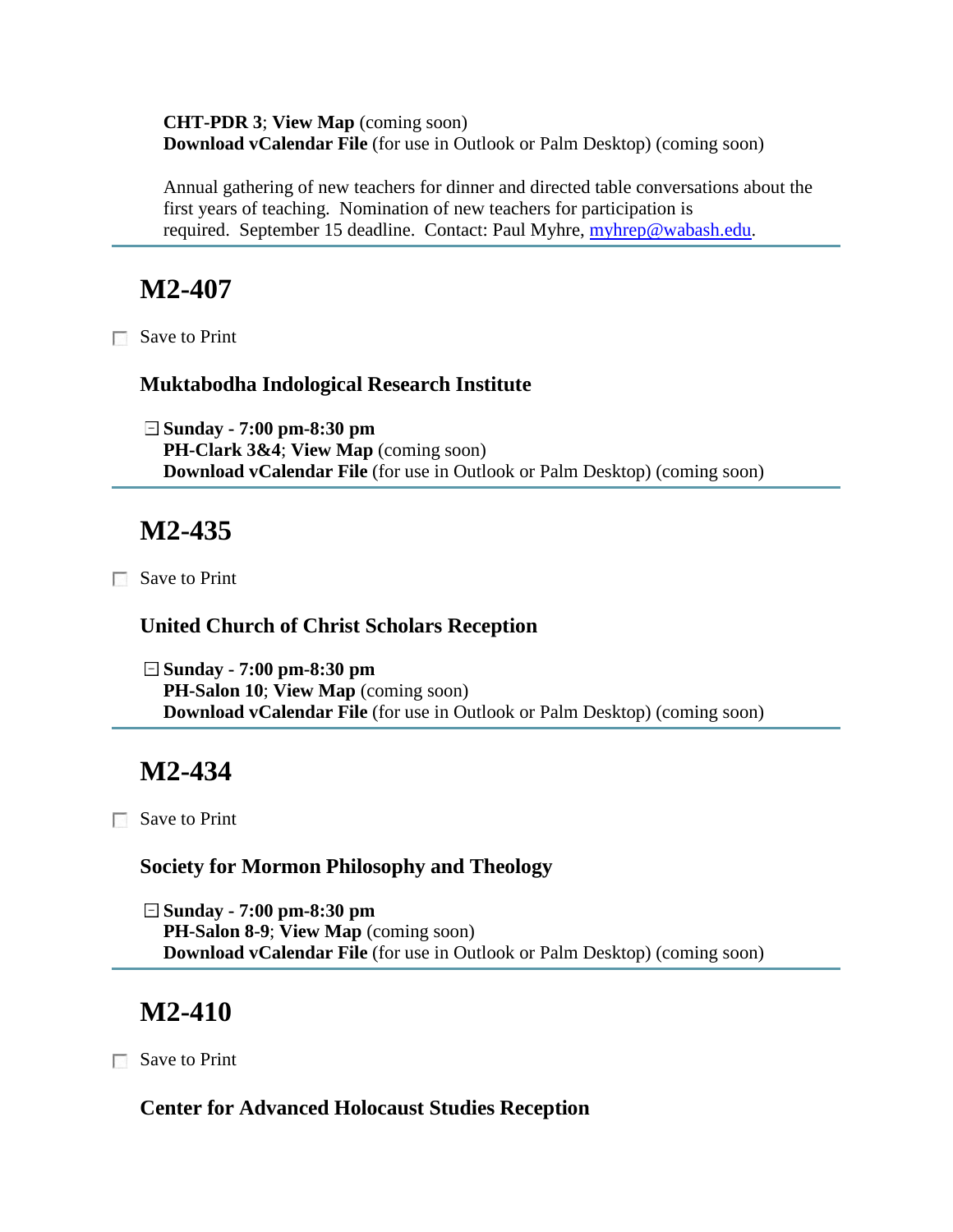**CHT-PDR 3**; **View Map** (coming soon)
**Download vCalendar File** (for use in Outlook or Palm Desktop) (coming soon)

Annual gathering of new teachers for dinner and directed table conversations about the first years of teaching. Nomination of new teachers for participation is required. September 15 deadline. Contact: Paul Myhre, myhrep@wabash.edu.

---

## M2-407

☐ Save to Print

### Muktabodha Indological Research Institute

**Sunday - 7:00 pm-8:30 pm**
**PH-Clark 3&4**; **View Map** (coming soon)
**Download vCalendar File** (for use in Outlook or Palm Desktop) (coming soon)

---

## M2-435

☐ Save to Print

### United Church of Christ Scholars Reception

**Sunday - 7:00 pm-8:30 pm**
**PH-Salon 10**; **View Map** (coming soon)
**Download vCalendar File** (for use in Outlook or Palm Desktop) (coming soon)

---

## M2-434

☐ Save to Print

### Society for Mormon Philosophy and Theology

**Sunday - 7:00 pm-8:30 pm**
**PH-Salon 8-9**; **View Map** (coming soon)
**Download vCalendar File** (for use in Outlook or Palm Desktop) (coming soon)

---

## M2-410

☐ Save to Print

### Center for Advanced Holocaust Studies Reception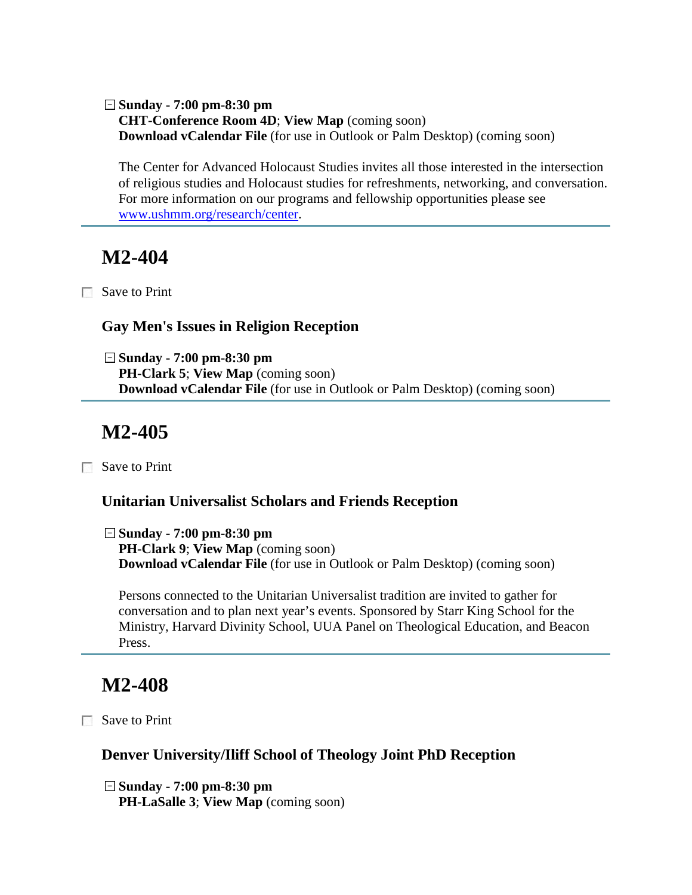**Sunday - 7:00 pm-8:30 pm**
**CHT-Conference Room 4D**; **View Map** (coming soon)
**Download vCalendar File** (for use in Outlook or Palm Desktop) (coming soon)

The Center for Advanced Holocaust Studies invites all those interested in the intersection of religious studies and Holocaust studies for refreshments, networking, and conversation. For more information on our programs and fellowship opportunities please see www.ushmm.org/research/center.

---

## M2-404

Save to Print

### Gay Men's Issues in Religion Reception

**Sunday - 7:00 pm-8:30 pm**
**PH-Clark 5**; **View Map** (coming soon)
**Download vCalendar File** (for use in Outlook or Palm Desktop) (coming soon)

---

## M2-405

Save to Print

### Unitarian Universalist Scholars and Friends Reception

**Sunday - 7:00 pm-8:30 pm**
**PH-Clark 9**; **View Map** (coming soon)
**Download vCalendar File** (for use in Outlook or Palm Desktop) (coming soon)

Persons connected to the Unitarian Universalist tradition are invited to gather for conversation and to plan next year's events. Sponsored by Starr King School for the Ministry, Harvard Divinity School, UUA Panel on Theological Education, and Beacon Press.

---

## M2-408

Save to Print

### Denver University/Iliff School of Theology Joint PhD Reception

**Sunday - 7:00 pm-8:30 pm**
**PH-LaSalle 3**; **View Map** (coming soon)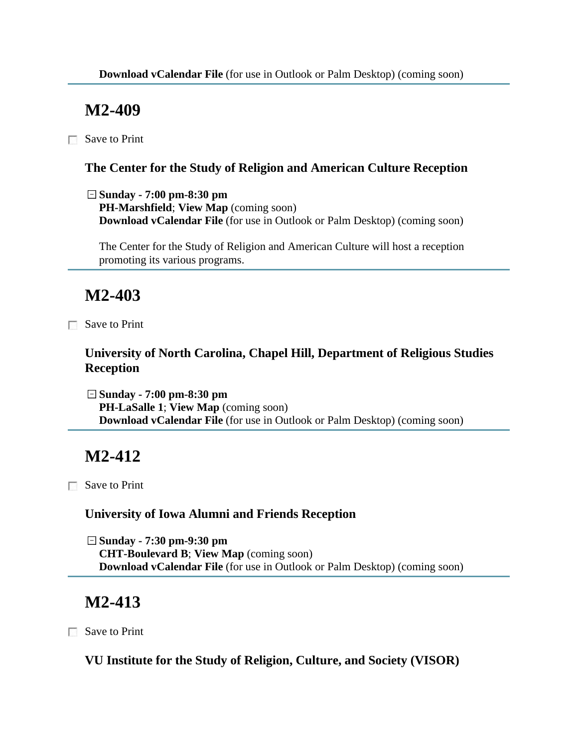**Download vCalendar File** (for use in Outlook or Palm Desktop) (coming soon)

---

## M2-409

☐ Save to Print

### The Center for the Study of Religion and American Culture Reception

⊟ **Sunday - 7:00 pm-8:30 pm**
**PH-Marshfield**; **View Map** (coming soon)
**Download vCalendar File** (for use in Outlook or Palm Desktop) (coming soon)

The Center for the Study of Religion and American Culture will host a reception promoting its various programs.

---

## M2-403

☐ Save to Print

### University of North Carolina, Chapel Hill, Department of Religious Studies Reception

⊟ **Sunday - 7:00 pm-8:30 pm**
**PH-LaSalle 1**; **View Map** (coming soon)
**Download vCalendar File** (for use in Outlook or Palm Desktop) (coming soon)

---

## M2-412

☐ Save to Print

### University of Iowa Alumni and Friends Reception

⊟ **Sunday - 7:30 pm-9:30 pm**
**CHT-Boulevard B**; **View Map** (coming soon)
**Download vCalendar File** (for use in Outlook or Palm Desktop) (coming soon)

---

## M2-413

☐ Save to Print

### VU Institute for the Study of Religion, Culture, and Society (VISOR)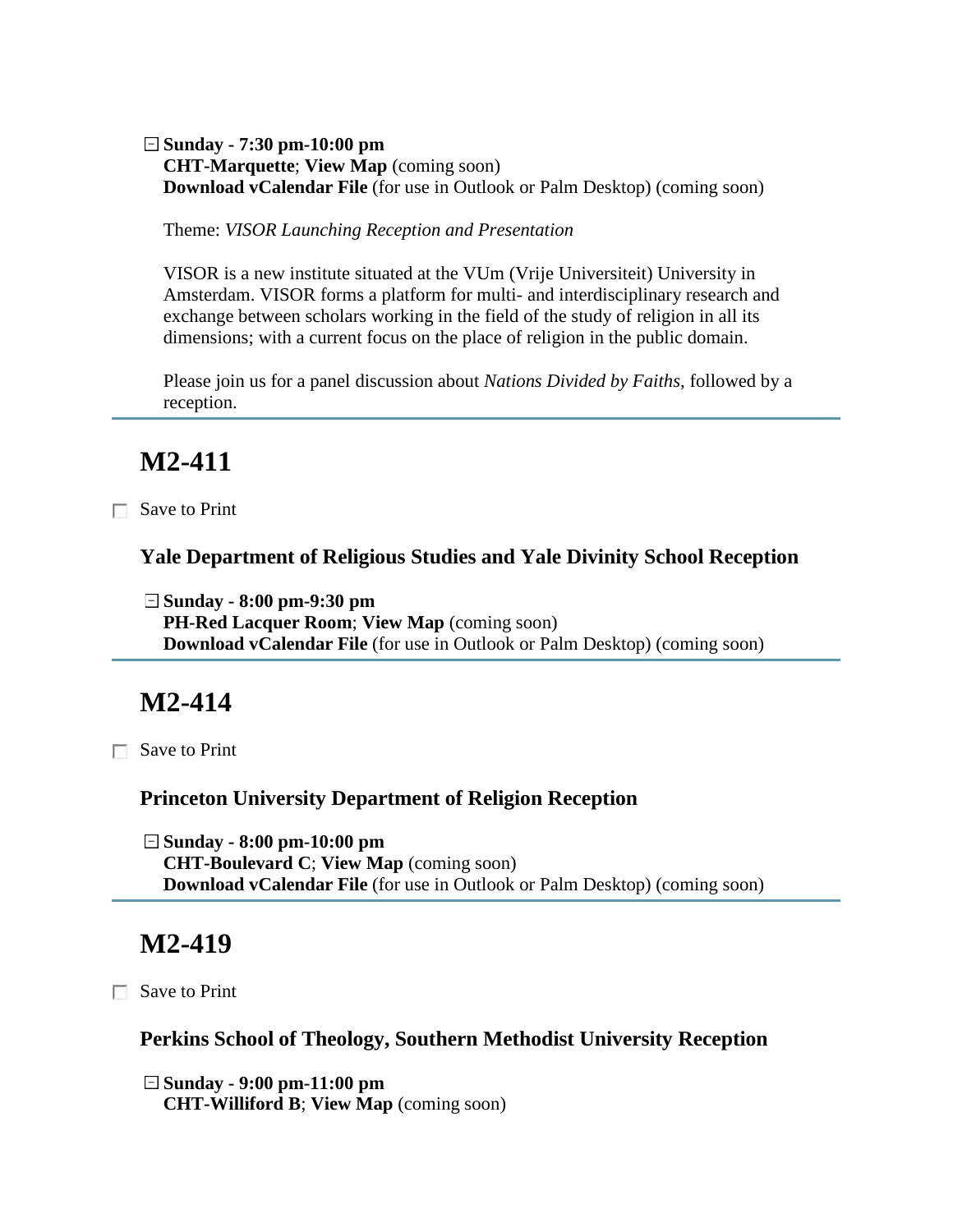**Sunday - 7:30 pm-10:00 pm**
**CHT-Marquette**; **View Map** (coming soon)
**Download vCalendar File** (for use in Outlook or Palm Desktop) (coming soon)

Theme: *VISOR Launching Reception and Presentation*

VISOR is a new institute situated at the VUm (Vrije Universiteit) University in Amsterdam. VISOR forms a platform for multi- and interdisciplinary research and exchange between scholars working in the field of the study of religion in all its dimensions; with a current focus on the place of religion in the public domain.

Please join us for a panel discussion about *Nations Divided by Faiths*, followed by a reception.

---

## M2-411

Save to Print

### Yale Department of Religious Studies and Yale Divinity School Reception

**Sunday - 8:00 pm-9:30 pm**
**PH-Red Lacquer Room**; **View Map** (coming soon)
**Download vCalendar File** (for use in Outlook or Palm Desktop) (coming soon)

---

## M2-414

Save to Print

### Princeton University Department of Religion Reception

**Sunday - 8:00 pm-10:00 pm**
**CHT-Boulevard C**; **View Map** (coming soon)
**Download vCalendar File** (for use in Outlook or Palm Desktop) (coming soon)

---

## M2-419

Save to Print

### Perkins School of Theology, Southern Methodist University Reception

**Sunday - 9:00 pm-11:00 pm**
**CHT-Williford B**; **View Map** (coming soon)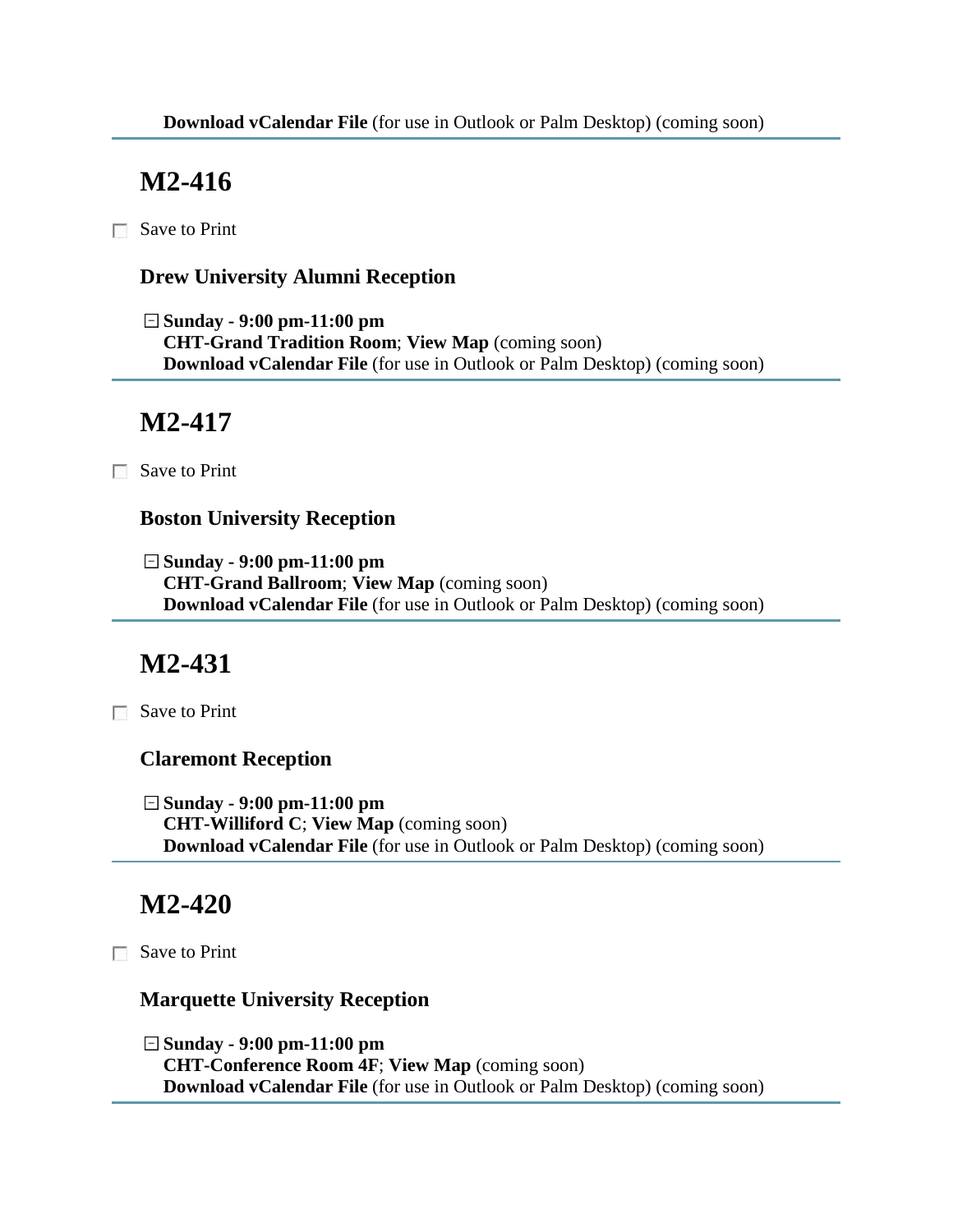**Download vCalendar File** (for use in Outlook or Palm Desktop) (coming soon)

---

## M2-416

☐ Save to Print

### Drew University Alumni Reception

⊟ **Sunday - 9:00 pm-11:00 pm**
**CHT-Grand Tradition Room**; **View Map** (coming soon)
**Download vCalendar File** (for use in Outlook or Palm Desktop) (coming soon)

---

## M2-417

☐ Save to Print

### Boston University Reception

⊟ **Sunday - 9:00 pm-11:00 pm**
**CHT-Grand Ballroom**; **View Map** (coming soon)
**Download vCalendar File** (for use in Outlook or Palm Desktop) (coming soon)

---

## M2-431

☐ Save to Print

### Claremont Reception

⊟ **Sunday - 9:00 pm-11:00 pm**
**CHT-Williford C**; **View Map** (coming soon)
**Download vCalendar File** (for use in Outlook or Palm Desktop) (coming soon)

---

## M2-420

☐ Save to Print

### Marquette University Reception

⊟ **Sunday - 9:00 pm-11:00 pm**
**CHT-Conference Room 4F**; **View Map** (coming soon)
**Download vCalendar File** (for use in Outlook or Palm Desktop) (coming soon)

---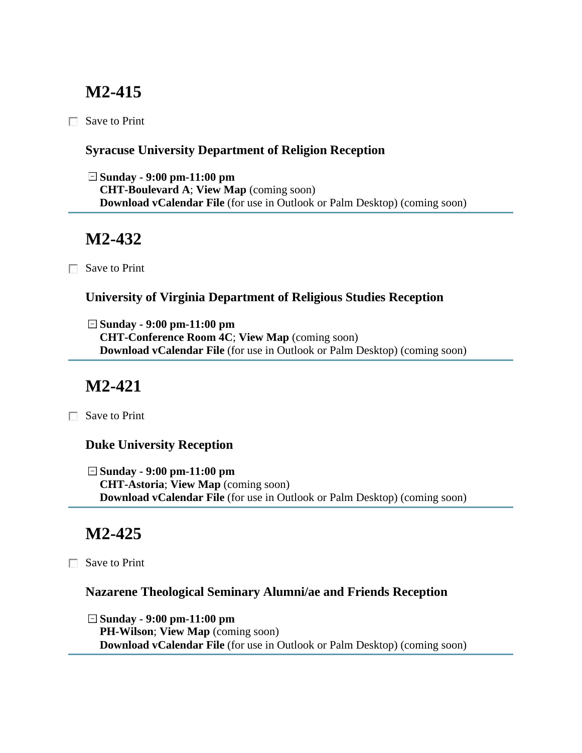## M2-415

☐ Save to Print

### Syracuse University Department of Religion Reception

⊟ **Sunday - 9:00 pm-11:00 pm**
**CHT-Boulevard A**; **View Map** (coming soon)
**Download vCalendar File** (for use in Outlook or Palm Desktop) (coming soon)

---

## M2-432

☐ Save to Print

### University of Virginia Department of Religious Studies Reception

⊟ **Sunday - 9:00 pm-11:00 pm**
**CHT-Conference Room 4C**; **View Map** (coming soon)
**Download vCalendar File** (for use in Outlook or Palm Desktop) (coming soon)

---

## M2-421

☐ Save to Print

### Duke University Reception

⊟ **Sunday - 9:00 pm-11:00 pm**
**CHT-Astoria**; **View Map** (coming soon)
**Download vCalendar File** (for use in Outlook or Palm Desktop) (coming soon)

---

## M2-425

☐ Save to Print

### Nazarene Theological Seminary Alumni/ae and Friends Reception

⊟ **Sunday - 9:00 pm-11:00 pm**
**PH-Wilson**; **View Map** (coming soon)
**Download vCalendar File** (for use in Outlook or Palm Desktop) (coming soon)

---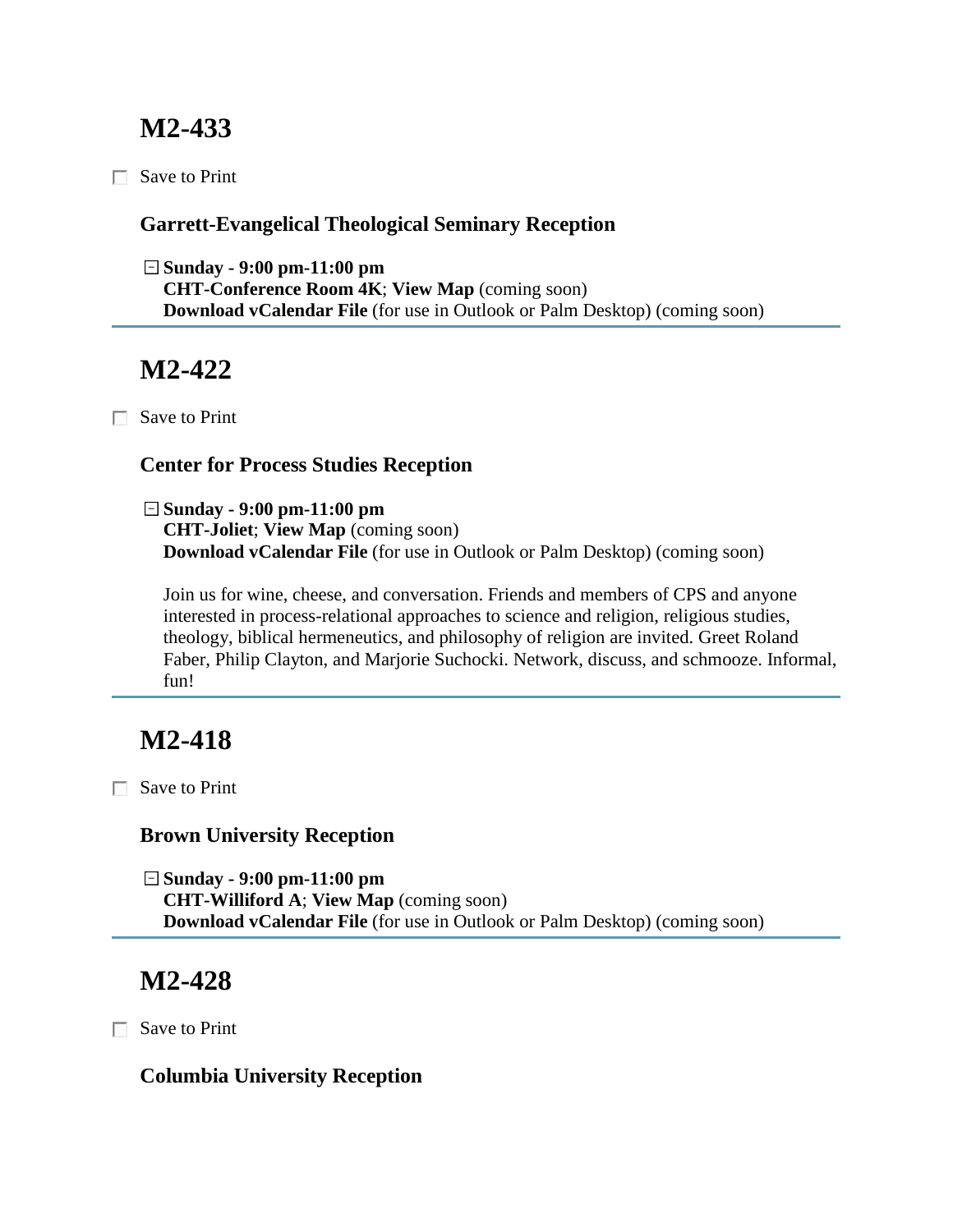## M2-433

☐ Save to Print

### Garrett-Evangelical Theological Seminary Reception

⊟ **Sunday - 9:00 pm-11:00 pm**
**CHT-Conference Room 4K**; **View Map** (coming soon)
**Download vCalendar File** (for use in Outlook or Palm Desktop) (coming soon)

---

## M2-422

☐ Save to Print

### Center for Process Studies Reception

⊟ **Sunday - 9:00 pm-11:00 pm**
**CHT-Joliet**; **View Map** (coming soon)
**Download vCalendar File** (for use in Outlook or Palm Desktop) (coming soon)

Join us for wine, cheese, and conversation. Friends and members of CPS and anyone interested in process-relational approaches to science and religion, religious studies, theology, biblical hermeneutics, and philosophy of religion are invited. Greet Roland Faber, Philip Clayton, and Marjorie Suchocki. Network, discuss, and schmooze. Informal, fun!

---

## M2-418

☐ Save to Print

### Brown University Reception

⊟ **Sunday - 9:00 pm-11:00 pm**
**CHT-Williford A**; **View Map** (coming soon)
**Download vCalendar File** (for use in Outlook or Palm Desktop) (coming soon)

---

## M2-428

☐ Save to Print

### Columbia University Reception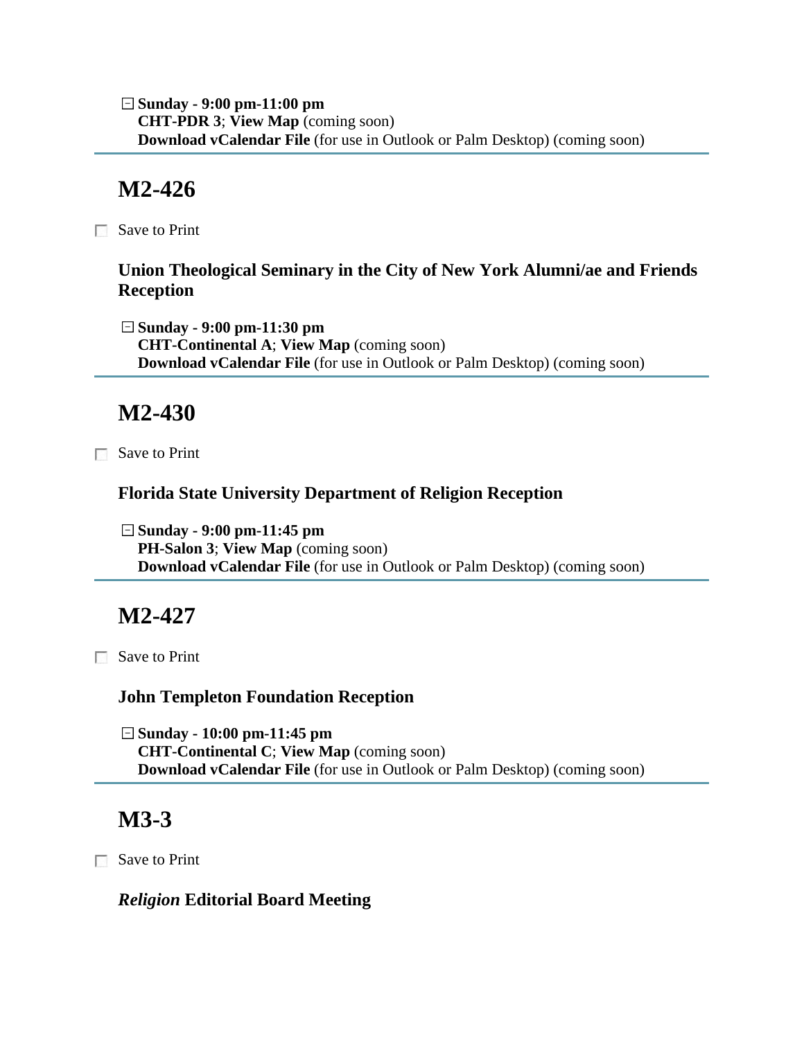⊟ **Sunday - 9:00 pm-11:00 pm**
**CHT-PDR 3**; **View Map** (coming soon)
**Download vCalendar File** (for use in Outlook or Palm Desktop) (coming soon)

---

## M2-426

☐ Save to Print

### Union Theological Seminary in the City of New York Alumni/ae and Friends Reception

⊟ **Sunday - 9:00 pm-11:30 pm**
**CHT-Continental A**; **View Map** (coming soon)
**Download vCalendar File** (for use in Outlook or Palm Desktop) (coming soon)

---

## M2-430

☐ Save to Print

### Florida State University Department of Religion Reception

⊟ **Sunday - 9:00 pm-11:45 pm**
**PH-Salon 3**; **View Map** (coming soon)
**Download vCalendar File** (for use in Outlook or Palm Desktop) (coming soon)

---

## M2-427

☐ Save to Print

### John Templeton Foundation Reception

⊟ **Sunday - 10:00 pm-11:45 pm**
**CHT-Continental C**; **View Map** (coming soon)
**Download vCalendar File** (for use in Outlook or Palm Desktop) (coming soon)

---

## M3-3

☐ Save to Print

### *Religion* Editorial Board Meeting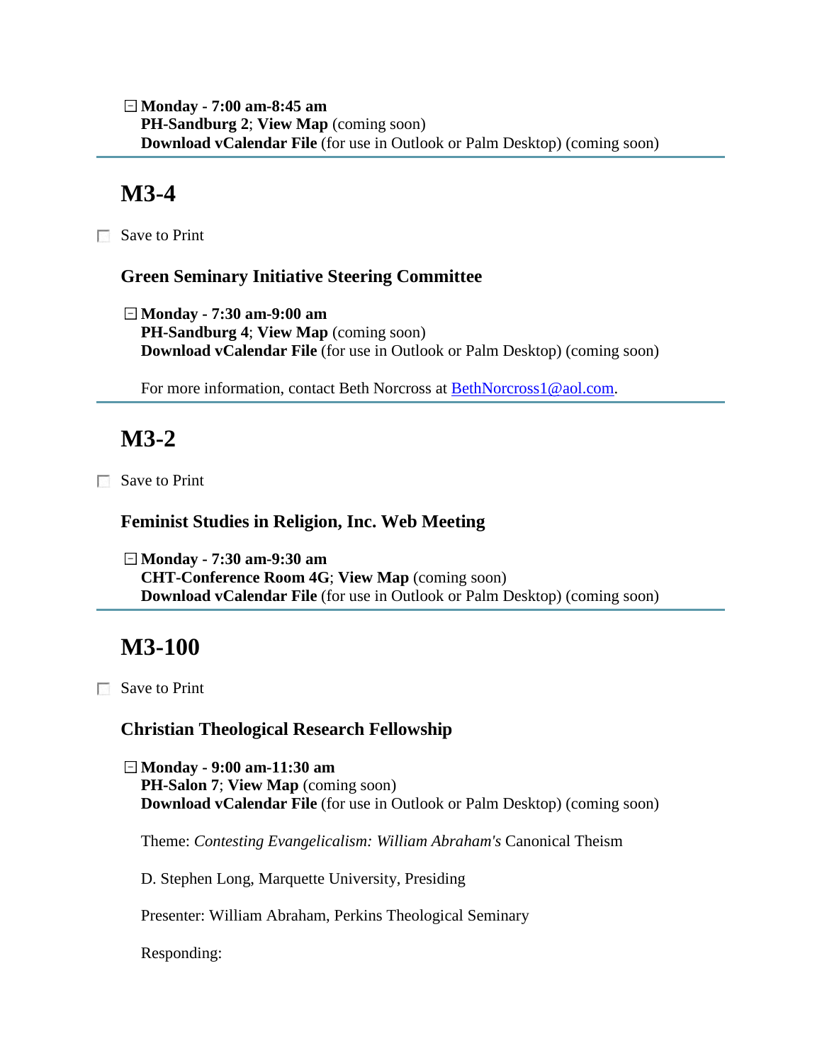**Monday - 7:00 am-8:45 am**
**PH-Sandburg 2**; **View Map** (coming soon)
**Download vCalendar File** (for use in Outlook or Palm Desktop) (coming soon)

---

## M3-4

Save to Print

### Green Seminary Initiative Steering Committee

**Monday - 7:30 am-9:00 am**
**PH-Sandburg 4**; **View Map** (coming soon)
**Download vCalendar File** (for use in Outlook or Palm Desktop) (coming soon)

For more information, contact Beth Norcross at BethNorcross1@aol.com.

---

## M3-2

Save to Print

### Feminist Studies in Religion, Inc. Web Meeting

**Monday - 7:30 am-9:30 am**
**CHT-Conference Room 4G**; **View Map** (coming soon)
**Download vCalendar File** (for use in Outlook or Palm Desktop) (coming soon)

---

## M3-100

Save to Print

### Christian Theological Research Fellowship

**Monday - 9:00 am-11:30 am**
**PH-Salon 7**; **View Map** (coming soon)
**Download vCalendar File** (for use in Outlook or Palm Desktop) (coming soon)

Theme: *Contesting Evangelicalism: William Abraham's* Canonical Theism

D. Stephen Long, Marquette University, Presiding

Presenter: William Abraham, Perkins Theological Seminary

Responding: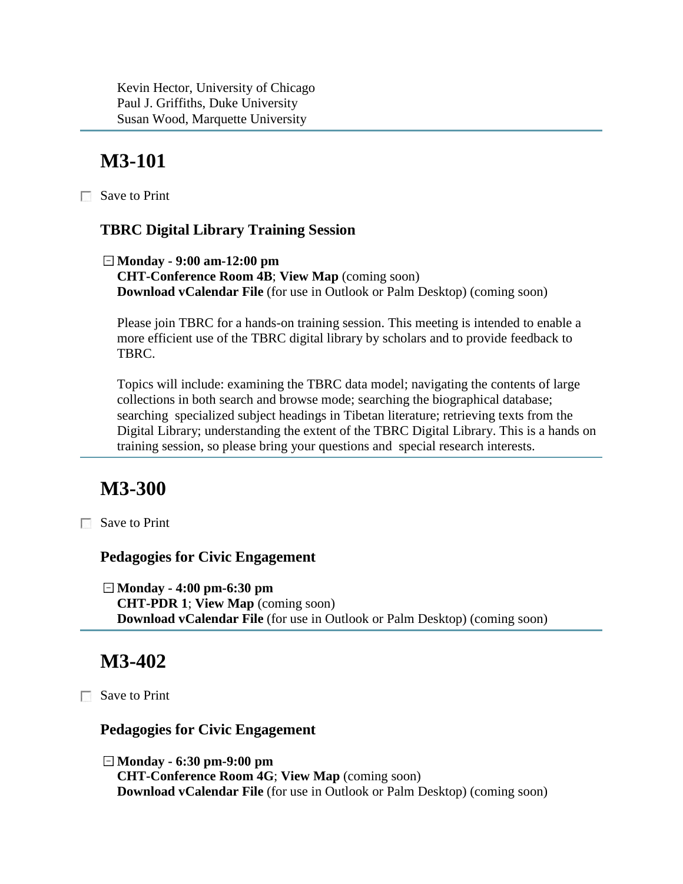Kevin Hector, University of Chicago
Paul J. Griffiths, Duke University
Susan Wood, Marquette University

---

## M3-101

☐ Save to Print

### TBRC Digital Library Training Session

⊟ **Monday - 9:00 am-12:00 pm**
**CHT-Conference Room 4B**; **View Map** (coming soon)
**Download vCalendar File** (for use in Outlook or Palm Desktop) (coming soon)

Please join TBRC for a hands-on training session. This meeting is intended to enable a more efficient use of the TBRC digital library by scholars and to provide feedback to TBRC.

Topics will include: examining the TBRC data model; navigating the contents of large collections in both search and browse mode; searching the biographical database; searching specialized subject headings in Tibetan literature; retrieving texts from the Digital Library; understanding the extent of the TBRC Digital Library. This is a hands on training session, so please bring your questions and special research interests.

---

## M3-300

☐ Save to Print

### Pedagogies for Civic Engagement

⊟ **Monday - 4:00 pm-6:30 pm**
**CHT-PDR 1**; **View Map** (coming soon)
**Download vCalendar File** (for use in Outlook or Palm Desktop) (coming soon)

---

## M3-402

☐ Save to Print

### Pedagogies for Civic Engagement

⊟ **Monday - 6:30 pm-9:00 pm**
**CHT-Conference Room 4G**; **View Map** (coming soon)
**Download vCalendar File** (for use in Outlook or Palm Desktop) (coming soon)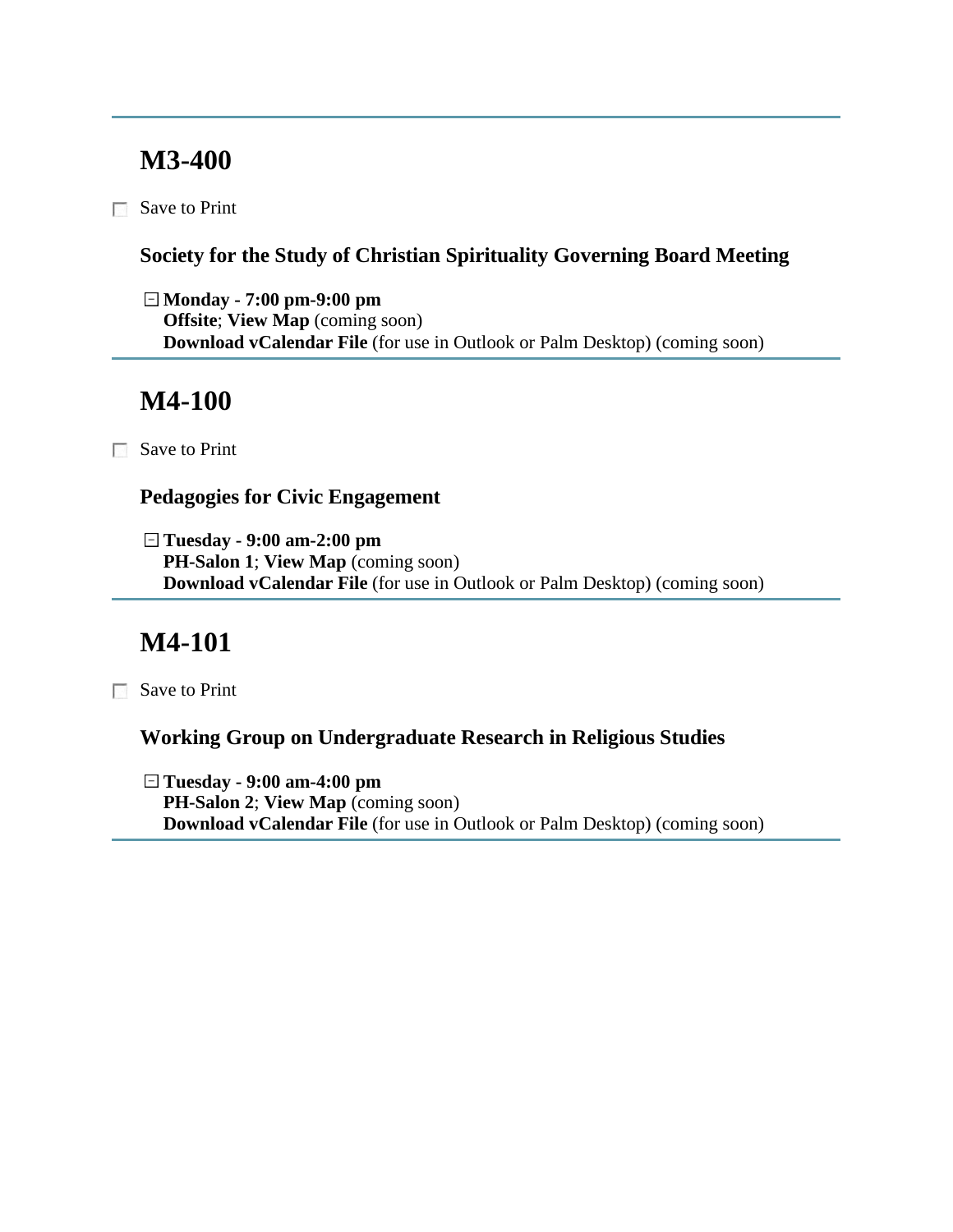## M3-400

☐ Save to Print

### Society for the Study of Christian Spirituality Governing Board Meeting

**Monday - 7:00 pm-9:00 pm**
**Offsite**; **View Map** (coming soon)
**Download vCalendar File** (for use in Outlook or Palm Desktop) (coming soon)

---

## M4-100

☐ Save to Print

### Pedagogies for Civic Engagement

**Tuesday - 9:00 am-2:00 pm**
**PH-Salon 1**; **View Map** (coming soon)
**Download vCalendar File** (for use in Outlook or Palm Desktop) (coming soon)

---

## M4-101

☐ Save to Print

### Working Group on Undergraduate Research in Religious Studies

**Tuesday - 9:00 am-4:00 pm**
**PH-Salon 2**; **View Map** (coming soon)
**Download vCalendar File** (for use in Outlook or Palm Desktop) (coming soon)